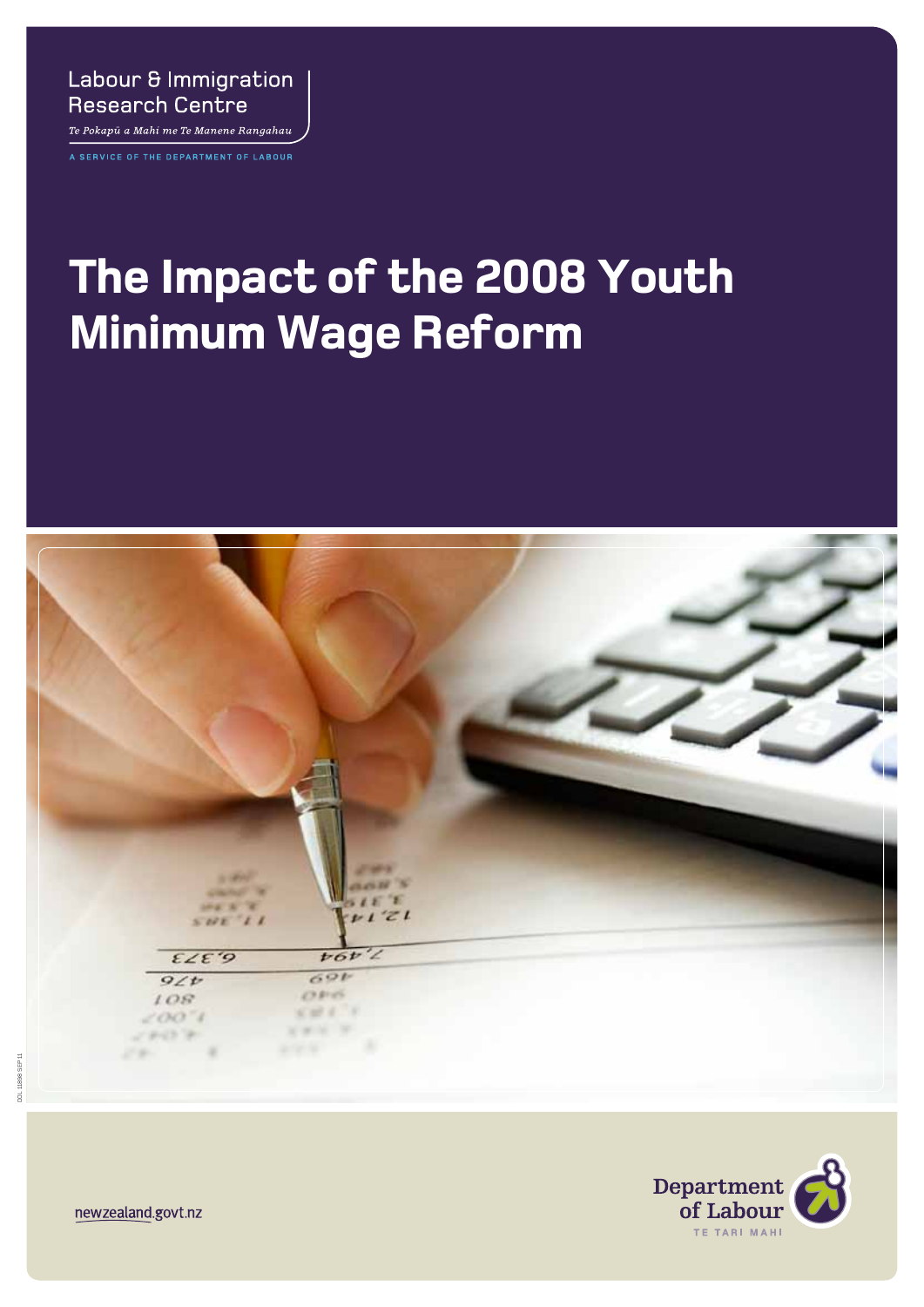Labour & Immigration Research Centre

*Te Pokapū a Mahi me Te Manene Rangahau*

A SERVICE OF THE DEPARTMENT OF LABOUR

# The Impact of the 2008 Youth Minimum Wage Reform

DOL 11898 SEP 11

newzealand.govt.nz

Department of Labour

TE TARI MAHI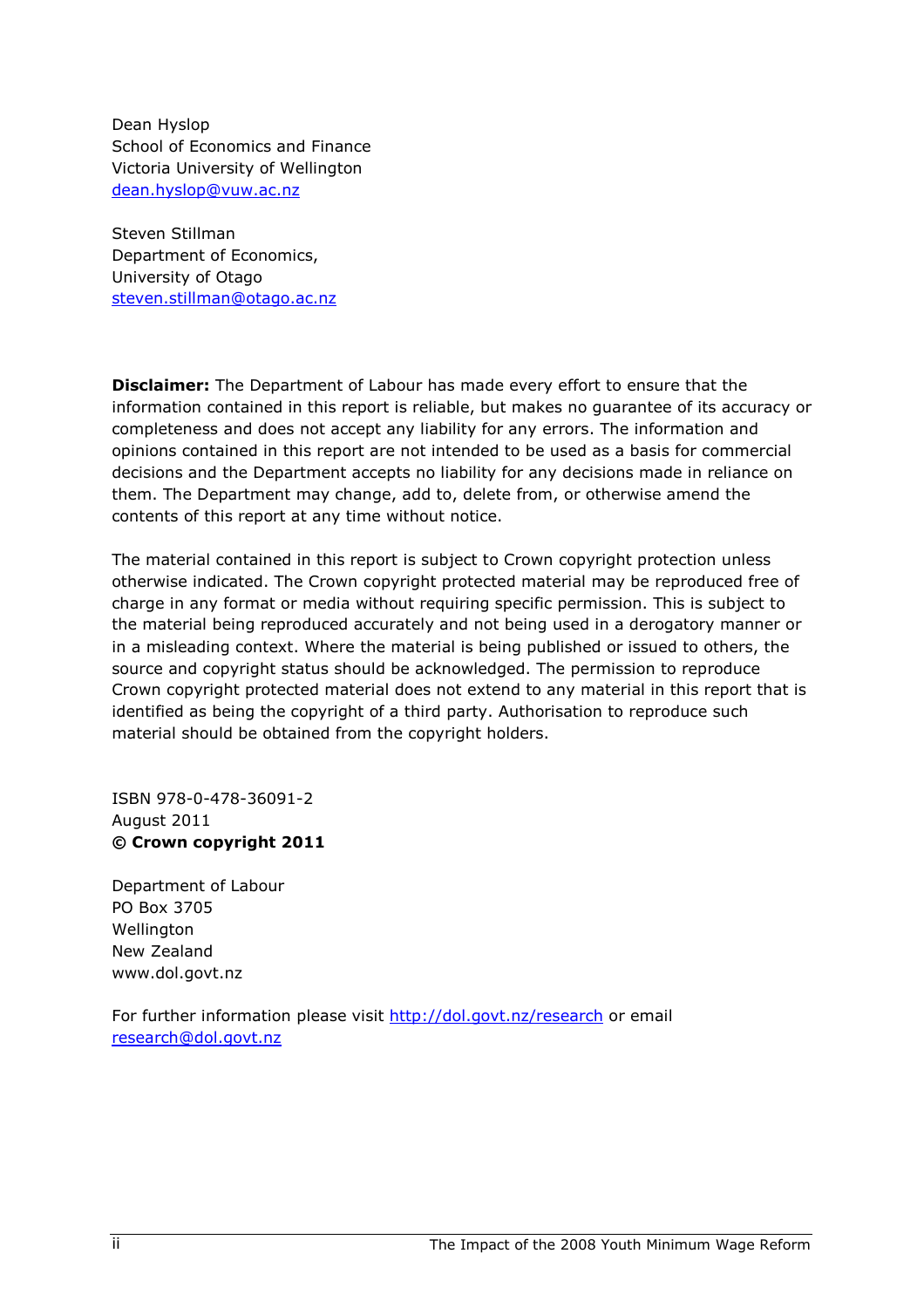Dean Hyslop
School of Economics and Finance
Victoria University of Wellington
dean.hyslop@vuw.ac.nz

Steven Stillman
Department of Economics,
University of Otago
steven.stillman@otago.ac.nz

**Disclaimer:** The Department of Labour has made every effort to ensure that the information contained in this report is reliable, but makes no guarantee of its accuracy or completeness and does not accept any liability for any errors. The information and opinions contained in this report are not intended to be used as a basis for commercial decisions and the Department accepts no liability for any decisions made in reliance on them. The Department may change, add to, delete from, or otherwise amend the contents of this report at any time without notice.

The material contained in this report is subject to Crown copyright protection unless otherwise indicated. The Crown copyright protected material may be reproduced free of charge in any format or media without requiring specific permission. This is subject to the material being reproduced accurately and not being used in a derogatory manner or in a misleading context. Where the material is being published or issued to others, the source and copyright status should be acknowledged. The permission to reproduce Crown copyright protected material does not extend to any material in this report that is identified as being the copyright of a third party. Authorisation to reproduce such material should be obtained from the copyright holders.

ISBN 978-0-478-36091-2
August 2011
**© Crown copyright 2011**

Department of Labour
PO Box 3705
Wellington
New Zealand
www.dol.govt.nz

For further information please visit http://dol.govt.nz/research or email research@dol.govt.nz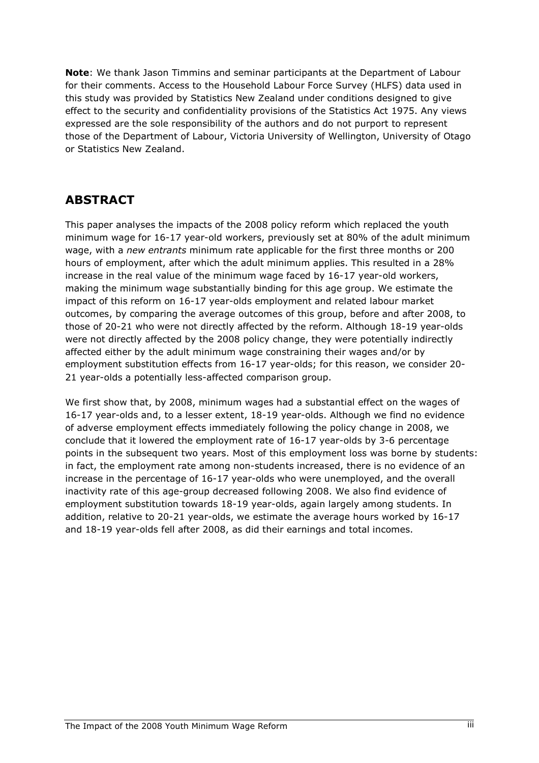**Note**: We thank Jason Timmins and seminar participants at the Department of Labour for their comments. Access to the Household Labour Force Survey (HLFS) data used in this study was provided by Statistics New Zealand under conditions designed to give effect to the security and confidentiality provisions of the Statistics Act 1975. Any views expressed are the sole responsibility of the authors and do not purport to represent those of the Department of Labour, Victoria University of Wellington, University of Otago or Statistics New Zealand.

## ABSTRACT

This paper analyses the impacts of the 2008 policy reform which replaced the youth minimum wage for 16-17 year-old workers, previously set at 80% of the adult minimum wage, with a *new entrants* minimum rate applicable for the first three months or 200 hours of employment, after which the adult minimum applies. This resulted in a 28% increase in the real value of the minimum wage faced by 16-17 year-old workers, making the minimum wage substantially binding for this age group. We estimate the impact of this reform on 16-17 year-olds employment and related labour market outcomes, by comparing the average outcomes of this group, before and after 2008, to those of 20-21 who were not directly affected by the reform. Although 18-19 year-olds were not directly affected by the 2008 policy change, they were potentially indirectly affected either by the adult minimum wage constraining their wages and/or by employment substitution effects from 16-17 year-olds; for this reason, we consider 20-21 year-olds a potentially less-affected comparison group.

We first show that, by 2008, minimum wages had a substantial effect on the wages of 16-17 year-olds and, to a lesser extent, 18-19 year-olds. Although we find no evidence of adverse employment effects immediately following the policy change in 2008, we conclude that it lowered the employment rate of 16-17 year-olds by 3-6 percentage points in the subsequent two years. Most of this employment loss was borne by students: in fact, the employment rate among non-students increased, there is no evidence of an increase in the percentage of 16-17 year-olds who were unemployed, and the overall inactivity rate of this age-group decreased following 2008. We also find evidence of employment substitution towards 18-19 year-olds, again largely among students. In addition, relative to 20-21 year-olds, we estimate the average hours worked by 16-17 and 18-19 year-olds fell after 2008, as did their earnings and total incomes.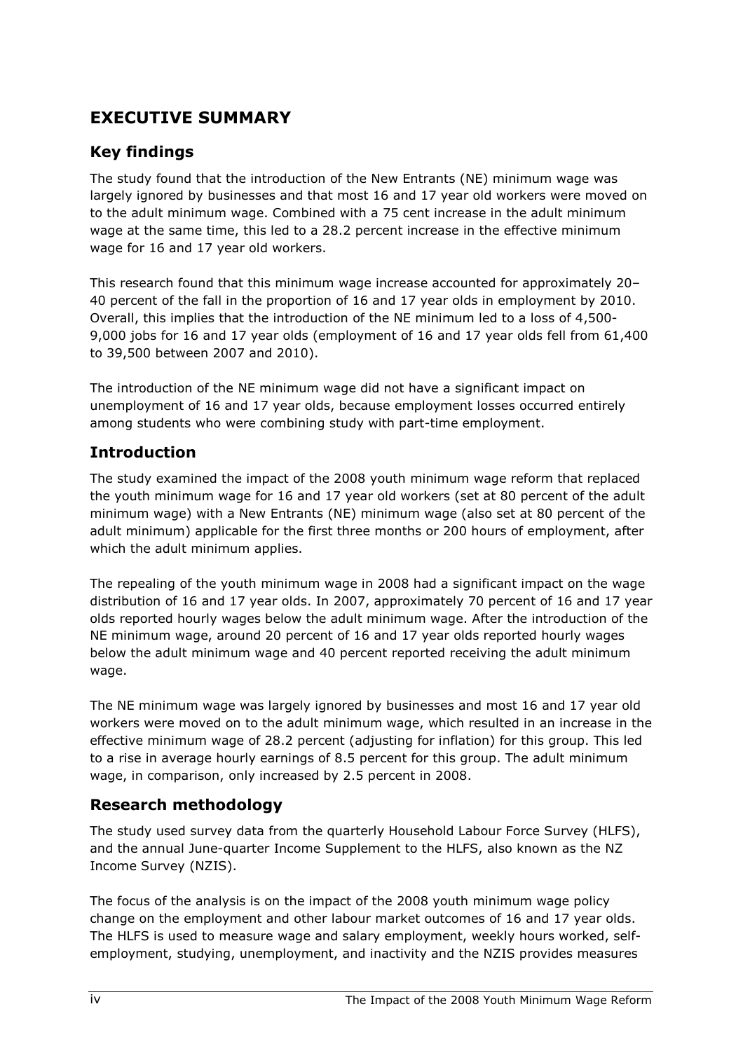# EXECUTIVE SUMMARY

## Key findings

The study found that the introduction of the New Entrants (NE) minimum wage was largely ignored by businesses and that most 16 and 17 year old workers were moved on to the adult minimum wage. Combined with a 75 cent increase in the adult minimum wage at the same time, this led to a 28.2 percent increase in the effective minimum wage for 16 and 17 year old workers.

This research found that this minimum wage increase accounted for approximately 20–40 percent of the fall in the proportion of 16 and 17 year olds in employment by 2010. Overall, this implies that the introduction of the NE minimum led to a loss of 4,500-9,000 jobs for 16 and 17 year olds (employment of 16 and 17 year olds fell from 61,400 to 39,500 between 2007 and 2010).

The introduction of the NE minimum wage did not have a significant impact on unemployment of 16 and 17 year olds, because employment losses occurred entirely among students who were combining study with part-time employment.

## Introduction

The study examined the impact of the 2008 youth minimum wage reform that replaced the youth minimum wage for 16 and 17 year old workers (set at 80 percent of the adult minimum wage) with a New Entrants (NE) minimum wage (also set at 80 percent of the adult minimum) applicable for the first three months or 200 hours of employment, after which the adult minimum applies.

The repealing of the youth minimum wage in 2008 had a significant impact on the wage distribution of 16 and 17 year olds. In 2007, approximately 70 percent of 16 and 17 year olds reported hourly wages below the adult minimum wage. After the introduction of the NE minimum wage, around 20 percent of 16 and 17 year olds reported hourly wages below the adult minimum wage and 40 percent reported receiving the adult minimum wage.

The NE minimum wage was largely ignored by businesses and most 16 and 17 year old workers were moved on to the adult minimum wage, which resulted in an increase in the effective minimum wage of 28.2 percent (adjusting for inflation) for this group. This led to a rise in average hourly earnings of 8.5 percent for this group. The adult minimum wage, in comparison, only increased by 2.5 percent in 2008.

## Research methodology

The study used survey data from the quarterly Household Labour Force Survey (HLFS), and the annual June-quarter Income Supplement to the HLFS, also known as the NZ Income Survey (NZIS).

The focus of the analysis is on the impact of the 2008 youth minimum wage policy change on the employment and other labour market outcomes of 16 and 17 year olds. The HLFS is used to measure wage and salary employment, weekly hours worked, self-employment, studying, unemployment, and inactivity and the NZIS provides measures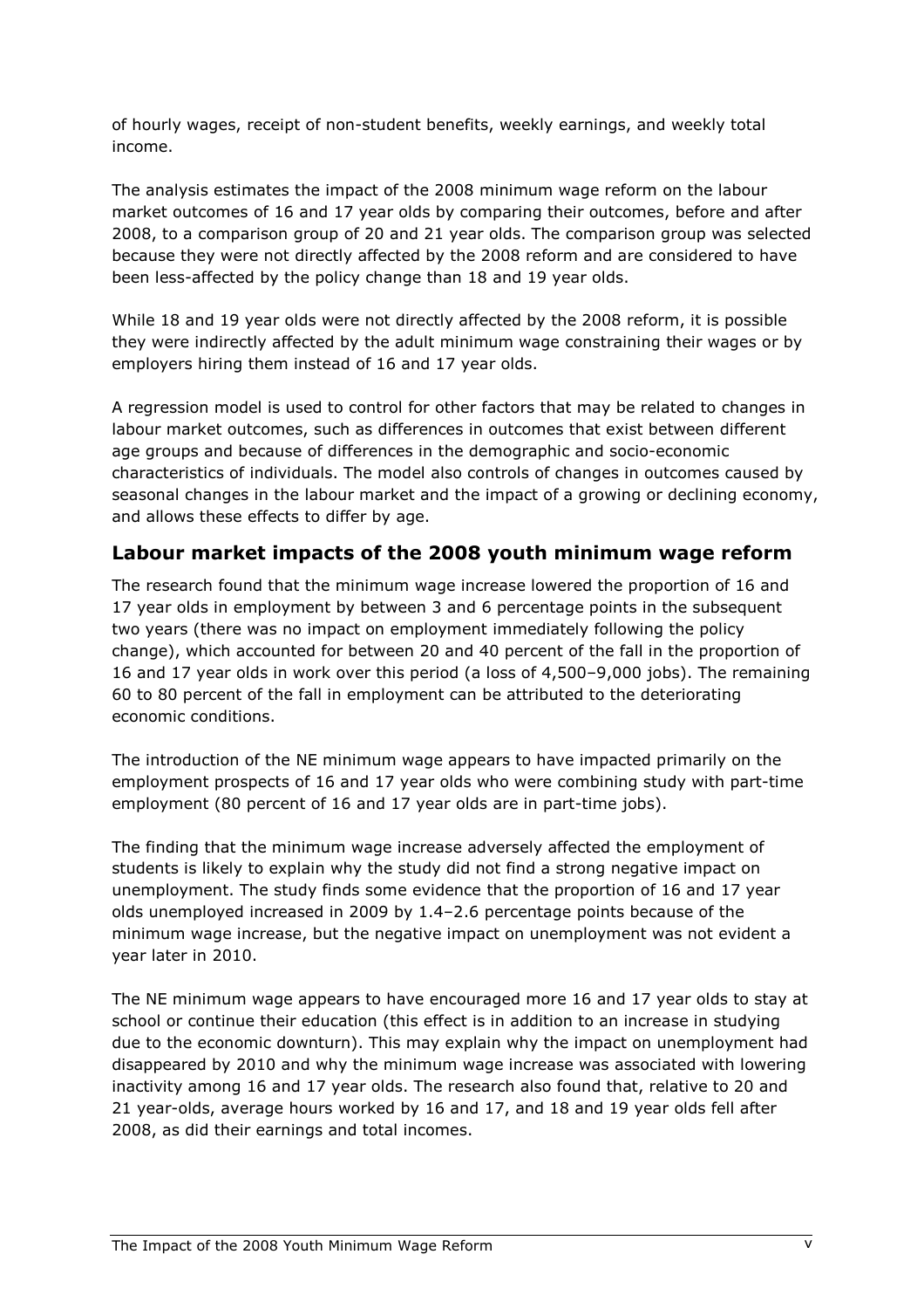of hourly wages, receipt of non-student benefits, weekly earnings, and weekly total income.

The analysis estimates the impact of the 2008 minimum wage reform on the labour market outcomes of 16 and 17 year olds by comparing their outcomes, before and after 2008, to a comparison group of 20 and 21 year olds. The comparison group was selected because they were not directly affected by the 2008 reform and are considered to have been less-affected by the policy change than 18 and 19 year olds.

While 18 and 19 year olds were not directly affected by the 2008 reform, it is possible they were indirectly affected by the adult minimum wage constraining their wages or by employers hiring them instead of 16 and 17 year olds.

A regression model is used to control for other factors that may be related to changes in labour market outcomes, such as differences in outcomes that exist between different age groups and because of differences in the demographic and socio-economic characteristics of individuals. The model also controls of changes in outcomes caused by seasonal changes in the labour market and the impact of a growing or declining economy, and allows these effects to differ by age.

## Labour market impacts of the 2008 youth minimum wage reform

The research found that the minimum wage increase lowered the proportion of 16 and 17 year olds in employment by between 3 and 6 percentage points in the subsequent two years (there was no impact on employment immediately following the policy change), which accounted for between 20 and 40 percent of the fall in the proportion of 16 and 17 year olds in work over this period (a loss of 4,500–9,000 jobs). The remaining 60 to 80 percent of the fall in employment can be attributed to the deteriorating economic conditions.

The introduction of the NE minimum wage appears to have impacted primarily on the employment prospects of 16 and 17 year olds who were combining study with part-time employment (80 percent of 16 and 17 year olds are in part-time jobs).

The finding that the minimum wage increase adversely affected the employment of students is likely to explain why the study did not find a strong negative impact on unemployment. The study finds some evidence that the proportion of 16 and 17 year olds unemployed increased in 2009 by 1.4–2.6 percentage points because of the minimum wage increase, but the negative impact on unemployment was not evident a year later in 2010.

The NE minimum wage appears to have encouraged more 16 and 17 year olds to stay at school or continue their education (this effect is in addition to an increase in studying due to the economic downturn). This may explain why the impact on unemployment had disappeared by 2010 and why the minimum wage increase was associated with lowering inactivity among 16 and 17 year olds. The research also found that, relative to 20 and 21 year-olds, average hours worked by 16 and 17, and 18 and 19 year olds fell after 2008, as did their earnings and total incomes.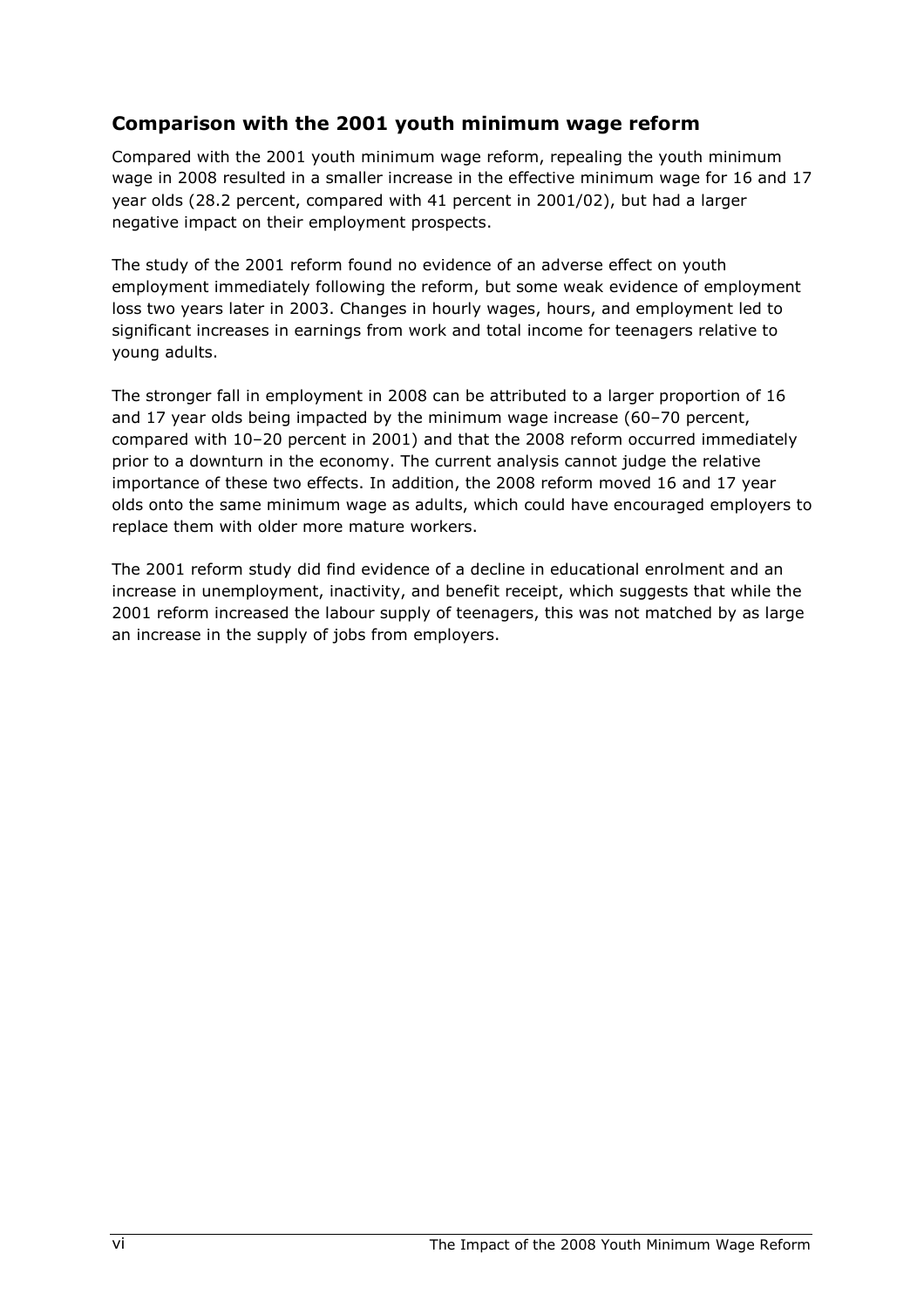## Comparison with the 2001 youth minimum wage reform

Compared with the 2001 youth minimum wage reform, repealing the youth minimum wage in 2008 resulted in a smaller increase in the effective minimum wage for 16 and 17 year olds (28.2 percent, compared with 41 percent in 2001/02), but had a larger negative impact on their employment prospects.

The study of the 2001 reform found no evidence of an adverse effect on youth employment immediately following the reform, but some weak evidence of employment loss two years later in 2003. Changes in hourly wages, hours, and employment led to significant increases in earnings from work and total income for teenagers relative to young adults.

The stronger fall in employment in 2008 can be attributed to a larger proportion of 16 and 17 year olds being impacted by the minimum wage increase (60–70 percent, compared with 10–20 percent in 2001) and that the 2008 reform occurred immediately prior to a downturn in the economy. The current analysis cannot judge the relative importance of these two effects. In addition, the 2008 reform moved 16 and 17 year olds onto the same minimum wage as adults, which could have encouraged employers to replace them with older more mature workers.

The 2001 reform study did find evidence of a decline in educational enrolment and an increase in unemployment, inactivity, and benefit receipt, which suggests that while the 2001 reform increased the labour supply of teenagers, this was not matched by as large an increase in the supply of jobs from employers.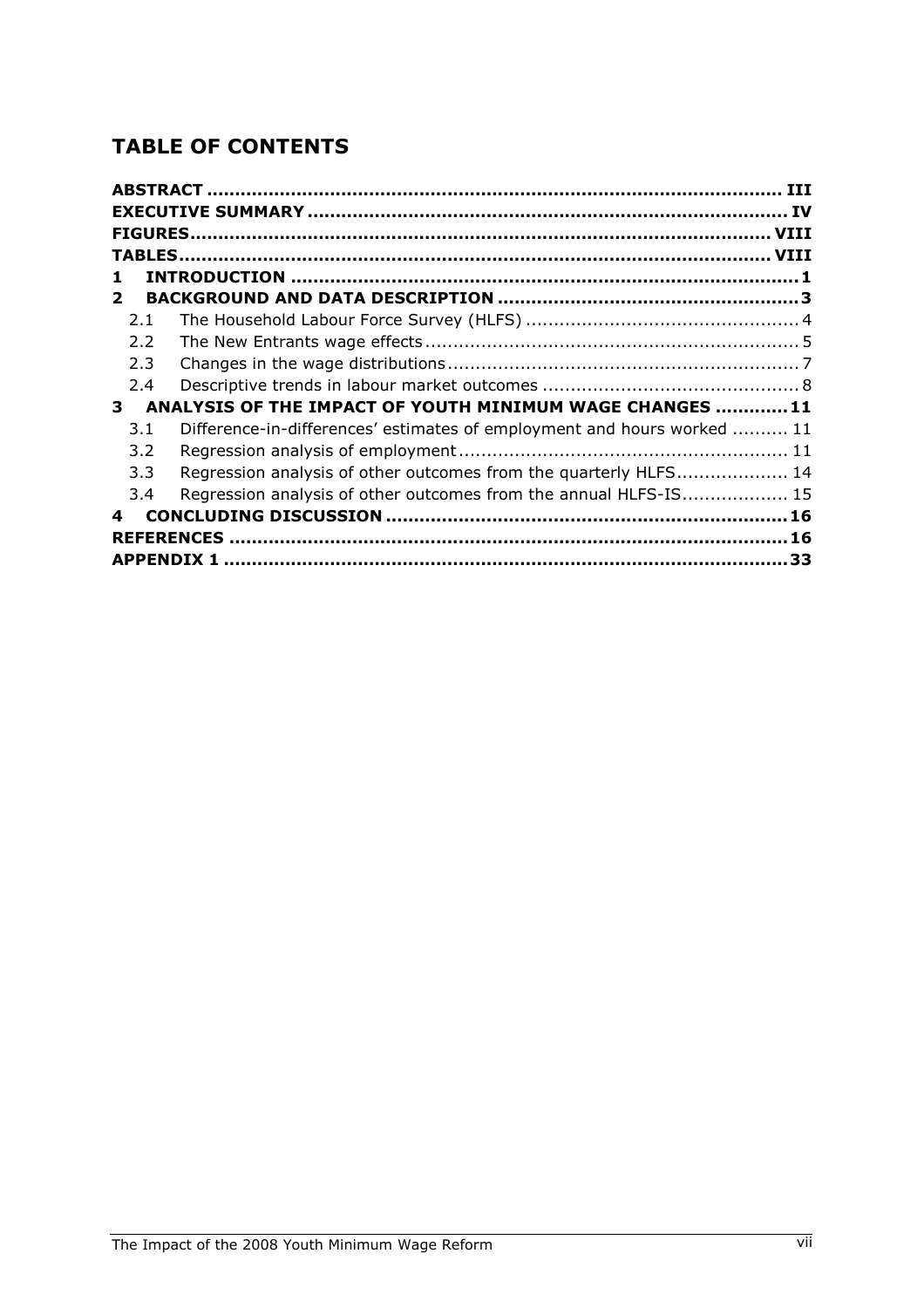## TABLE OF CONTENTS

**ABSTRACT** .......................................................................................... **III**
**EXECUTIVE SUMMARY** .......................................................................... **IV**
**FIGURES** .............................................................................................. **VIII**
**TABLES** ................................................................................................ **VIII**
**1 INTRODUCTION** .................................................................................. **1**
**2 BACKGROUND AND DATA DESCRIPTION** ............................................... **3**
- 2.1 The Household Labour Force Survey (HLFS) ............................................ 4
- 2.2 The New Entrants wage effects ............................................................ 5
- 2.3 Changes in the wage distributions ........................................................ 7
- 2.4 Descriptive trends in labour market outcomes ....................................... 8

**3 ANALYSIS OF THE IMPACT OF YOUTH MINIMUM WAGE CHANGES** ............. **11**
- 3.1 Difference-in-differences' estimates of employment and hours worked .......... 11
- 3.2 Regression analysis of employment ..................................................... 11
- 3.3 Regression analysis of other outcomes from the quarterly HLFS .................. 14
- 3.4 Regression analysis of other outcomes from the annual HLFS-IS .................. 15

**4 CONCLUDING DISCUSSION** ..................................................................... **16**
**REFERENCES** ........................................................................................... **16**
**APPENDIX 1** ............................................................................................. **33**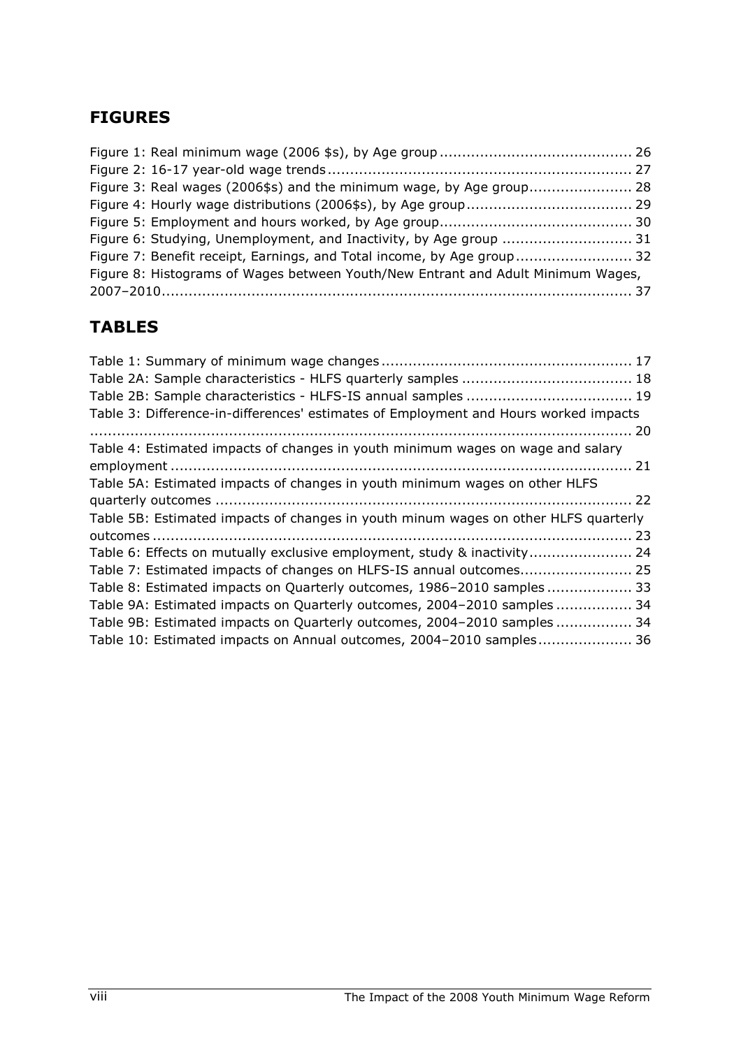## FIGURES

Figure 1: Real minimum wage (2006 $s), by Age group .......................................... 26
Figure 2: 16-17 year-old wage trends .................................................................. 27
Figure 3: Real wages (2006$s) and the minimum wage, by Age group...................... 28
Figure 4: Hourly wage distributions (2006$s), by Age group.................................... 29
Figure 5: Employment and hours worked, by Age group.......................................... 30
Figure 6: Studying, Unemployment, and Inactivity, by Age group ............................ 31
Figure 7: Benefit receipt, Earnings, and Total income, by Age group......................... 32
Figure 8: Histograms of Wages between Youth/New Entrant and Adult Minimum Wages, 2007–2010......................................................................................................... 37

## TABLES

Table 1: Summary of minimum wage changes ....................................................... 17
Table 2A: Sample characteristics - HLFS quarterly samples ...................................... 18
Table 2B: Sample characteristics - HLFS-IS annual samples ..................................... 19
Table 3: Difference-in-differences' estimates of Employment and Hours worked impacts ......................................................................................................................... 20
Table 4: Estimated impacts of changes in youth minimum wages on wage and salary employment ....................................................................................................... 21
Table 5A: Estimated impacts of changes in youth minimum wages on other HLFS quarterly outcomes ............................................................................................ 22
Table 5B: Estimated impacts of changes in youth minum wages on other HLFS quarterly outcomes ........................................................................................................... 23
Table 6: Effects on mutually exclusive employment, study & inactivity....................... 24
Table 7: Estimated impacts of changes on HLFS-IS annual outcomes......................... 25
Table 8: Estimated impacts on Quarterly outcomes, 1986–2010 samples ................... 33
Table 9A: Estimated impacts on Quarterly outcomes, 2004–2010 samples ................. 34
Table 9B: Estimated impacts on Quarterly outcomes, 2004–2010 samples ................. 34
Table 10: Estimated impacts on Annual outcomes, 2004–2010 samples..................... 36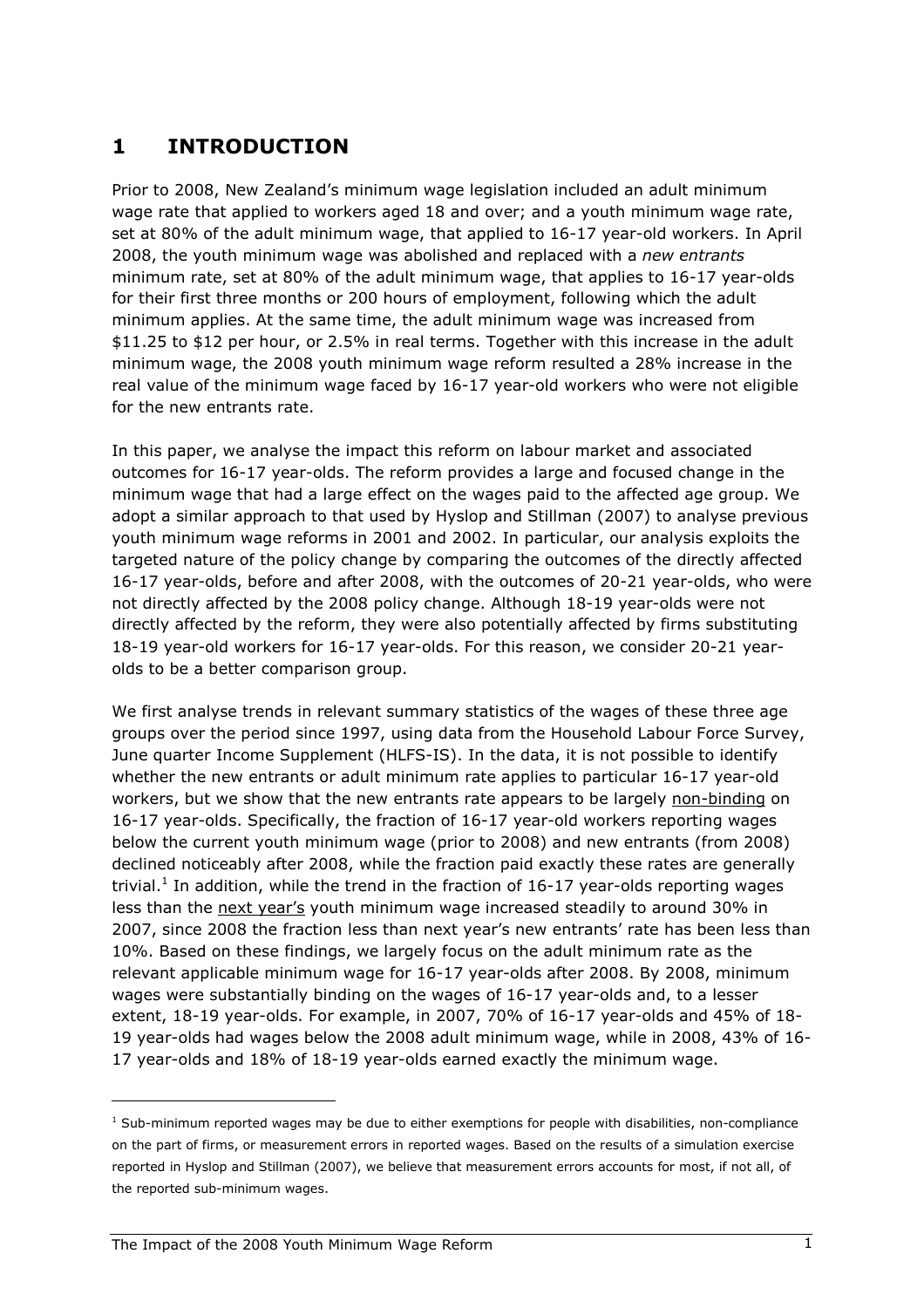# 1 INTRODUCTION

Prior to 2008, New Zealand's minimum wage legislation included an adult minimum wage rate that applied to workers aged 18 and over; and a youth minimum wage rate, set at 80% of the adult minimum wage, that applied to 16-17 year-old workers. In April 2008, the youth minimum wage was abolished and replaced with a *new entrants* minimum rate, set at 80% of the adult minimum wage, that applies to 16-17 year-olds for their first three months or 200 hours of employment, following which the adult minimum applies. At the same time, the adult minimum wage was increased from $11.25 to $12 per hour, or 2.5% in real terms. Together with this increase in the adult minimum wage, the 2008 youth minimum wage reform resulted a 28% increase in the real value of the minimum wage faced by 16-17 year-old workers who were not eligible for the new entrants rate.

In this paper, we analyse the impact this reform on labour market and associated outcomes for 16-17 year-olds. The reform provides a large and focused change in the minimum wage that had a large effect on the wages paid to the affected age group. We adopt a similar approach to that used by Hyslop and Stillman (2007) to analyse previous youth minimum wage reforms in 2001 and 2002. In particular, our analysis exploits the targeted nature of the policy change by comparing the outcomes of the directly affected 16-17 year-olds, before and after 2008, with the outcomes of 20-21 year-olds, who were not directly affected by the 2008 policy change. Although 18-19 year-olds were not directly affected by the reform, they were also potentially affected by firms substituting 18-19 year-old workers for 16-17 year-olds. For this reason, we consider 20-21 year-olds to be a better comparison group.

We first analyse trends in relevant summary statistics of the wages of these three age groups over the period since 1997, using data from the Household Labour Force Survey, June quarter Income Supplement (HLFS-IS). In the data, it is not possible to identify whether the new entrants or adult minimum rate applies to particular 16-17 year-old workers, but we show that the new entrants rate appears to be largely <u>non-binding</u> on 16-17 year-olds. Specifically, the fraction of 16-17 year-old workers reporting wages below the current youth minimum wage (prior to 2008) and new entrants (from 2008) declined noticeably after 2008, while the fraction paid exactly these rates are generally trivial.[1] In addition, while the trend in the fraction of 16-17 year-olds reporting wages less than the <u>next year's</u> youth minimum wage increased steadily to around 30% in 2007, since 2008 the fraction less than next year's new entrants' rate has been less than 10%. Based on these findings, we largely focus on the adult minimum rate as the relevant applicable minimum wage for 16-17 year-olds after 2008. By 2008, minimum wages were substantially binding on the wages of 16-17 year-olds and, to a lesser extent, 18-19 year-olds. For example, in 2007, 70% of 16-17 year-olds and 45% of 18-19 year-olds had wages below the 2008 adult minimum wage, while in 2008, 43% of 16-17 year-olds and 18% of 18-19 year-olds earned exactly the minimum wage.

[1] Sub-minimum reported wages may be due to either exemptions for people with disabilities, non-compliance on the part of firms, or measurement errors in reported wages. Based on the results of a simulation exercise reported in Hyslop and Stillman (2007), we believe that measurement errors accounts for most, if not all, of the reported sub-minimum wages.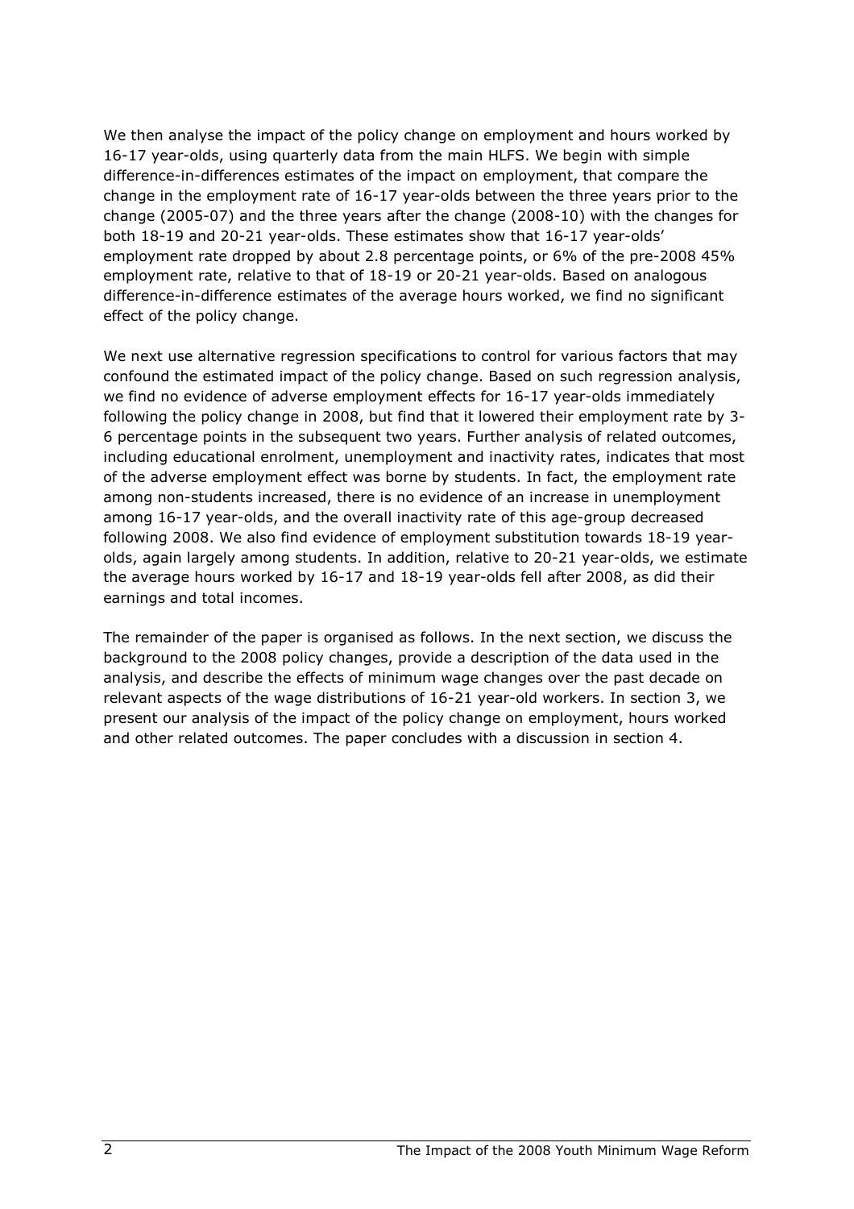We then analyse the impact of the policy change on employment and hours worked by 16-17 year-olds, using quarterly data from the main HLFS. We begin with simple difference-in-differences estimates of the impact on employment, that compare the change in the employment rate of 16-17 year-olds between the three years prior to the change (2005-07) and the three years after the change (2008-10) with the changes for both 18-19 and 20-21 year-olds. These estimates show that 16-17 year-olds' employment rate dropped by about 2.8 percentage points, or 6% of the pre-2008 45% employment rate, relative to that of 18-19 or 20-21 year-olds. Based on analogous difference-in-difference estimates of the average hours worked, we find no significant effect of the policy change.

We next use alternative regression specifications to control for various factors that may confound the estimated impact of the policy change. Based on such regression analysis, we find no evidence of adverse employment effects for 16-17 year-olds immediately following the policy change in 2008, but find that it lowered their employment rate by 3-6 percentage points in the subsequent two years. Further analysis of related outcomes, including educational enrolment, unemployment and inactivity rates, indicates that most of the adverse employment effect was borne by students. In fact, the employment rate among non-students increased, there is no evidence of an increase in unemployment among 16-17 year-olds, and the overall inactivity rate of this age-group decreased following 2008. We also find evidence of employment substitution towards 18-19 year-olds, again largely among students. In addition, relative to 20-21 year-olds, we estimate the average hours worked by 16-17 and 18-19 year-olds fell after 2008, as did their earnings and total incomes.

The remainder of the paper is organised as follows. In the next section, we discuss the background to the 2008 policy changes, provide a description of the data used in the analysis, and describe the effects of minimum wage changes over the past decade on relevant aspects of the wage distributions of 16-21 year-old workers. In section 3, we present our analysis of the impact of the policy change on employment, hours worked and other related outcomes. The paper concludes with a discussion in section 4.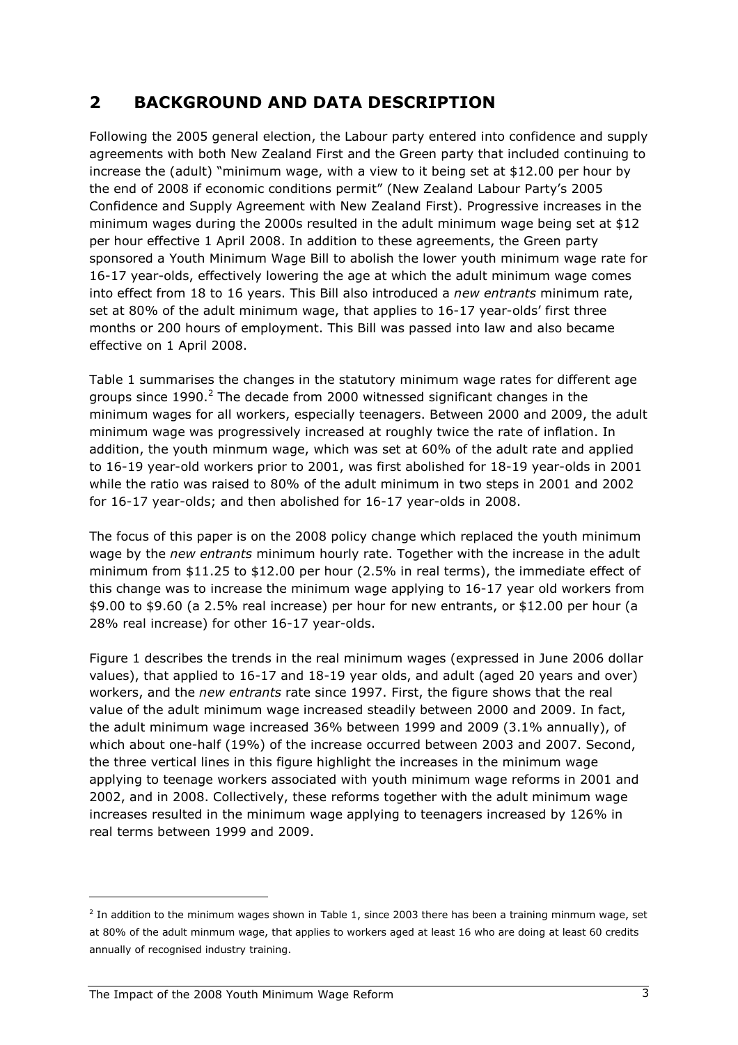## 2 BACKGROUND AND DATA DESCRIPTION

Following the 2005 general election, the Labour party entered into confidence and supply agreements with both New Zealand First and the Green party that included continuing to increase the (adult) "minimum wage, with a view to it being set at $12.00 per hour by the end of 2008 if economic conditions permit" (New Zealand Labour Party's 2005 Confidence and Supply Agreement with New Zealand First). Progressive increases in the minimum wages during the 2000s resulted in the adult minimum wage being set at $12 per hour effective 1 April 2008. In addition to these agreements, the Green party sponsored a Youth Minimum Wage Bill to abolish the lower youth minimum wage rate for 16-17 year-olds, effectively lowering the age at which the adult minimum wage comes into effect from 18 to 16 years. This Bill also introduced a *new entrants* minimum rate, set at 80% of the adult minimum wage, that applies to 16-17 year-olds' first three months or 200 hours of employment. This Bill was passed into law and also became effective on 1 April 2008.

Table 1 summarises the changes in the statutory minimum wage rates for different age groups since 1990.[2] The decade from 2000 witnessed significant changes in the minimum wages for all workers, especially teenagers. Between 2000 and 2009, the adult minimum wage was progressively increased at roughly twice the rate of inflation. In addition, the youth minmum wage, which was set at 60% of the adult rate and applied to 16-19 year-old workers prior to 2001, was first abolished for 18-19 year-olds in 2001 while the ratio was raised to 80% of the adult minimum in two steps in 2001 and 2002 for 16-17 year-olds; and then abolished for 16-17 year-olds in 2008.

The focus of this paper is on the 2008 policy change which replaced the youth minimum wage by the *new entrants* minimum hourly rate. Together with the increase in the adult minimum from $11.25 to $12.00 per hour (2.5% in real terms), the immediate effect of this change was to increase the minimum wage applying to 16-17 year old workers from $9.00 to $9.60 (a 2.5% real increase) per hour for new entrants, or $12.00 per hour (a 28% real increase) for other 16-17 year-olds.

Figure 1 describes the trends in the real minimum wages (expressed in June 2006 dollar values), that applied to 16-17 and 18-19 year olds, and adult (aged 20 years and over) workers, and the *new entrants* rate since 1997. First, the figure shows that the real value of the adult minimum wage increased steadily between 2000 and 2009. In fact, the adult minimum wage increased 36% between 1999 and 2009 (3.1% annually), of which about one-half (19%) of the increase occurred between 2003 and 2007. Second, the three vertical lines in this figure highlight the increases in the minimum wage applying to teenage workers associated with youth minimum wage reforms in 2001 and 2002, and in 2008. Collectively, these reforms together with the adult minimum wage increases resulted in the minimum wage applying to teenagers increased by 126% in real terms between 1999 and 2009.

---

[2] In addition to the minimum wages shown in Table 1, since 2003 there has been a training minmum wage, set at 80% of the adult minmum wage, that applies to workers aged at least 16 who are doing at least 60 credits annually of recognised industry training.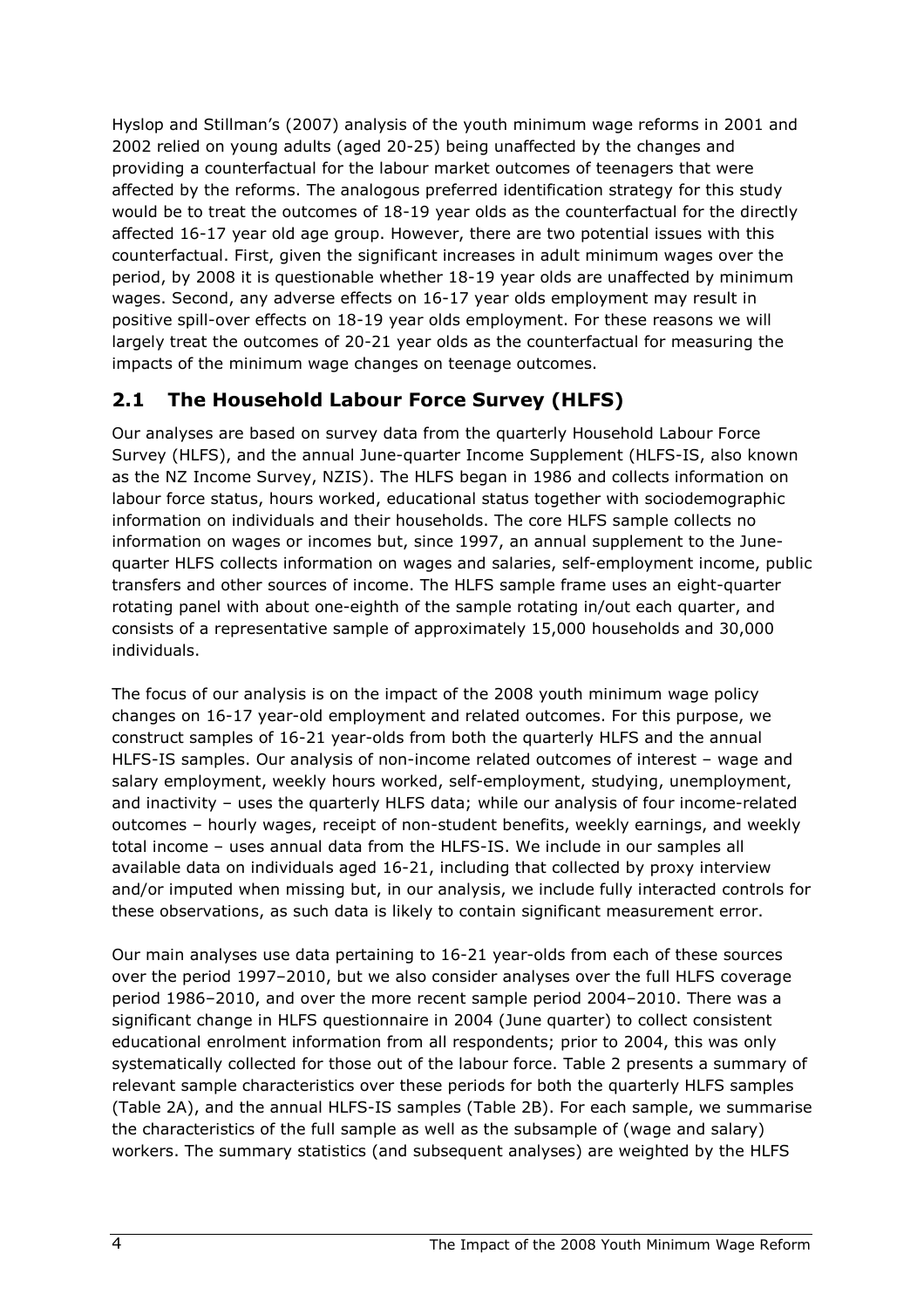Hyslop and Stillman's (2007) analysis of the youth minimum wage reforms in 2001 and 2002 relied on young adults (aged 20-25) being unaffected by the changes and providing a counterfactual for the labour market outcomes of teenagers that were affected by the reforms. The analogous preferred identification strategy for this study would be to treat the outcomes of 18-19 year olds as the counterfactual for the directly affected 16-17 year old age group. However, there are two potential issues with this counterfactual. First, given the significant increases in adult minimum wages over the period, by 2008 it is questionable whether 18-19 year olds are unaffected by minimum wages. Second, any adverse effects on 16-17 year olds employment may result in positive spill-over effects on 18-19 year olds employment. For these reasons we will largely treat the outcomes of 20-21 year olds as the counterfactual for measuring the impacts of the minimum wage changes on teenage outcomes.

## 2.1 The Household Labour Force Survey (HLFS)

Our analyses are based on survey data from the quarterly Household Labour Force Survey (HLFS), and the annual June-quarter Income Supplement (HLFS-IS, also known as the NZ Income Survey, NZIS). The HLFS began in 1986 and collects information on labour force status, hours worked, educational status together with sociodemographic information on individuals and their households. The core HLFS sample collects no information on wages or incomes but, since 1997, an annual supplement to the June-quarter HLFS collects information on wages and salaries, self-employment income, public transfers and other sources of income. The HLFS sample frame uses an eight-quarter rotating panel with about one-eighth of the sample rotating in/out each quarter, and consists of a representative sample of approximately 15,000 households and 30,000 individuals.

The focus of our analysis is on the impact of the 2008 youth minimum wage policy changes on 16-17 year-old employment and related outcomes. For this purpose, we construct samples of 16-21 year-olds from both the quarterly HLFS and the annual HLFS-IS samples. Our analysis of non-income related outcomes of interest – wage and salary employment, weekly hours worked, self-employment, studying, unemployment, and inactivity – uses the quarterly HLFS data; while our analysis of four income-related outcomes – hourly wages, receipt of non-student benefits, weekly earnings, and weekly total income – uses annual data from the HLFS-IS. We include in our samples all available data on individuals aged 16-21, including that collected by proxy interview and/or imputed when missing but, in our analysis, we include fully interacted controls for these observations, as such data is likely to contain significant measurement error.

Our main analyses use data pertaining to 16-21 year-olds from each of these sources over the period 1997–2010, but we also consider analyses over the full HLFS coverage period 1986–2010, and over the more recent sample period 2004–2010. There was a significant change in HLFS questionnaire in 2004 (June quarter) to collect consistent educational enrolment information from all respondents; prior to 2004, this was only systematically collected for those out of the labour force. Table 2 presents a summary of relevant sample characteristics over these periods for both the quarterly HLFS samples (Table 2A), and the annual HLFS-IS samples (Table 2B). For each sample, we summarise the characteristics of the full sample as well as the subsample of (wage and salary) workers. The summary statistics (and subsequent analyses) are weighted by the HLFS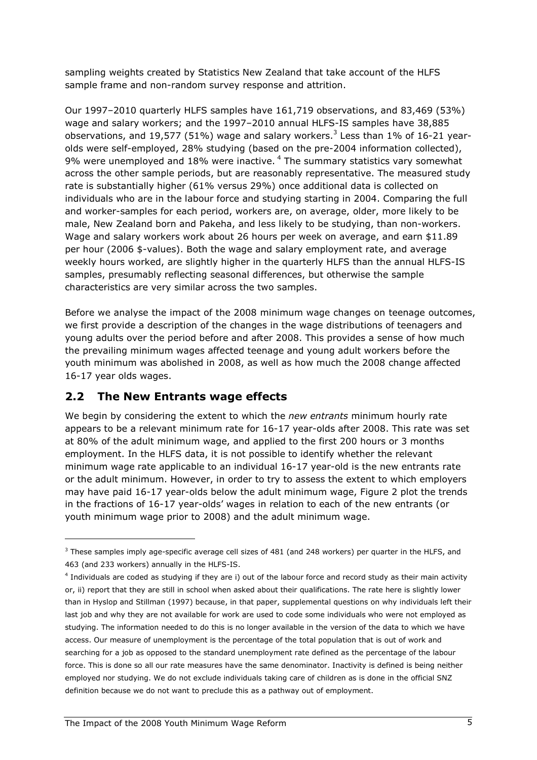sampling weights created by Statistics New Zealand that take account of the HLFS sample frame and non-random survey response and attrition.

Our 1997–2010 quarterly HLFS samples have 161,719 observations, and 83,469 (53%) wage and salary workers; and the 1997–2010 annual HLFS-IS samples have 38,885 observations, and 19,577 (51%) wage and salary workers.[3] Less than 1% of 16-21 year-olds were self-employed, 28% studying (based on the pre-2004 information collected), 9% were unemployed and 18% were inactive.[4] The summary statistics vary somewhat across the other sample periods, but are reasonably representative. The measured study rate is substantially higher (61% versus 29%) once additional data is collected on individuals who are in the labour force and studying starting in 2004. Comparing the full and worker-samples for each period, workers are, on average, older, more likely to be male, New Zealand born and Pakeha, and less likely to be studying, than non-workers. Wage and salary workers work about 26 hours per week on average, and earn $11.89 per hour (2006 $-values). Both the wage and salary employment rate, and average weekly hours worked, are slightly higher in the quarterly HLFS than the annual HLFS-IS samples, presumably reflecting seasonal differences, but otherwise the sample characteristics are very similar across the two samples.

Before we analyse the impact of the 2008 minimum wage changes on teenage outcomes, we first provide a description of the changes in the wage distributions of teenagers and young adults over the period before and after 2008. This provides a sense of how much the prevailing minimum wages affected teenage and young adult workers before the youth minimum was abolished in 2008, as well as how much the 2008 change affected 16-17 year olds wages.

## 2.2 The New Entrants wage effects

We begin by considering the extent to which the *new entrants* minimum hourly rate appears to be a relevant minimum rate for 16-17 year-olds after 2008. This rate was set at 80% of the adult minimum wage, and applied to the first 200 hours or 3 months employment. In the HLFS data, it is not possible to identify whether the relevant minimum wage rate applicable to an individual 16-17 year-old is the new entrants rate or the adult minimum. However, in order to try to assess the extent to which employers may have paid 16-17 year-olds below the adult minimum wage, Figure 2 plot the trends in the fractions of 16-17 year-olds' wages in relation to each of the new entrants (or youth minimum wage prior to 2008) and the adult minimum wage.

---

[3] These samples imply age-specific average cell sizes of 481 (and 248 workers) per quarter in the HLFS, and 463 (and 233 workers) annually in the HLFS-IS.

[4] Individuals are coded as studying if they are i) out of the labour force and record study as their main activity or, ii) report that they are still in school when asked about their qualifications. The rate here is slightly lower than in Hyslop and Stillman (1997) because, in that paper, supplemental questions on why individuals left their last job and why they are not available for work are used to code some individuals who were not employed as studying. The information needed to do this is no longer available in the version of the data to which we have access. Our measure of unemployment is the percentage of the total population that is out of work and searching for a job as opposed to the standard unemployment rate defined as the percentage of the labour force. This is done so all our rate measures have the same denominator. Inactivity is defined is being neither employed nor studying. We do not exclude individuals taking care of children as is done in the official SNZ definition because we do not want to preclude this as a pathway out of employment.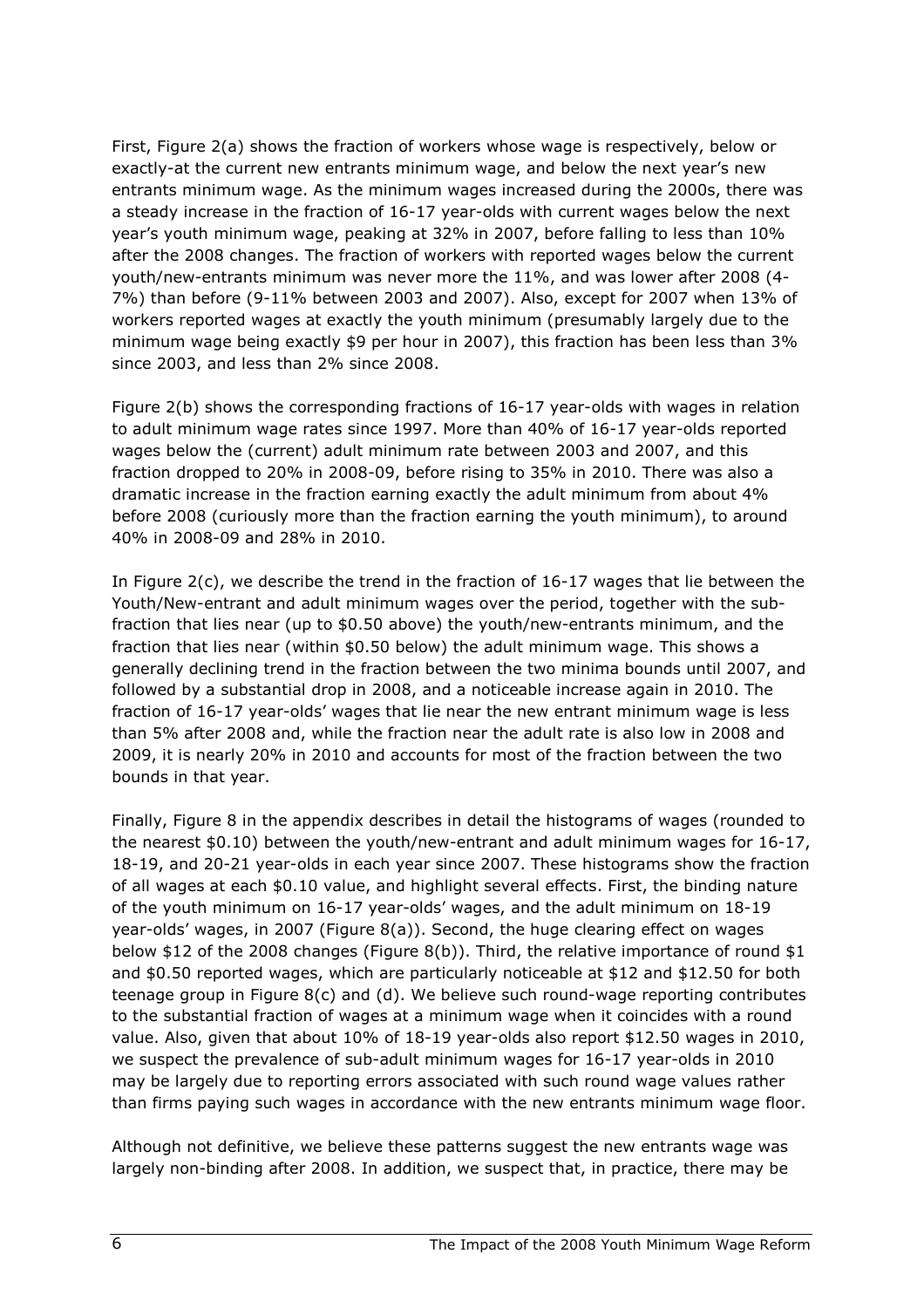First, Figure 2(a) shows the fraction of workers whose wage is respectively, below or exactly-at the current new entrants minimum wage, and below the next year's new entrants minimum wage. As the minimum wages increased during the 2000s, there was a steady increase in the fraction of 16-17 year-olds with current wages below the next year's youth minimum wage, peaking at 32% in 2007, before falling to less than 10% after the 2008 changes. The fraction of workers with reported wages below the current youth/new-entrants minimum was never more the 11%, and was lower after 2008 (4-7%) than before (9-11% between 2003 and 2007). Also, except for 2007 when 13% of workers reported wages at exactly the youth minimum (presumably largely due to the minimum wage being exactly $9 per hour in 2007), this fraction has been less than 3% since 2003, and less than 2% since 2008.

Figure 2(b) shows the corresponding fractions of 16-17 year-olds with wages in relation to adult minimum wage rates since 1997. More than 40% of 16-17 year-olds reported wages below the (current) adult minimum rate between 2003 and 2007, and this fraction dropped to 20% in 2008-09, before rising to 35% in 2010. There was also a dramatic increase in the fraction earning exactly the adult minimum from about 4% before 2008 (curiously more than the fraction earning the youth minimum), to around 40% in 2008-09 and 28% in 2010.

In Figure 2(c), we describe the trend in the fraction of 16-17 wages that lie between the Youth/New-entrant and adult minimum wages over the period, together with the sub-fraction that lies near (up to $0.50 above) the youth/new-entrants minimum, and the fraction that lies near (within $0.50 below) the adult minimum wage. This shows a generally declining trend in the fraction between the two minima bounds until 2007, and followed by a substantial drop in 2008, and a noticeable increase again in 2010. The fraction of 16-17 year-olds' wages that lie near the new entrant minimum wage is less than 5% after 2008 and, while the fraction near the adult rate is also low in 2008 and 2009, it is nearly 20% in 2010 and accounts for most of the fraction between the two bounds in that year.

Finally, Figure 8 in the appendix describes in detail the histograms of wages (rounded to the nearest $0.10) between the youth/new-entrant and adult minimum wages for 16-17, 18-19, and 20-21 year-olds in each year since 2007. These histograms show the fraction of all wages at each $0.10 value, and highlight several effects. First, the binding nature of the youth minimum on 16-17 year-olds' wages, and the adult minimum on 18-19 year-olds' wages, in 2007 (Figure 8(a)). Second, the huge clearing effect on wages below $12 of the 2008 changes (Figure 8(b)). Third, the relative importance of round $1 and $0.50 reported wages, which are particularly noticeable at $12 and $12.50 for both teenage group in Figure 8(c) and (d). We believe such round-wage reporting contributes to the substantial fraction of wages at a minimum wage when it coincides with a round value. Also, given that about 10% of 18-19 year-olds also report $12.50 wages in 2010, we suspect the prevalence of sub-adult minimum wages for 16-17 year-olds in 2010 may be largely due to reporting errors associated with such round wage values rather than firms paying such wages in accordance with the new entrants minimum wage floor.

Although not definitive, we believe these patterns suggest the new entrants wage was largely non-binding after 2008. In addition, we suspect that, in practice, there may be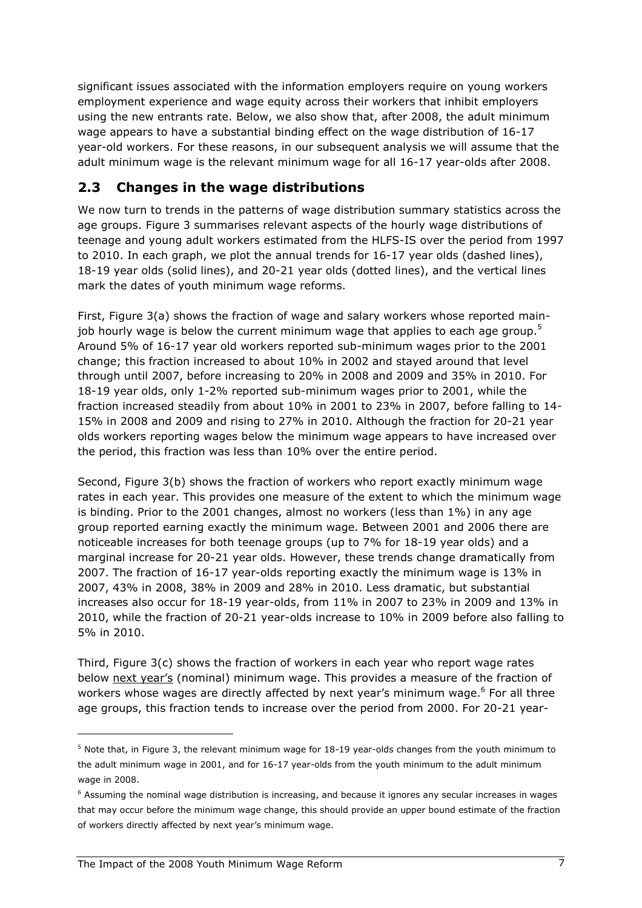significant issues associated with the information employers require on young workers employment experience and wage equity across their workers that inhibit employers using the new entrants rate. Below, we also show that, after 2008, the adult minimum wage appears to have a substantial binding effect on the wage distribution of 16-17 year-old workers. For these reasons, in our subsequent analysis we will assume that the adult minimum wage is the relevant minimum wage for all 16-17 year-olds after 2008.

## 2.3 Changes in the wage distributions

We now turn to trends in the patterns of wage distribution summary statistics across the age groups. Figure 3 summarises relevant aspects of the hourly wage distributions of teenage and young adult workers estimated from the HLFS-IS over the period from 1997 to 2010. In each graph, we plot the annual trends for 16-17 year olds (dashed lines), 18-19 year olds (solid lines), and 20-21 year olds (dotted lines), and the vertical lines mark the dates of youth minimum wage reforms.

First, Figure 3(a) shows the fraction of wage and salary workers whose reported main-job hourly wage is below the current minimum wage that applies to each age group.[5] Around 5% of 16-17 year old workers reported sub-minimum wages prior to the 2001 change; this fraction increased to about 10% in 2002 and stayed around that level through until 2007, before increasing to 20% in 2008 and 2009 and 35% in 2010. For 18-19 year olds, only 1-2% reported sub-minimum wages prior to 2001, while the fraction increased steadily from about 10% in 2001 to 23% in 2007, before falling to 14-15% in 2008 and 2009 and rising to 27% in 2010. Although the fraction for 20-21 year olds workers reporting wages below the minimum wage appears to have increased over the period, this fraction was less than 10% over the entire period.

Second, Figure 3(b) shows the fraction of workers who report exactly minimum wage rates in each year. This provides one measure of the extent to which the minimum wage is binding. Prior to the 2001 changes, almost no workers (less than 1%) in any age group reported earning exactly the minimum wage. Between 2001 and 2006 there are noticeable increases for both teenage groups (up to 7% for 18-19 year olds) and a marginal increase for 20-21 year olds. However, these trends change dramatically from 2007. The fraction of 16-17 year-olds reporting exactly the minimum wage is 13% in 2007, 43% in 2008, 38% in 2009 and 28% in 2010. Less dramatic, but substantial increases also occur for 18-19 year-olds, from 11% in 2007 to 23% in 2009 and 13% in 2010, while the fraction of 20-21 year-olds increase to 10% in 2009 before also falling to 5% in 2010.

Third, Figure 3(c) shows the fraction of workers in each year who report wage rates below next year's (nominal) minimum wage. This provides a measure of the fraction of workers whose wages are directly affected by next year's minimum wage.[6] For all three age groups, this fraction tends to increase over the period from 2000. For 20-21 year-

[5] Note that, in Figure 3, the relevant minimum wage for 18-19 year-olds changes from the youth minimum to the adult minimum wage in 2001, and for 16-17 year-olds from the youth minimum to the adult minimum wage in 2008.

[6] Assuming the nominal wage distribution is increasing, and because it ignores any secular increases in wages that may occur before the minimum wage change, this should provide an upper bound estimate of the fraction of workers directly affected by next year's minimum wage.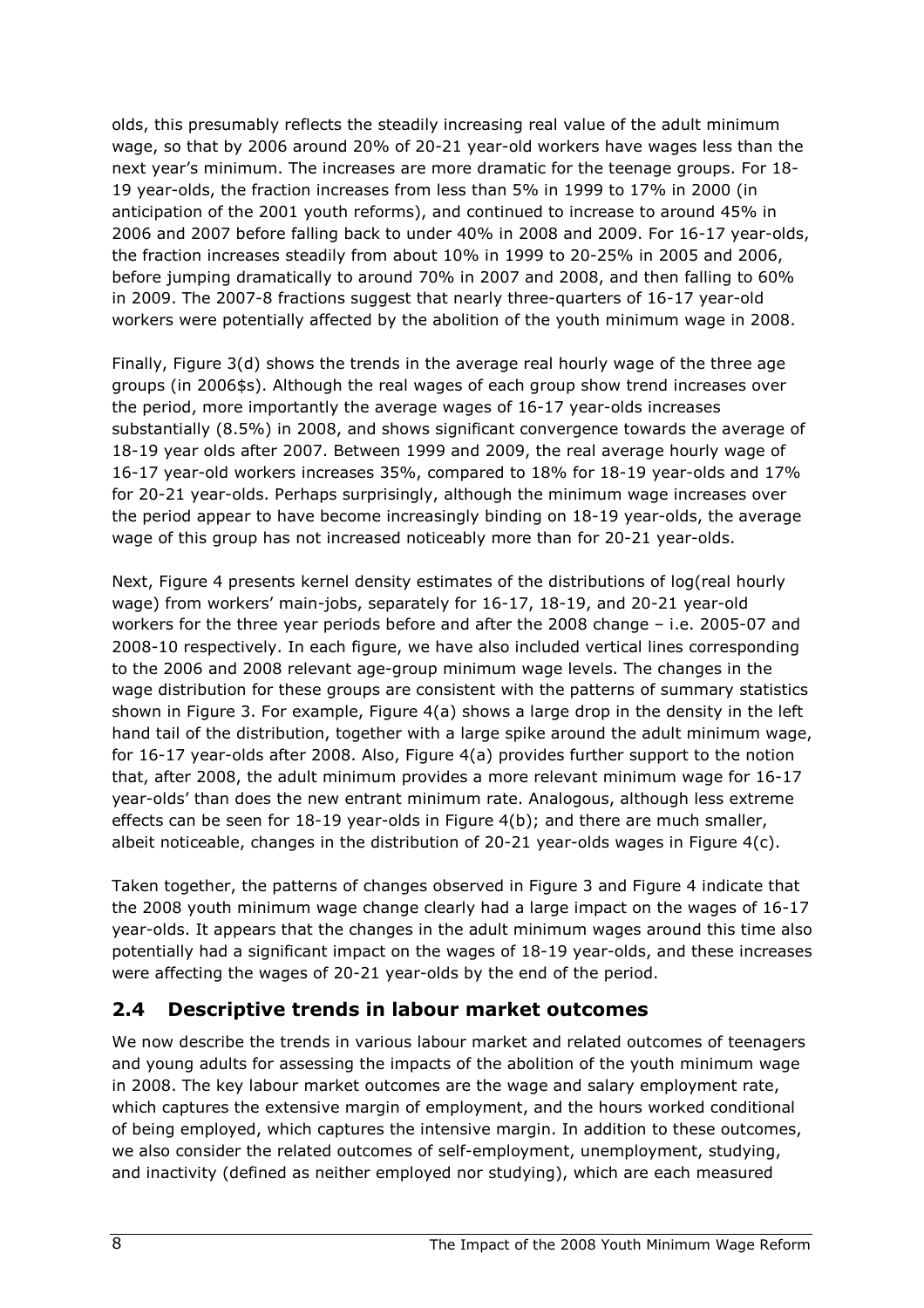olds, this presumably reflects the steadily increasing real value of the adult minimum wage, so that by 2006 around 20% of 20-21 year-old workers have wages less than the next year's minimum. The increases are more dramatic for the teenage groups. For 18-19 year-olds, the fraction increases from less than 5% in 1999 to 17% in 2000 (in anticipation of the 2001 youth reforms), and continued to increase to around 45% in 2006 and 2007 before falling back to under 40% in 2008 and 2009. For 16-17 year-olds, the fraction increases steadily from about 10% in 1999 to 20-25% in 2005 and 2006, before jumping dramatically to around 70% in 2007 and 2008, and then falling to 60% in 2009. The 2007-8 fractions suggest that nearly three-quarters of 16-17 year-old workers were potentially affected by the abolition of the youth minimum wage in 2008.

Finally, Figure 3(d) shows the trends in the average real hourly wage of the three age groups (in 2006$s). Although the real wages of each group show trend increases over the period, more importantly the average wages of 16-17 year-olds increases substantially (8.5%) in 2008, and shows significant convergence towards the average of 18-19 year olds after 2007. Between 1999 and 2009, the real average hourly wage of 16-17 year-old workers increases 35%, compared to 18% for 18-19 year-olds and 17% for 20-21 year-olds. Perhaps surprisingly, although the minimum wage increases over the period appear to have become increasingly binding on 18-19 year-olds, the average wage of this group has not increased noticeably more than for 20-21 year-olds.

Next, Figure 4 presents kernel density estimates of the distributions of log(real hourly wage) from workers' main-jobs, separately for 16-17, 18-19, and 20-21 year-old workers for the three year periods before and after the 2008 change – i.e. 2005-07 and 2008-10 respectively. In each figure, we have also included vertical lines corresponding to the 2006 and 2008 relevant age-group minimum wage levels. The changes in the wage distribution for these groups are consistent with the patterns of summary statistics shown in Figure 3. For example, Figure 4(a) shows a large drop in the density in the left hand tail of the distribution, together with a large spike around the adult minimum wage, for 16-17 year-olds after 2008. Also, Figure 4(a) provides further support to the notion that, after 2008, the adult minimum provides a more relevant minimum wage for 16-17 year-olds' than does the new entrant minimum rate. Analogous, although less extreme effects can be seen for 18-19 year-olds in Figure 4(b); and there are much smaller, albeit noticeable, changes in the distribution of 20-21 year-olds wages in Figure 4(c).

Taken together, the patterns of changes observed in Figure 3 and Figure 4 indicate that the 2008 youth minimum wage change clearly had a large impact on the wages of 16-17 year-olds. It appears that the changes in the adult minimum wages around this time also potentially had a significant impact on the wages of 18-19 year-olds, and these increases were affecting the wages of 20-21 year-olds by the end of the period.

## 2.4 Descriptive trends in labour market outcomes

We now describe the trends in various labour market and related outcomes of teenagers and young adults for assessing the impacts of the abolition of the youth minimum wage in 2008. The key labour market outcomes are the wage and salary employment rate, which captures the extensive margin of employment, and the hours worked conditional of being employed, which captures the intensive margin. In addition to these outcomes, we also consider the related outcomes of self-employment, unemployment, studying, and inactivity (defined as neither employed nor studying), which are each measured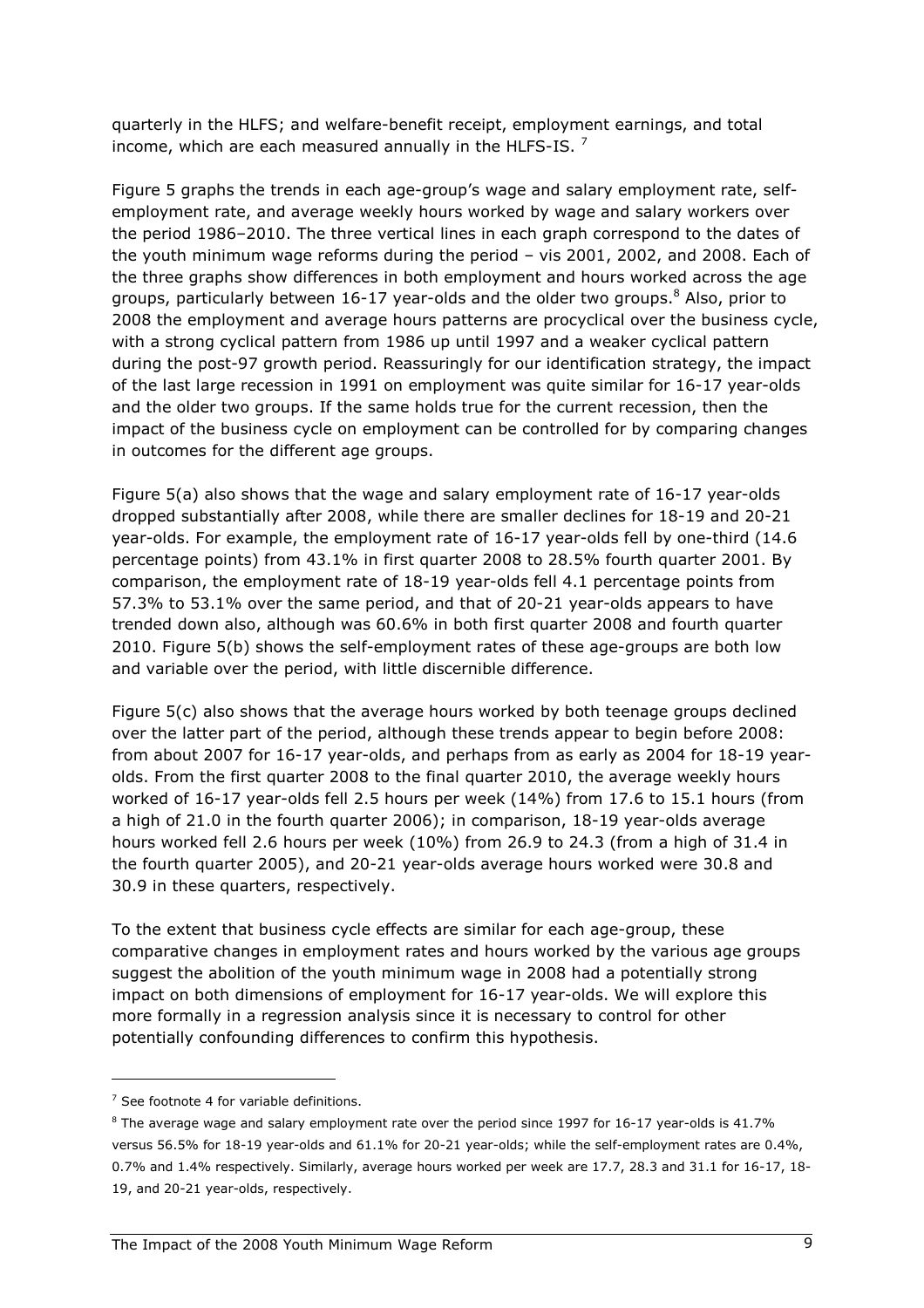quarterly in the HLFS; and welfare-benefit receipt, employment earnings, and total income, which are each measured annually in the HLFS-IS. [7]

Figure 5 graphs the trends in each age-group's wage and salary employment rate, self-employment rate, and average weekly hours worked by wage and salary workers over the period 1986–2010. The three vertical lines in each graph correspond to the dates of the youth minimum wage reforms during the period – vis 2001, 2002, and 2008. Each of the three graphs show differences in both employment and hours worked across the age groups, particularly between 16-17 year-olds and the older two groups.[8] Also, prior to 2008 the employment and average hours patterns are procyclical over the business cycle, with a strong cyclical pattern from 1986 up until 1997 and a weaker cyclical pattern during the post-97 growth period. Reassuringly for our identification strategy, the impact of the last large recession in 1991 on employment was quite similar for 16-17 year-olds and the older two groups. If the same holds true for the current recession, then the impact of the business cycle on employment can be controlled for by comparing changes in outcomes for the different age groups.

Figure 5(a) also shows that the wage and salary employment rate of 16-17 year-olds dropped substantially after 2008, while there are smaller declines for 18-19 and 20-21 year-olds. For example, the employment rate of 16-17 year-olds fell by one-third (14.6 percentage points) from 43.1% in first quarter 2008 to 28.5% fourth quarter 2001. By comparison, the employment rate of 18-19 year-olds fell 4.1 percentage points from 57.3% to 53.1% over the same period, and that of 20-21 year-olds appears to have trended down also, although was 60.6% in both first quarter 2008 and fourth quarter 2010. Figure 5(b) shows the self-employment rates of these age-groups are both low and variable over the period, with little discernible difference.

Figure 5(c) also shows that the average hours worked by both teenage groups declined over the latter part of the period, although these trends appear to begin before 2008: from about 2007 for 16-17 year-olds, and perhaps from as early as 2004 for 18-19 year-olds. From the first quarter 2008 to the final quarter 2010, the average weekly hours worked of 16-17 year-olds fell 2.5 hours per week (14%) from 17.6 to 15.1 hours (from a high of 21.0 in the fourth quarter 2006); in comparison, 18-19 year-olds average hours worked fell 2.6 hours per week (10%) from 26.9 to 24.3 (from a high of 31.4 in the fourth quarter 2005), and 20-21 year-olds average hours worked were 30.8 and 30.9 in these quarters, respectively.

To the extent that business cycle effects are similar for each age-group, these comparative changes in employment rates and hours worked by the various age groups suggest the abolition of the youth minimum wage in 2008 had a potentially strong impact on both dimensions of employment for 16-17 year-olds. We will explore this more formally in a regression analysis since it is necessary to control for other potentially confounding differences to confirm this hypothesis.

---

[7] See footnote 4 for variable definitions.

[8] The average wage and salary employment rate over the period since 1997 for 16-17 year-olds is 41.7% versus 56.5% for 18-19 year-olds and 61.1% for 20-21 year-olds; while the self-employment rates are 0.4%, 0.7% and 1.4% respectively. Similarly, average hours worked per week are 17.7, 28.3 and 31.1 for 16-17, 18-19, and 20-21 year-olds, respectively.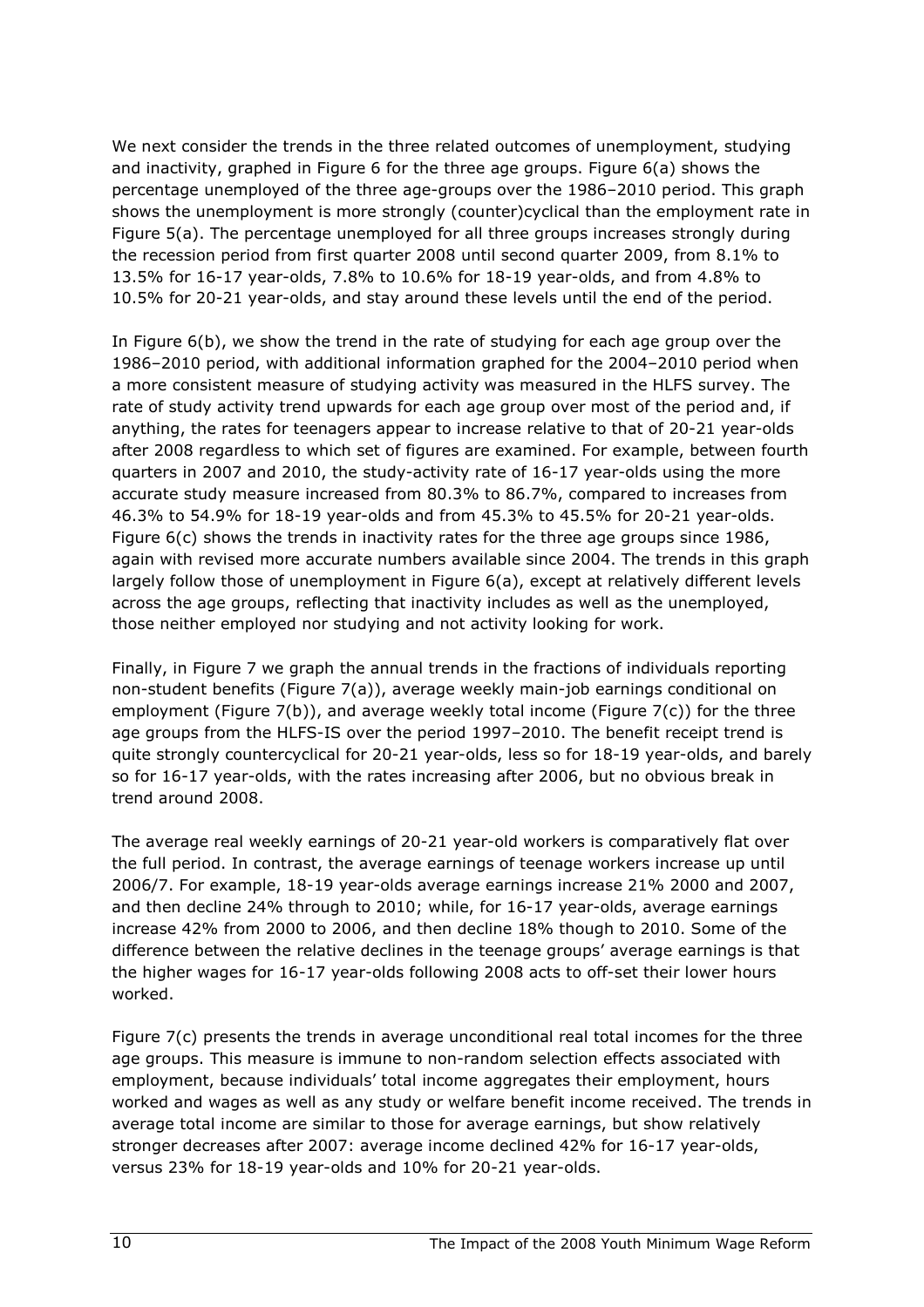We next consider the trends in the three related outcomes of unemployment, studying and inactivity, graphed in Figure 6 for the three age groups. Figure 6(a) shows the percentage unemployed of the three age-groups over the 1986–2010 period. This graph shows the unemployment is more strongly (counter)cyclical than the employment rate in Figure 5(a). The percentage unemployed for all three groups increases strongly during the recession period from first quarter 2008 until second quarter 2009, from 8.1% to 13.5% for 16-17 year-olds, 7.8% to 10.6% for 18-19 year-olds, and from 4.8% to 10.5% for 20-21 year-olds, and stay around these levels until the end of the period.

In Figure 6(b), we show the trend in the rate of studying for each age group over the 1986–2010 period, with additional information graphed for the 2004–2010 period when a more consistent measure of studying activity was measured in the HLFS survey. The rate of study activity trend upwards for each age group over most of the period and, if anything, the rates for teenagers appear to increase relative to that of 20-21 year-olds after 2008 regardless to which set of figures are examined. For example, between fourth quarters in 2007 and 2010, the study-activity rate of 16-17 year-olds using the more accurate study measure increased from 80.3% to 86.7%, compared to increases from 46.3% to 54.9% for 18-19 year-olds and from 45.3% to 45.5% for 20-21 year-olds. Figure 6(c) shows the trends in inactivity rates for the three age groups since 1986, again with revised more accurate numbers available since 2004. The trends in this graph largely follow those of unemployment in Figure 6(a), except at relatively different levels across the age groups, reflecting that inactivity includes as well as the unemployed, those neither employed nor studying and not activity looking for work.

Finally, in Figure 7 we graph the annual trends in the fractions of individuals reporting non-student benefits (Figure 7(a)), average weekly main-job earnings conditional on employment (Figure 7(b)), and average weekly total income (Figure 7(c)) for the three age groups from the HLFS-IS over the period 1997–2010. The benefit receipt trend is quite strongly countercyclical for 20-21 year-olds, less so for 18-19 year-olds, and barely so for 16-17 year-olds, with the rates increasing after 2006, but no obvious break in trend around 2008.

The average real weekly earnings of 20-21 year-old workers is comparatively flat over the full period. In contrast, the average earnings of teenage workers increase up until 2006/7. For example, 18-19 year-olds average earnings increase 21% 2000 and 2007, and then decline 24% through to 2010; while, for 16-17 year-olds, average earnings increase 42% from 2000 to 2006, and then decline 18% though to 2010. Some of the difference between the relative declines in the teenage groups' average earnings is that the higher wages for 16-17 year-olds following 2008 acts to off-set their lower hours worked.

Figure 7(c) presents the trends in average unconditional real total incomes for the three age groups. This measure is immune to non-random selection effects associated with employment, because individuals' total income aggregates their employment, hours worked and wages as well as any study or welfare benefit income received. The trends in average total income are similar to those for average earnings, but show relatively stronger decreases after 2007: average income declined 42% for 16-17 year-olds, versus 23% for 18-19 year-olds and 10% for 20-21 year-olds.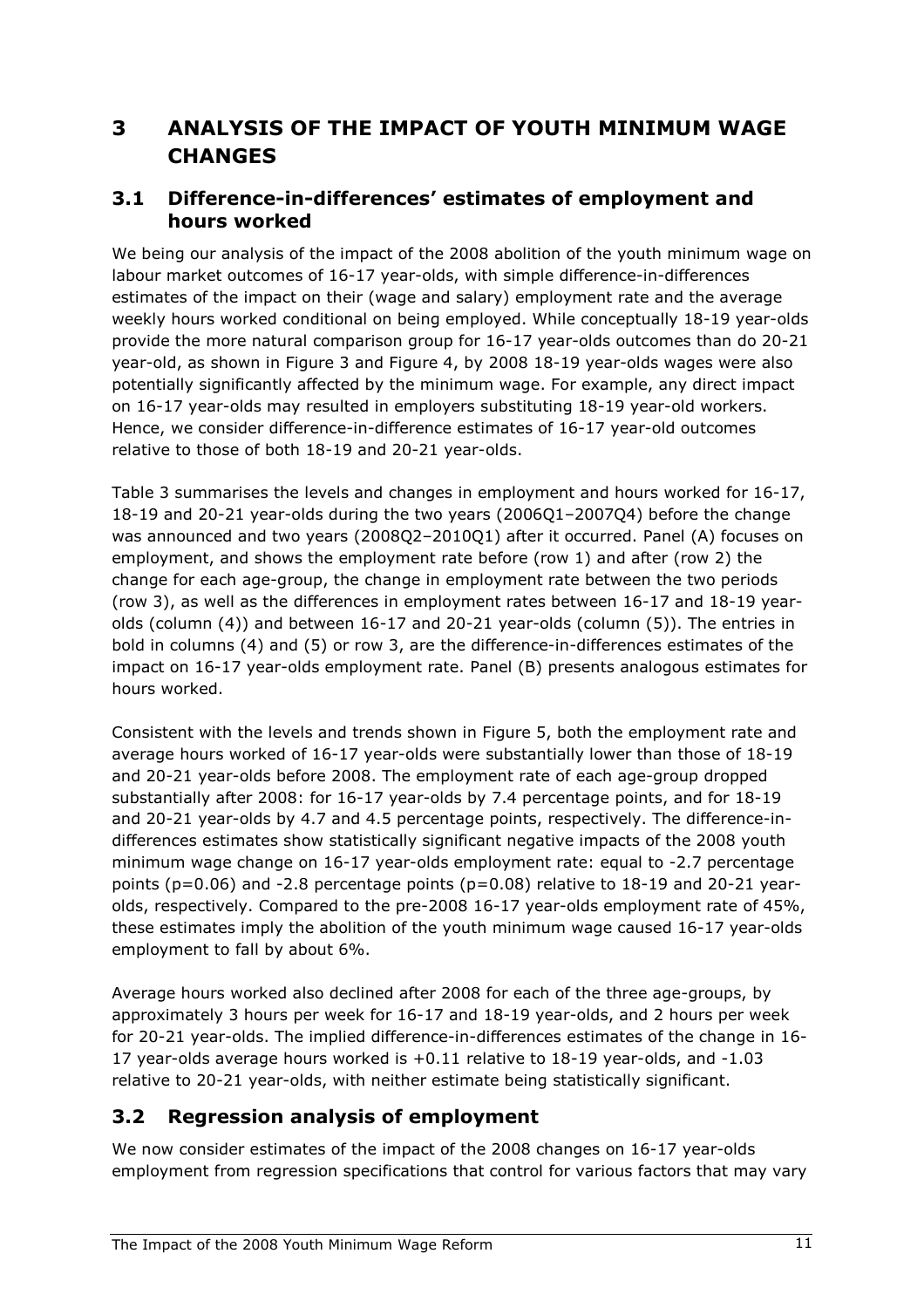# 3 ANALYSIS OF THE IMPACT OF YOUTH MINIMUM WAGE CHANGES

## 3.1 Difference-in-differences' estimates of employment and hours worked

We being our analysis of the impact of the 2008 abolition of the youth minimum wage on labour market outcomes of 16-17 year-olds, with simple difference-in-differences estimates of the impact on their (wage and salary) employment rate and the average weekly hours worked conditional on being employed. While conceptually 18-19 year-olds provide the more natural comparison group for 16-17 year-olds outcomes than do 20-21 year-old, as shown in Figure 3 and Figure 4, by 2008 18-19 year-olds wages were also potentially significantly affected by the minimum wage. For example, any direct impact on 16-17 year-olds may resulted in employers substituting 18-19 year-old workers. Hence, we consider difference-in-difference estimates of 16-17 year-old outcomes relative to those of both 18-19 and 20-21 year-olds.

Table 3 summarises the levels and changes in employment and hours worked for 16-17, 18-19 and 20-21 year-olds during the two years (2006Q1–2007Q4) before the change was announced and two years (2008Q2–2010Q1) after it occurred. Panel (A) focuses on employment, and shows the employment rate before (row 1) and after (row 2) the change for each age-group, the change in employment rate between the two periods (row 3), as well as the differences in employment rates between 16-17 and 18-19 year-olds (column (4)) and between 16-17 and 20-21 year-olds (column (5)). The entries in bold in columns (4) and (5) or row 3, are the difference-in-differences estimates of the impact on 16-17 year-olds employment rate. Panel (B) presents analogous estimates for hours worked.

Consistent with the levels and trends shown in Figure 5, both the employment rate and average hours worked of 16-17 year-olds were substantially lower than those of 18-19 and 20-21 year-olds before 2008. The employment rate of each age-group dropped substantially after 2008: for 16-17 year-olds by 7.4 percentage points, and for 18-19 and 20-21 year-olds by 4.7 and 4.5 percentage points, respectively. The difference-in-differences estimates show statistically significant negative impacts of the 2008 youth minimum wage change on 16-17 year-olds employment rate: equal to -2.7 percentage points ($p=0.06$) and -2.8 percentage points ($p=0.08$) relative to 18-19 and 20-21 year-olds, respectively. Compared to the pre-2008 16-17 year-olds employment rate of 45%, these estimates imply the abolition of the youth minimum wage caused 16-17 year-olds employment to fall by about 6%.

Average hours worked also declined after 2008 for each of the three age-groups, by approximately 3 hours per week for 16-17 and 18-19 year-olds, and 2 hours per week for 20-21 year-olds. The implied difference-in-differences estimates of the change in 16-17 year-olds average hours worked is +0.11 relative to 18-19 year-olds, and -1.03 relative to 20-21 year-olds, with neither estimate being statistically significant.

## 3.2 Regression analysis of employment

We now consider estimates of the impact of the 2008 changes on 16-17 year-olds employment from regression specifications that control for various factors that may vary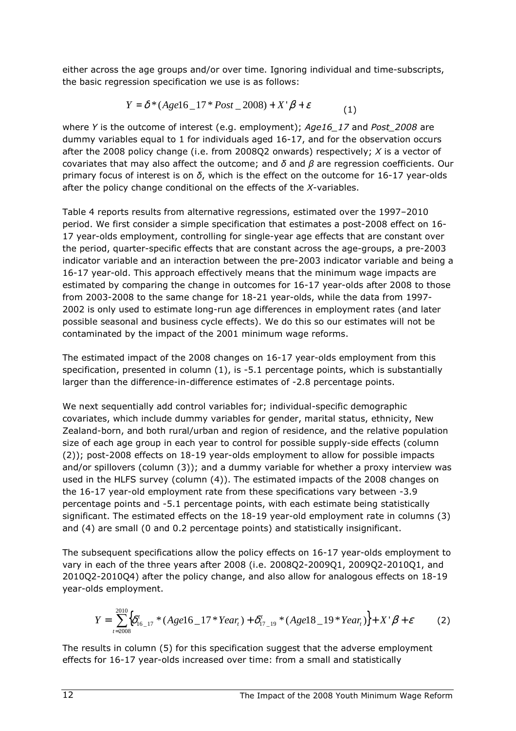either across the age groups and/or over time. Ignoring individual and time-subscripts, the basic regression specification we use is as follows:

$$Y = \delta * (Age16\_17 * Post\_2008) + X'\beta + \varepsilon \qquad (1)$$

where *Y* is the outcome of interest (e.g. employment); *Age16_17* and *Post_2008* are dummy variables equal to 1 for individuals aged 16-17, and for the observation occurs after the 2008 policy change (i.e. from 2008Q2 onwards) respectively; *X* is a vector of covariates that may also affect the outcome; and $\delta$ and $\beta$ are regression coefficients. Our primary focus of interest is on $\delta$, which is the effect on the outcome for 16-17 year-olds after the policy change conditional on the effects of the *X*-variables.

Table 4 reports results from alternative regressions, estimated over the 1997–2010 period. We first consider a simple specification that estimates a post-2008 effect on 16-17 year-olds employment, controlling for single-year age effects that are constant over the period, quarter-specific effects that are constant across the age-groups, a pre-2003 indicator variable and an interaction between the pre-2003 indicator variable and being a 16-17 year-old. This approach effectively means that the minimum wage impacts are estimated by comparing the change in outcomes for 16-17 year-olds after 2008 to those from 2003-2008 to the same change for 18-21 year-olds, while the data from 1997-2002 is only used to estimate long-run age differences in employment rates (and later possible seasonal and business cycle effects). We do this so our estimates will not be contaminated by the impact of the 2001 minimum wage reforms.

The estimated impact of the 2008 changes on 16-17 year-olds employment from this specification, presented in column (1), is -5.1 percentage points, which is substantially larger than the difference-in-difference estimates of -2.8 percentage points.

We next sequentially add control variables for; individual-specific demographic covariates, which include dummy variables for gender, marital status, ethnicity, New Zealand-born, and both rural/urban and region of residence, and the relative population size of each age group in each year to control for possible supply-side effects (column (2)); post-2008 effects on 18-19 year-olds employment to allow for possible impacts and/or spillovers (column (3)); and a dummy variable for whether a proxy interview was used in the HLFS survey (column (4)). The estimated impacts of the 2008 changes on the 16-17 year-old employment rate from these specifications vary between -3.9 percentage points and -5.1 percentage points, with each estimate being statistically significant. The estimated effects on the 18-19 year-old employment rate in columns (3) and (4) are small (0 and 0.2 percentage points) and statistically insignificant.

The subsequent specifications allow the policy effects on 16-17 year-olds employment to vary in each of the three years after 2008 (i.e. 2008Q2-2009Q1, 2009Q2-2010Q1, and 2010Q2-2010Q4) after the policy change, and also allow for analogous effects on 18-19 year-olds employment.

$$Y = \sum_{t=2008}^{2010} \left\{ \delta_{16\_17}^{t} * (Age16\_17 * Year_t) + \delta_{17\_19}^{t} * (Age18\_19 * Year_t) \right\} + X'\beta + \varepsilon \qquad (2)$$

The results in column (5) for this specification suggest that the adverse employment effects for 16-17 year-olds increased over time: from a small and statistically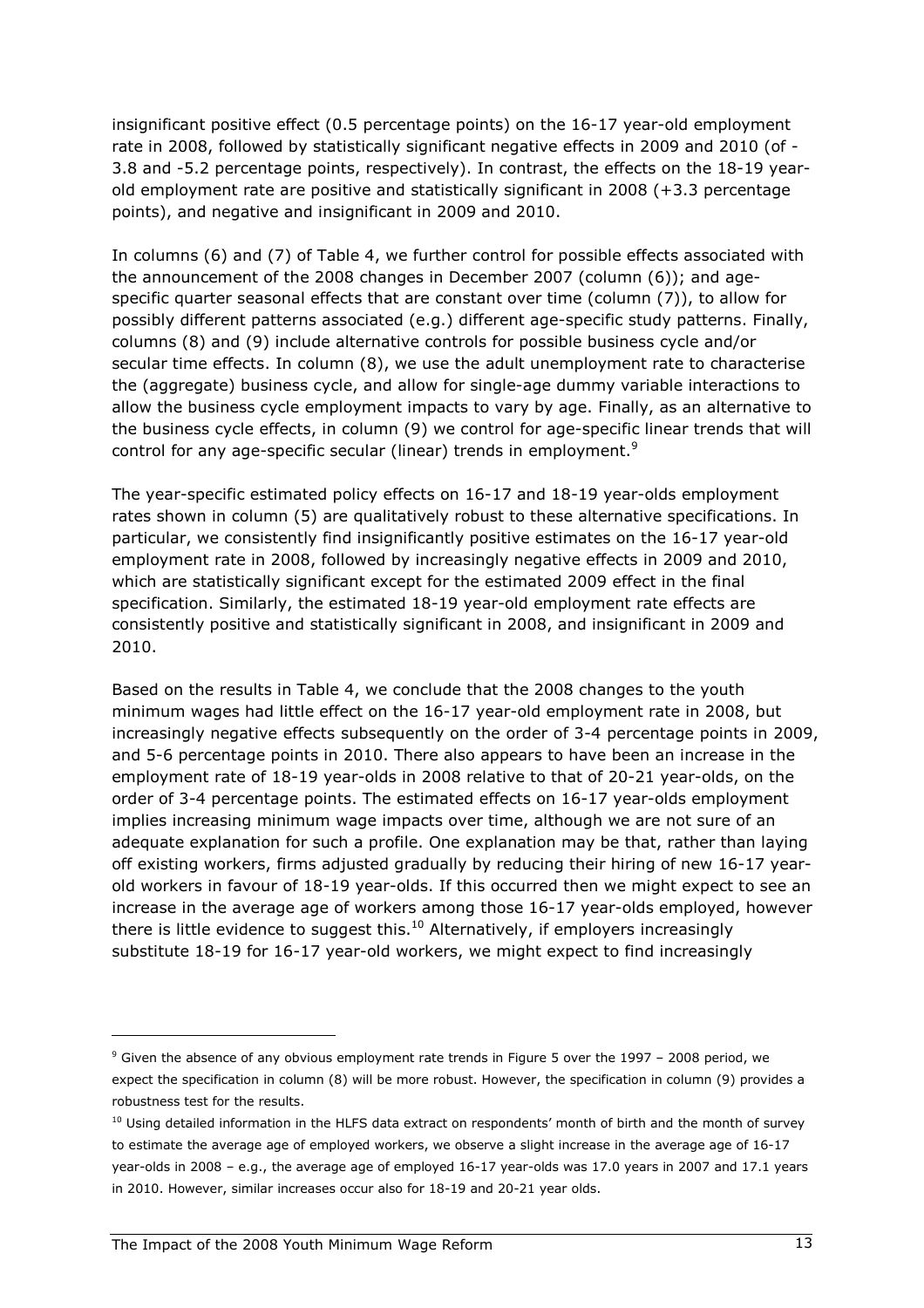insignificant positive effect (0.5 percentage points) on the 16-17 year-old employment rate in 2008, followed by statistically significant negative effects in 2009 and 2010 (of -3.8 and -5.2 percentage points, respectively). In contrast, the effects on the 18-19 year-old employment rate are positive and statistically significant in 2008 (+3.3 percentage points), and negative and insignificant in 2009 and 2010.

In columns (6) and (7) of Table 4, we further control for possible effects associated with the announcement of the 2008 changes in December 2007 (column (6)); and age-specific quarter seasonal effects that are constant over time (column (7)), to allow for possibly different patterns associated (e.g.) different age-specific study patterns. Finally, columns (8) and (9) include alternative controls for possible business cycle and/or secular time effects. In column (8), we use the adult unemployment rate to characterise the (aggregate) business cycle, and allow for single-age dummy variable interactions to allow the business cycle employment impacts to vary by age. Finally, as an alternative to the business cycle effects, in column (9) we control for age-specific linear trends that will control for any age-specific secular (linear) trends in employment.[9]

The year-specific estimated policy effects on 16-17 and 18-19 year-olds employment rates shown in column (5) are qualitatively robust to these alternative specifications. In particular, we consistently find insignificantly positive estimates on the 16-17 year-old employment rate in 2008, followed by increasingly negative effects in 2009 and 2010, which are statistically significant except for the estimated 2009 effect in the final specification. Similarly, the estimated 18-19 year-old employment rate effects are consistently positive and statistically significant in 2008, and insignificant in 2009 and 2010.

Based on the results in Table 4, we conclude that the 2008 changes to the youth minimum wages had little effect on the 16-17 year-old employment rate in 2008, but increasingly negative effects subsequently on the order of 3-4 percentage points in 2009, and 5-6 percentage points in 2010. There also appears to have been an increase in the employment rate of 18-19 year-olds in 2008 relative to that of 20-21 year-olds, on the order of 3-4 percentage points. The estimated effects on 16-17 year-olds employment implies increasing minimum wage impacts over time, although we are not sure of an adequate explanation for such a profile. One explanation may be that, rather than laying off existing workers, firms adjusted gradually by reducing their hiring of new 16-17 year-old workers in favour of 18-19 year-olds. If this occurred then we might expect to see an increase in the average age of workers among those 16-17 year-olds employed, however there is little evidence to suggest this.[10] Alternatively, if employers increasingly substitute 18-19 for 16-17 year-old workers, we might expect to find increasingly

---

[9] Given the absence of any obvious employment rate trends in Figure 5 over the 1997 – 2008 period, we expect the specification in column (8) will be more robust. However, the specification in column (9) provides a robustness test for the results.

[10] Using detailed information in the HLFS data extract on respondents' month of birth and the month of survey to estimate the average age of employed workers, we observe a slight increase in the average age of 16-17 year-olds in 2008 – e.g., the average age of employed 16-17 year-olds was 17.0 years in 2007 and 17.1 years in 2010. However, similar increases occur also for 18-19 and 20-21 year olds.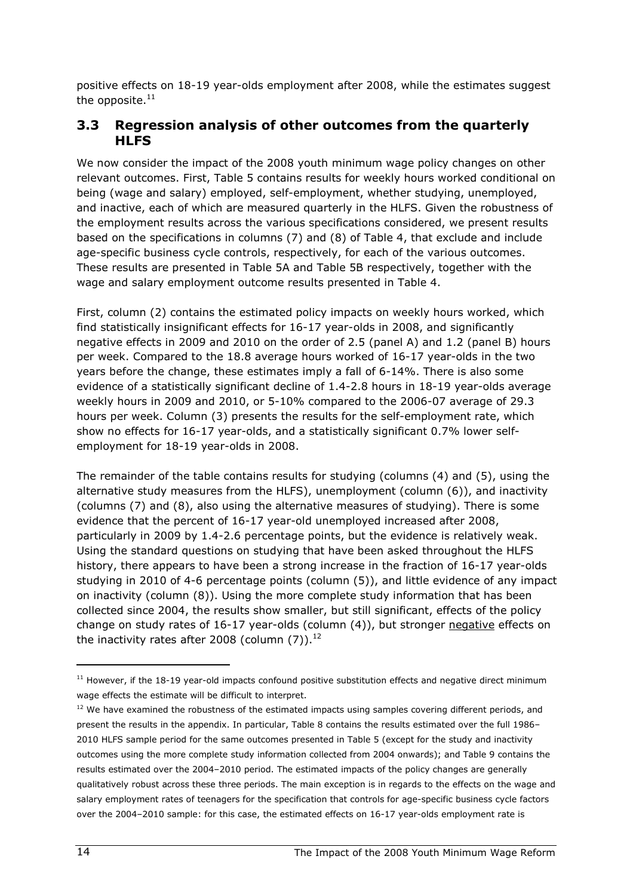positive effects on 18-19 year-olds employment after 2008, while the estimates suggest the opposite.[11]

## 3.3 Regression analysis of other outcomes from the quarterly HLFS

We now consider the impact of the 2008 youth minimum wage policy changes on other relevant outcomes. First, Table 5 contains results for weekly hours worked conditional on being (wage and salary) employed, self-employment, whether studying, unemployed, and inactive, each of which are measured quarterly in the HLFS. Given the robustness of the employment results across the various specifications considered, we present results based on the specifications in columns (7) and (8) of Table 4, that exclude and include age-specific business cycle controls, respectively, for each of the various outcomes. These results are presented in Table 5A and Table 5B respectively, together with the wage and salary employment outcome results presented in Table 4.

First, column (2) contains the estimated policy impacts on weekly hours worked, which find statistically insignificant effects for 16-17 year-olds in 2008, and significantly negative effects in 2009 and 2010 on the order of 2.5 (panel A) and 1.2 (panel B) hours per week. Compared to the 18.8 average hours worked of 16-17 year-olds in the two years before the change, these estimates imply a fall of 6-14%. There is also some evidence of a statistically significant decline of 1.4-2.8 hours in 18-19 year-olds average weekly hours in 2009 and 2010, or 5-10% compared to the 2006-07 average of 29.3 hours per week. Column (3) presents the results for the self-employment rate, which show no effects for 16-17 year-olds, and a statistically significant 0.7% lower self-employment for 18-19 year-olds in 2008.

The remainder of the table contains results for studying (columns (4) and (5), using the alternative study measures from the HLFS), unemployment (column (6)), and inactivity (columns (7) and (8), also using the alternative measures of studying). There is some evidence that the percent of 16-17 year-old unemployed increased after 2008, particularly in 2009 by 1.4-2.6 percentage points, but the evidence is relatively weak. Using the standard questions on studying that have been asked throughout the HLFS history, there appears to have been a strong increase in the fraction of 16-17 year-olds studying in 2010 of 4-6 percentage points (column (5)), and little evidence of any impact on inactivity (column (8)). Using the more complete study information that has been collected since 2004, the results show smaller, but still significant, effects of the policy change on study rates of 16-17 year-olds (column (4)), but stronger <u>negative</u> effects on the inactivity rates after 2008 (column (7)).[12]

---

[11] However, if the 18-19 year-old impacts confound positive substitution effects and negative direct minimum wage effects the estimate will be difficult to interpret.

[12] We have examined the robustness of the estimated impacts using samples covering different periods, and present the results in the appendix. In particular, Table 8 contains the results estimated over the full 1986–2010 HLFS sample period for the same outcomes presented in Table 5 (except for the study and inactivity outcomes using the more complete study information collected from 2004 onwards); and Table 9 contains the results estimated over the 2004–2010 period. The estimated impacts of the policy changes are generally qualitatively robust across these three periods. The main exception is in regards to the effects on the wage and salary employment rates of teenagers for the specification that controls for age-specific business cycle factors over the 2004–2010 sample: for this case, the estimated effects on 16-17 year-olds employment rate is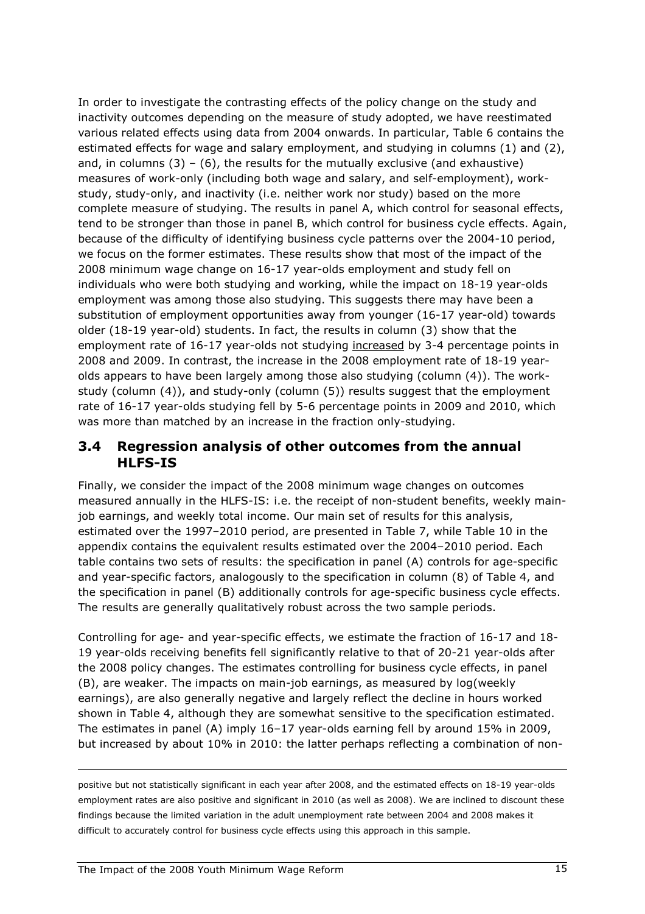In order to investigate the contrasting effects of the policy change on the study and inactivity outcomes depending on the measure of study adopted, we have reestimated various related effects using data from 2004 onwards. In particular, Table 6 contains the estimated effects for wage and salary employment, and studying in columns (1) and (2), and, in columns (3) – (6), the results for the mutually exclusive (and exhaustive) measures of work-only (including both wage and salary, and self-employment), work-study, study-only, and inactivity (i.e. neither work nor study) based on the more complete measure of studying. The results in panel A, which control for seasonal effects, tend to be stronger than those in panel B, which control for business cycle effects. Again, because of the difficulty of identifying business cycle patterns over the 2004-10 period, we focus on the former estimates. These results show that most of the impact of the 2008 minimum wage change on 16-17 year-olds employment and study fell on individuals who were both studying and working, while the impact on 18-19 year-olds employment was among those also studying. This suggests there may have been a substitution of employment opportunities away from younger (16-17 year-old) towards older (18-19 year-old) students. In fact, the results in column (3) show that the employment rate of 16-17 year-olds not studying <u>increased</u> by 3-4 percentage points in 2008 and 2009. In contrast, the increase in the 2008 employment rate of 18-19 year-olds appears to have been largely among those also studying (column (4)). The work-study (column (4)), and study-only (column (5)) results suggest that the employment rate of 16-17 year-olds studying fell by 5-6 percentage points in 2009 and 2010, which was more than matched by an increase in the fraction only-studying.

## 3.4 Regression analysis of other outcomes from the annual HLFS-IS

Finally, we consider the impact of the 2008 minimum wage changes on outcomes measured annually in the HLFS-IS: i.e. the receipt of non-student benefits, weekly main-job earnings, and weekly total income. Our main set of results for this analysis, estimated over the 1997–2010 period, are presented in Table 7, while Table 10 in the appendix contains the equivalent results estimated over the 2004–2010 period. Each table contains two sets of results: the specification in panel (A) controls for age-specific and year-specific factors, analogously to the specification in column (8) of Table 4, and the specification in panel (B) additionally controls for age-specific business cycle effects. The results are generally qualitatively robust across the two sample periods.

Controlling for age- and year-specific effects, we estimate the fraction of 16-17 and 18-19 year-olds receiving benefits fell significantly relative to that of 20-21 year-olds after the 2008 policy changes. The estimates controlling for business cycle effects, in panel (B), are weaker. The impacts on main-job earnings, as measured by log(weekly earnings), are also generally negative and largely reflect the decline in hours worked shown in Table 4, although they are somewhat sensitive to the specification estimated. The estimates in panel (A) imply 16–17 year-olds earning fell by around 15% in 2009, but increased by about 10% in 2010: the latter perhaps reflecting a combination of non-

---

positive but not statistically significant in each year after 2008, and the estimated effects on 18-19 year-olds employment rates are also positive and significant in 2010 (as well as 2008). We are inclined to discount these findings because the limited variation in the adult unemployment rate between 2004 and 2008 makes it difficult to accurately control for business cycle effects using this approach in this sample.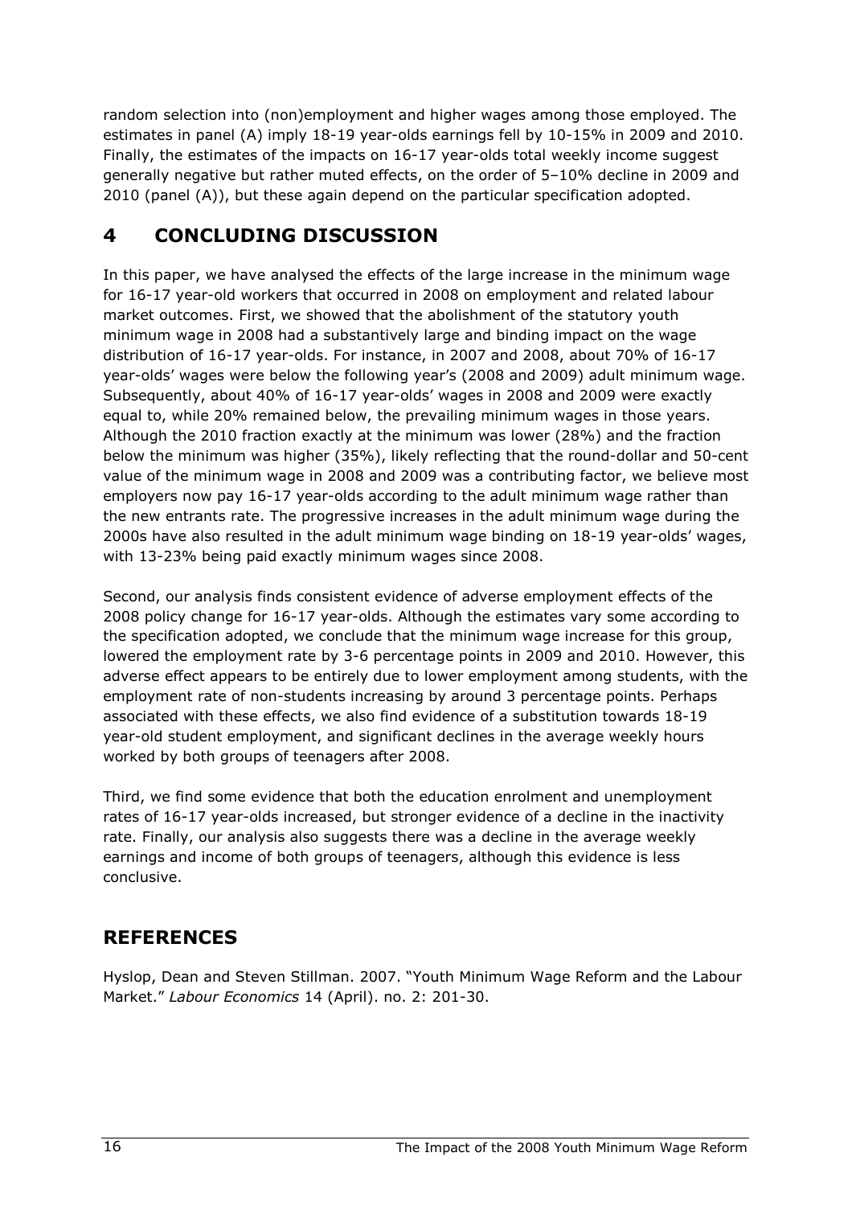random selection into (non)employment and higher wages among those employed. The estimates in panel (A) imply 18-19 year-olds earnings fell by 10-15% in 2009 and 2010. Finally, the estimates of the impacts on 16-17 year-olds total weekly income suggest generally negative but rather muted effects, on the order of 5–10% decline in 2009 and 2010 (panel (A)), but these again depend on the particular specification adopted.

# 4 CONCLUDING DISCUSSION

In this paper, we have analysed the effects of the large increase in the minimum wage for 16-17 year-old workers that occurred in 2008 on employment and related labour market outcomes. First, we showed that the abolishment of the statutory youth minimum wage in 2008 had a substantively large and binding impact on the wage distribution of 16-17 year-olds. For instance, in 2007 and 2008, about 70% of 16-17 year-olds' wages were below the following year's (2008 and 2009) adult minimum wage. Subsequently, about 40% of 16-17 year-olds' wages in 2008 and 2009 were exactly equal to, while 20% remained below, the prevailing minimum wages in those years. Although the 2010 fraction exactly at the minimum was lower (28%) and the fraction below the minimum was higher (35%), likely reflecting that the round-dollar and 50-cent value of the minimum wage in 2008 and 2009 was a contributing factor, we believe most employers now pay 16-17 year-olds according to the adult minimum wage rather than the new entrants rate. The progressive increases in the adult minimum wage during the 2000s have also resulted in the adult minimum wage binding on 18-19 year-olds' wages, with 13-23% being paid exactly minimum wages since 2008.

Second, our analysis finds consistent evidence of adverse employment effects of the 2008 policy change for 16-17 year-olds. Although the estimates vary some according to the specification adopted, we conclude that the minimum wage increase for this group, lowered the employment rate by 3-6 percentage points in 2009 and 2010. However, this adverse effect appears to be entirely due to lower employment among students, with the employment rate of non-students increasing by around 3 percentage points. Perhaps associated with these effects, we also find evidence of a substitution towards 18-19 year-old student employment, and significant declines in the average weekly hours worked by both groups of teenagers after 2008.

Third, we find some evidence that both the education enrolment and unemployment rates of 16-17 year-olds increased, but stronger evidence of a decline in the inactivity rate. Finally, our analysis also suggests there was a decline in the average weekly earnings and income of both groups of teenagers, although this evidence is less conclusive.

# REFERENCES

Hyslop, Dean and Steven Stillman. 2007. "Youth Minimum Wage Reform and the Labour Market." *Labour Economics* 14 (April). no. 2: 201-30.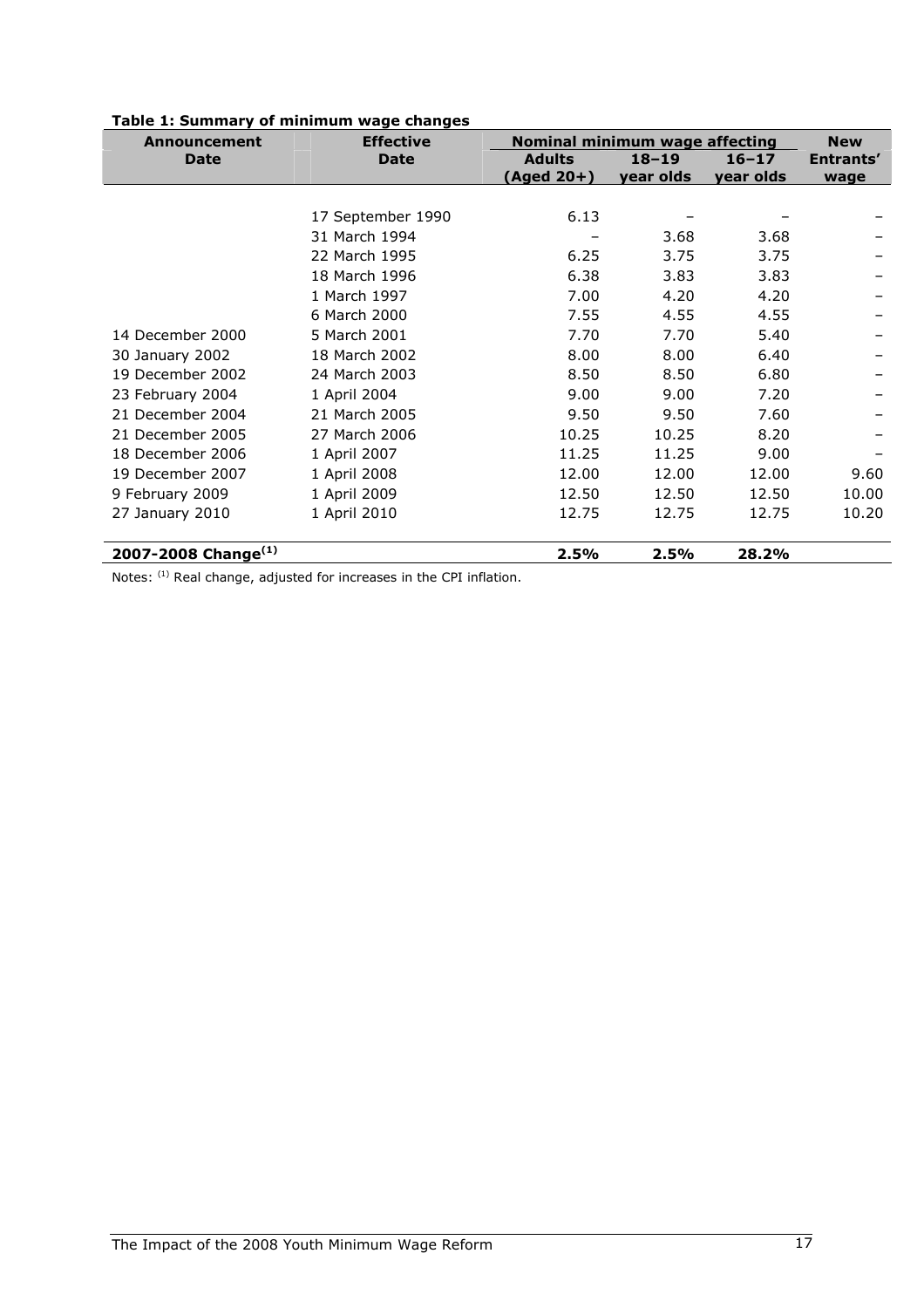**Table 1: Summary of minimum wage changes**

| Announcement Date | Effective Date | Nominal minimum wage affecting | | | New Entrants' wage |
|---|---|---|---|---|---|
| | | Adults (Aged 20+) | 18–19 year olds | 16–17 year olds | |
| | 17 September 1990 | 6.13 | – | – | – |
| | 31 March 1994 | – | 3.68 | 3.68 | – |
| | 22 March 1995 | 6.25 | 3.75 | 3.75 | – |
| | 18 March 1996 | 6.38 | 3.83 | 3.83 | – |
| | 1 March 1997 | 7.00 | 4.20 | 4.20 | – |
| | 6 March 2000 | 7.55 | 4.55 | 4.55 | – |
| 14 December 2000 | 5 March 2001 | 7.70 | 7.70 | 5.40 | – |
| 30 January 2002 | 18 March 2002 | 8.00 | 8.00 | 6.40 | – |
| 19 December 2002 | 24 March 2003 | 8.50 | 8.50 | 6.80 | – |
| 23 February 2004 | 1 April 2004 | 9.00 | 9.00 | 7.20 | – |
| 21 December 2004 | 21 March 2005 | 9.50 | 9.50 | 7.60 | – |
| 21 December 2005 | 27 March 2006 | 10.25 | 10.25 | 8.20 | – |
| 18 December 2006 | 1 April 2007 | 11.25 | 11.25 | 9.00 | – |
| 19 December 2007 | 1 April 2008 | 12.00 | 12.00 | 12.00 | 9.60 |
| 9 February 2009 | 1 April 2009 | 12.50 | 12.50 | 12.50 | 10.00 |
| 27 January 2010 | 1 April 2010 | 12.75 | 12.75 | 12.75 | 10.20 |
| **2007-2008 Change[(1)]** | | **2.5%** | **2.5%** | **28.2%** | |

Notes: [(1)] Real change, adjusted for increases in the CPI inflation.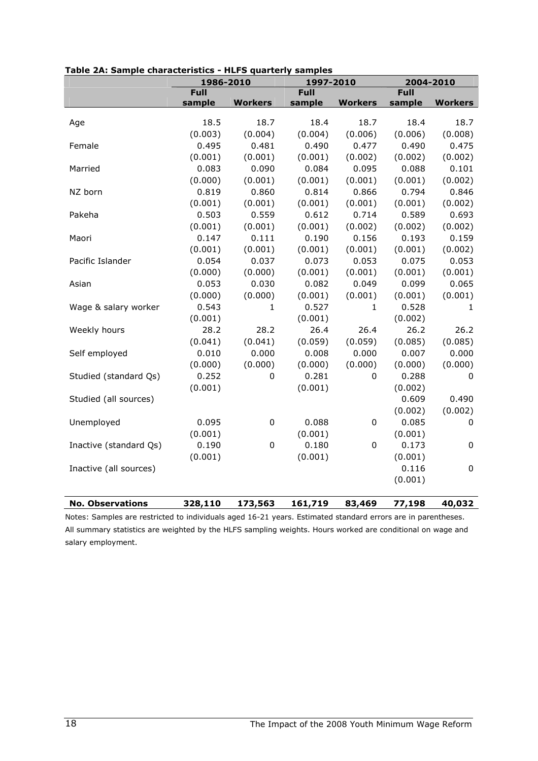**Table 2A: Sample characteristics - HLFS quarterly samples**

| | 1986-2010 | | 1997-2010 | | 2004-2010 | |
|---|---|---|---|---|---|---|
| | Full sample | Workers | Full sample | Workers | Full sample | Workers |
| Age | 18.5 | 18.7 | 18.4 | 18.7 | 18.4 | 18.7 |
| | (0.003) | (0.004) | (0.004) | (0.006) | (0.006) | (0.008) |
| Female | 0.495 | 0.481 | 0.490 | 0.477 | 0.490 | 0.475 |
| | (0.001) | (0.001) | (0.001) | (0.002) | (0.002) | (0.002) |
| Married | 0.083 | 0.090 | 0.084 | 0.095 | 0.088 | 0.101 |
| | (0.000) | (0.001) | (0.001) | (0.001) | (0.001) | (0.002) |
| NZ born | 0.819 | 0.860 | 0.814 | 0.866 | 0.794 | 0.846 |
| | (0.001) | (0.001) | (0.001) | (0.001) | (0.001) | (0.002) |
| Pakeha | 0.503 | 0.559 | 0.612 | 0.714 | 0.589 | 0.693 |
| | (0.001) | (0.001) | (0.001) | (0.002) | (0.002) | (0.002) |
| Maori | 0.147 | 0.111 | 0.190 | 0.156 | 0.193 | 0.159 |
| | (0.001) | (0.001) | (0.001) | (0.001) | (0.001) | (0.002) |
| Pacific Islander | 0.054 | 0.037 | 0.073 | 0.053 | 0.075 | 0.053 |
| | (0.000) | (0.000) | (0.001) | (0.001) | (0.001) | (0.001) |
| Asian | 0.053 | 0.030 | 0.082 | 0.049 | 0.099 | 0.065 |
| | (0.000) | (0.000) | (0.001) | (0.001) | (0.001) | (0.001) |
| Wage & salary worker | 0.543 | 1 | 0.527 | 1 | 0.528 | 1 |
| | (0.001) | | (0.001) | | (0.002) | |
| Weekly hours | 28.2 | 28.2 | 26.4 | 26.4 | 26.2 | 26.2 |
| | (0.041) | (0.041) | (0.059) | (0.059) | (0.085) | (0.085) |
| Self employed | 0.010 | 0.000 | 0.008 | 0.000 | 0.007 | 0.000 |
| | (0.000) | (0.000) | (0.000) | (0.000) | (0.000) | (0.000) |
| Studied (standard Qs) | 0.252 | 0 | 0.281 | 0 | 0.288 | 0 |
| | (0.001) | | (0.001) | | (0.002) | |
| Studied (all sources) | | | | | 0.609 | 0.490 |
| | | | | | (0.002) | (0.002) |
| Unemployed | 0.095 | 0 | 0.088 | 0 | 0.085 | 0 |
| | (0.001) | | (0.001) | | (0.001) | |
| Inactive (standard Qs) | 0.190 | 0 | 0.180 | 0 | 0.173 | 0 |
| | (0.001) | | (0.001) | | (0.001) | |
| Inactive (all sources) | | | | | 0.116 | 0 |
| | | | | | (0.001) | |
| **No. Observations** | **328,110** | **173,563** | **161,719** | **83,469** | **77,198** | **40,032** |

Notes: Samples are restricted to individuals aged 16-21 years. Estimated standard errors are in parentheses. All summary statistics are weighted by the HLFS sampling weights. Hours worked are conditional on wage and salary employment.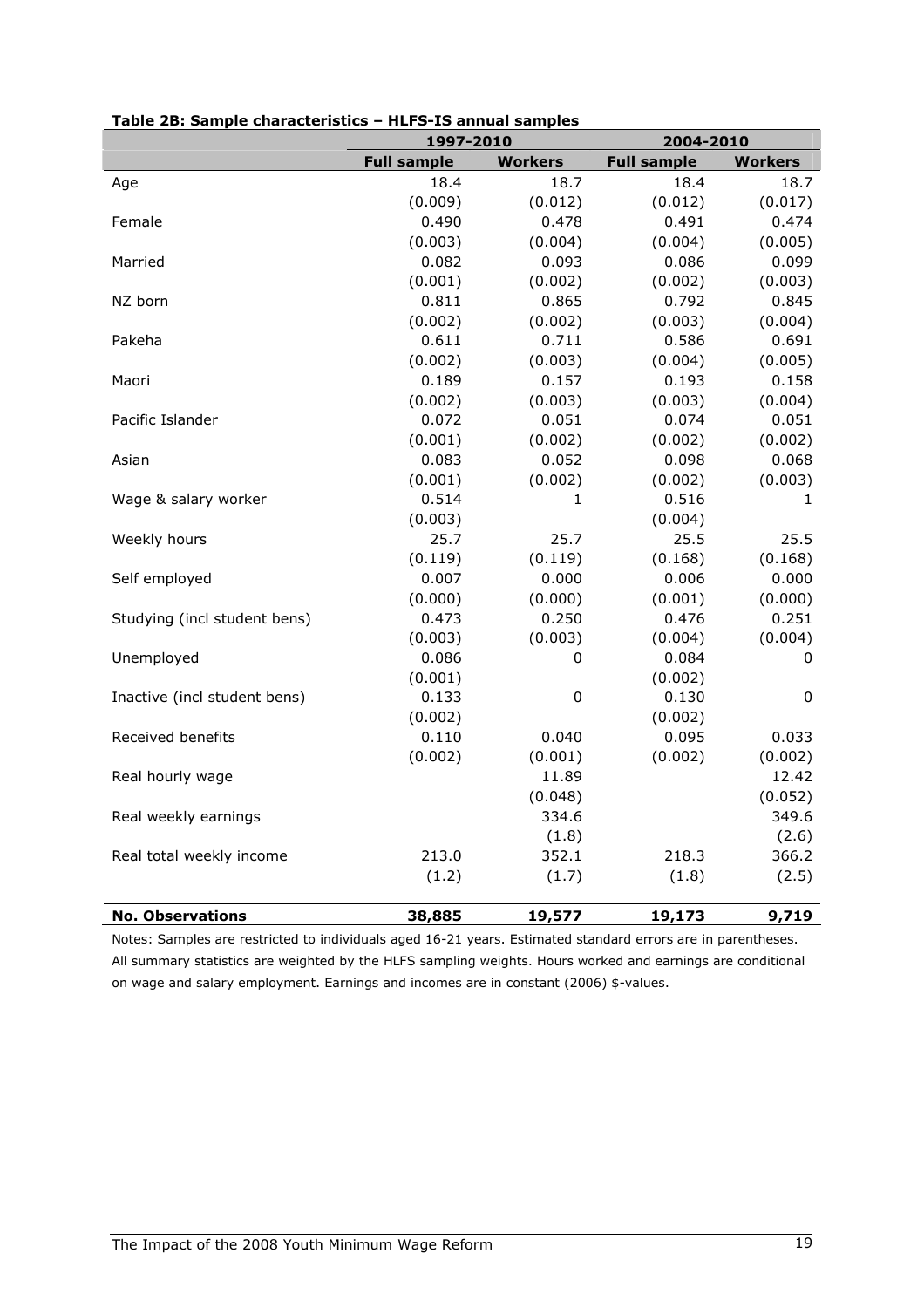**Table 2B: Sample characteristics – HLFS-IS annual samples**

| | 1997-2010 | | 2004-2010 | |
|---|---|---|---|---|
| | **Full sample** | **Workers** | **Full sample** | **Workers** |
| Age | 18.4 | 18.7 | 18.4 | 18.7 |
| | (0.009) | (0.012) | (0.012) | (0.017) |
| Female | 0.490 | 0.478 | 0.491 | 0.474 |
| | (0.003) | (0.004) | (0.004) | (0.005) |
| Married | 0.082 | 0.093 | 0.086 | 0.099 |
| | (0.001) | (0.002) | (0.002) | (0.003) |
| NZ born | 0.811 | 0.865 | 0.792 | 0.845 |
| | (0.002) | (0.002) | (0.003) | (0.004) |
| Pakeha | 0.611 | 0.711 | 0.586 | 0.691 |
| | (0.002) | (0.003) | (0.004) | (0.005) |
| Maori | 0.189 | 0.157 | 0.193 | 0.158 |
| | (0.002) | (0.003) | (0.003) | (0.004) |
| Pacific Islander | 0.072 | 0.051 | 0.074 | 0.051 |
| | (0.001) | (0.002) | (0.002) | (0.002) |
| Asian | 0.083 | 0.052 | 0.098 | 0.068 |
| | (0.001) | (0.002) | (0.002) | (0.003) |
| Wage & salary worker | 0.514 | 1 | 0.516 | 1 |
| | (0.003) | | (0.004) | |
| Weekly hours | 25.7 | 25.7 | 25.5 | 25.5 |
| | (0.119) | (0.119) | (0.168) | (0.168) |
| Self employed | 0.007 | 0.000 | 0.006 | 0.000 |
| | (0.000) | (0.000) | (0.001) | (0.000) |
| Studying (incl student bens) | 0.473 | 0.250 | 0.476 | 0.251 |
| | (0.003) | (0.003) | (0.004) | (0.004) |
| Unemployed | 0.086 | 0 | 0.084 | 0 |
| | (0.001) | | (0.002) | |
| Inactive (incl student bens) | 0.133 | 0 | 0.130 | 0 |
| | (0.002) | | (0.002) | |
| Received benefits | 0.110 | 0.040 | 0.095 | 0.033 |
| | (0.002) | (0.001) | (0.002) | (0.002) |
| Real hourly wage | | 11.89 | | 12.42 |
| | | (0.048) | | (0.052) |
| Real weekly earnings | | 334.6 | | 349.6 |
| | | (1.8) | | (2.6) |
| Real total weekly income | 213.0 | 352.1 | 218.3 | 366.2 |
| | (1.2) | (1.7) | (1.8) | (2.5) |
| **No. Observations** | **38,885** | **19,577** | **19,173** | **9,719** |

Notes: Samples are restricted to individuals aged 16-21 years. Estimated standard errors are in parentheses. All summary statistics are weighted by the HLFS sampling weights. Hours worked and earnings are conditional on wage and salary employment. Earnings and incomes are in constant (2006) $-values.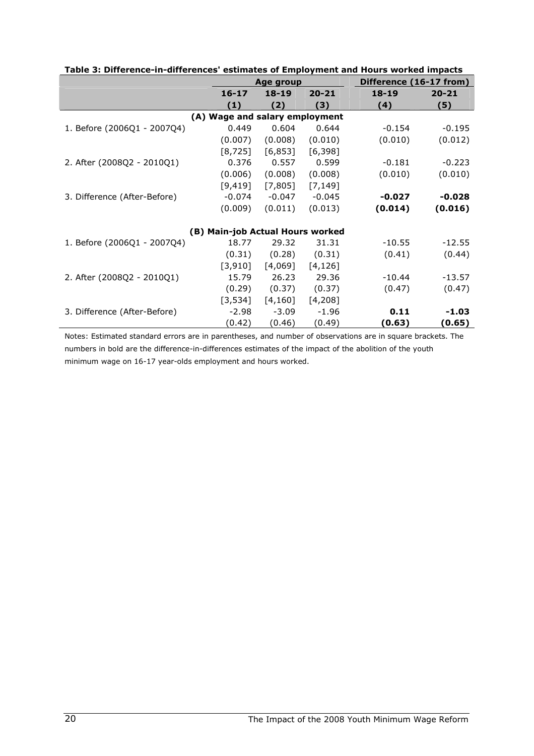**Table 3: Difference-in-differences' estimates of Employment and Hours worked impacts**

| | Age group | | | Difference (16-17 from) | |
|---|---|---|---|---|---|
| | 16-17 | 18-19 | 20-21 | 18-19 | 20-21 |
| | (1) | (2) | (3) | (4) | (5) |
| **(A) Wage and salary employment** | | | | | |
| 1. Before (2006Q1 - 2007Q4) | 0.449 | 0.604 | 0.644 | -0.154 | -0.195 |
| | (0.007) | (0.008) | (0.010) | (0.010) | (0.012) |
| | [8,725] | [6,853] | [6,398] | | |
| 2. After (2008Q2 - 2010Q1) | 0.376 | 0.557 | 0.599 | -0.181 | -0.223 |
| | (0.006) | (0.008) | (0.008) | (0.010) | (0.010) |
| | [9,419] | [7,805] | [7,149] | | |
| 3. Difference (After-Before) | -0.074 | -0.047 | -0.045 | **-0.027** | **-0.028** |
| | (0.009) | (0.011) | (0.013) | **(0.014)** | **(0.016)** |
| **(B) Main-job Actual Hours worked** | | | | | |
| 1. Before (2006Q1 - 2007Q4) | 18.77 | 29.32 | 31.31 | -10.55 | -12.55 |
| | (0.31) | (0.28) | (0.31) | (0.41) | (0.44) |
| | [3,910] | [4,069] | [4,126] | | |
| 2. After (2008Q2 - 2010Q1) | 15.79 | 26.23 | 29.36 | -10.44 | -13.57 |
| | (0.29) | (0.37) | (0.37) | (0.47) | (0.47) |
| | [3,534] | [4,160] | [4,208] | | |
| 3. Difference (After-Before) | -2.98 | -3.09 | -1.96 | **0.11** | **-1.03** |
| | (0.42) | (0.46) | (0.49) | **(0.63)** | **(0.65)** |

Notes: Estimated standard errors are in parentheses, and number of observations are in square brackets. The numbers in bold are the difference-in-differences estimates of the impact of the abolition of the youth minimum wage on 16-17 year-olds employment and hours worked.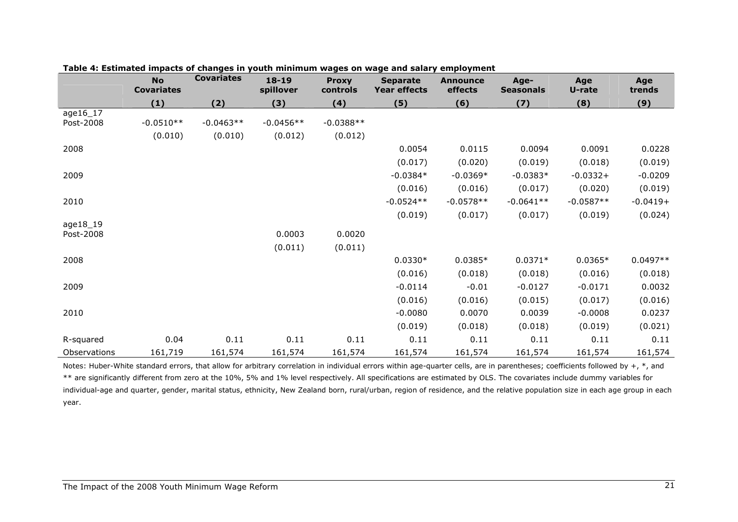**Table 4: Estimated impacts of changes in youth minimum wages on wage and salary employment**

| | No Covariates | Covariates | 18-19 spillover | Proxy controls | Separate Year effects | Announce effects | Age-Seasonals | Age U-rate | Age trends |
|---|---|---|---|---|---|---|---|---|---|
| | (1) | (2) | (3) | (4) | (5) | (6) | (7) | (8) | (9) |
| age16_17 | | | | | | | | | |
| Post-2008 | -0.0510** | -0.0463** | -0.0456** | -0.0388** | | | | | |
| | (0.010) | (0.010) | (0.012) | (0.012) | | | | | |
| 2008 | | | | | 0.0054 | 0.0115 | 0.0094 | 0.0091 | 0.0228 |
| | | | | | (0.017) | (0.020) | (0.019) | (0.018) | (0.019) |
| 2009 | | | | | -0.0384* | -0.0369* | -0.0383* | -0.0332+ | -0.0209 |
| | | | | | (0.016) | (0.016) | (0.017) | (0.020) | (0.019) |
| 2010 | | | | | -0.0524** | -0.0578** | -0.0641** | -0.0587** | -0.0419+ |
| | | | | | (0.019) | (0.017) | (0.017) | (0.019) | (0.024) |
| age18_19 | | | | | | | | | |
| Post-2008 | | | 0.0003 | 0.0020 | | | | | |
| | | | (0.011) | (0.011) | | | | | |
| 2008 | | | | | 0.0330* | 0.0385* | 0.0371* | 0.0365* | 0.0497** |
| | | | | | (0.016) | (0.018) | (0.018) | (0.016) | (0.018) |
| 2009 | | | | | -0.0114 | -0.01 | -0.0127 | -0.0171 | 0.0032 |
| | | | | | (0.016) | (0.016) | (0.015) | (0.017) | (0.016) |
| 2010 | | | | | -0.0080 | 0.0070 | 0.0039 | -0.0008 | 0.0237 |
| | | | | | (0.019) | (0.018) | (0.018) | (0.019) | (0.021) |
| R-squared | 0.04 | 0.11 | 0.11 | 0.11 | 0.11 | 0.11 | 0.11 | 0.11 | 0.11 |
| Observations | 161,719 | 161,574 | 161,574 | 161,574 | 161,574 | 161,574 | 161,574 | 161,574 | 161,574 |

Notes: Huber-White standard errors, that allow for arbitrary correlation in individual errors within age-quarter cells, are in parentheses; coefficients followed by +, *, and ** are significantly different from zero at the 10%, 5% and 1% level respectively. All specifications are estimated by OLS. The covariates include dummy variables for individual-age and quarter, gender, marital status, ethnicity, New Zealand born, rural/urban, region of residence, and the relative population size in each age group in each year.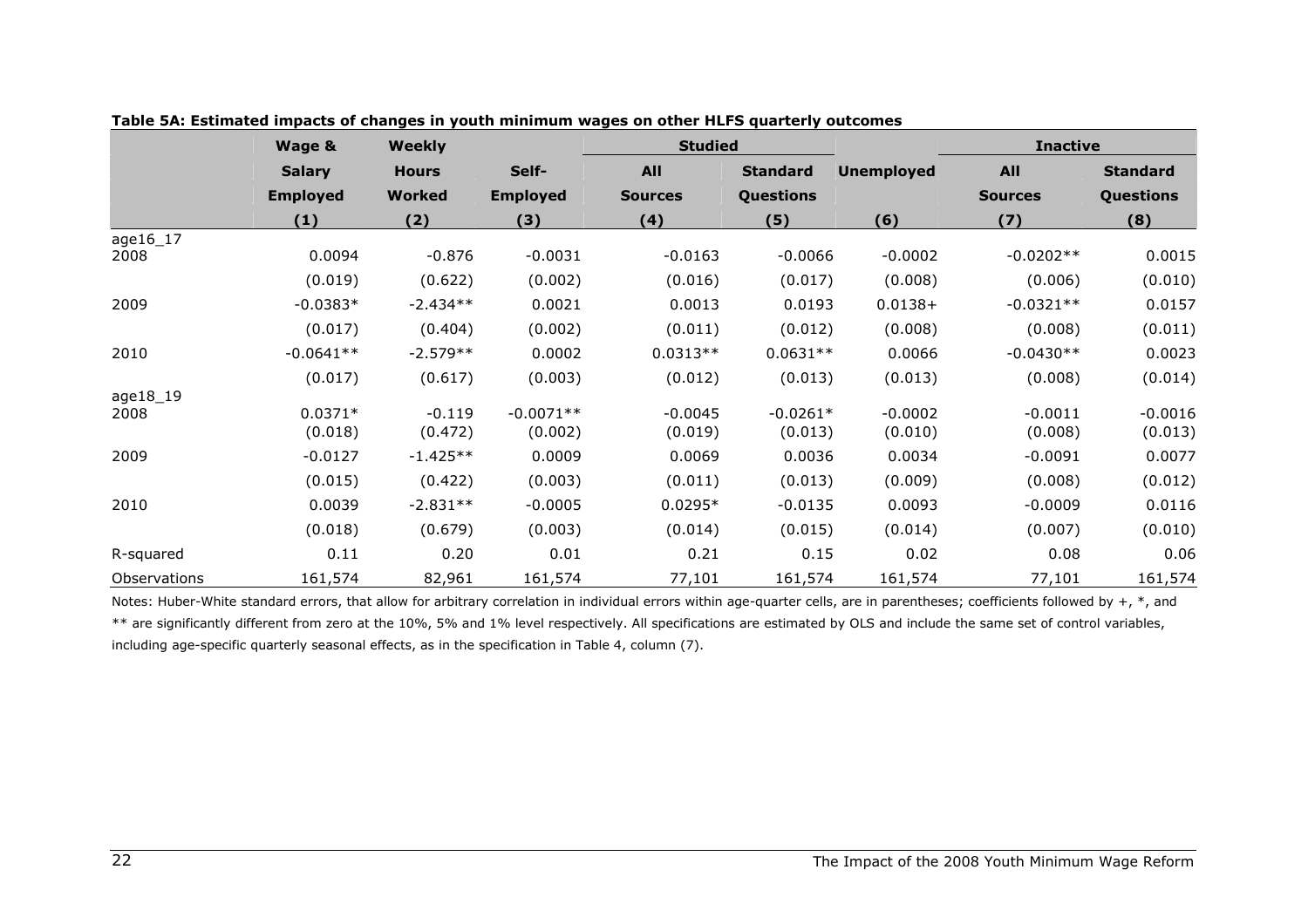**Table 5A: Estimated impacts of changes in youth minimum wages on other HLFS quarterly outcomes**

| | Wage & Salary Employed | Weekly Hours Worked | Self-Employed | Studied | | Unemployed | Inactive | |
|---|---|---|---|---|---|---|---|---|
| | | | | All Sources | Standard Questions | | All Sources | Standard Questions |
| | (1) | (2) | (3) | (4) | (5) | (6) | (7) | (8) |
| age16_17 | | | | | | | | |
| 2008 | 0.0094 | -0.876 | -0.0031 | -0.0163 | -0.0066 | -0.0002 | -0.0202** | 0.0015 |
| | (0.019) | (0.622) | (0.002) | (0.016) | (0.017) | (0.008) | (0.006) | (0.010) |
| 2009 | -0.0383* | -2.434** | 0.0021 | 0.0013 | 0.0193 | 0.0138+ | -0.0321** | 0.0157 |
| | (0.017) | (0.404) | (0.002) | (0.011) | (0.012) | (0.008) | (0.008) | (0.011) |
| 2010 | -0.0641** | -2.579** | 0.0002 | 0.0313** | 0.0631** | 0.0066 | -0.0430** | 0.0023 |
| | (0.017) | (0.617) | (0.003) | (0.012) | (0.013) | (0.013) | (0.008) | (0.014) |
| age18_19 | | | | | | | | |
| 2008 | 0.0371* | -0.119 | -0.0071** | -0.0045 | -0.0261* | -0.0002 | -0.0011 | -0.0016 |
| | (0.018) | (0.472) | (0.002) | (0.019) | (0.013) | (0.010) | (0.008) | (0.013) |
| 2009 | -0.0127 | -1.425** | 0.0009 | 0.0069 | 0.0036 | 0.0034 | -0.0091 | 0.0077 |
| | (0.015) | (0.422) | (0.003) | (0.011) | (0.013) | (0.009) | (0.008) | (0.012) |
| 2010 | 0.0039 | -2.831** | -0.0005 | 0.0295* | -0.0135 | 0.0093 | -0.0009 | 0.0116 |
| | (0.018) | (0.679) | (0.003) | (0.014) | (0.015) | (0.014) | (0.007) | (0.010) |
| R-squared | 0.11 | 0.20 | 0.01 | 0.21 | 0.15 | 0.02 | 0.08 | 0.06 |
| Observations | 161,574 | 82,961 | 161,574 | 77,101 | 161,574 | 161,574 | 77,101 | 161,574 |

Notes: Huber-White standard errors, that allow for arbitrary correlation in individual errors within age-quarter cells, are in parentheses; coefficients followed by +, *, and ** are significantly different from zero at the 10%, 5% and 1% level respectively. All specifications are estimated by OLS and include the same set of control variables, including age-specific quarterly seasonal effects, as in the specification in Table 4, column (7).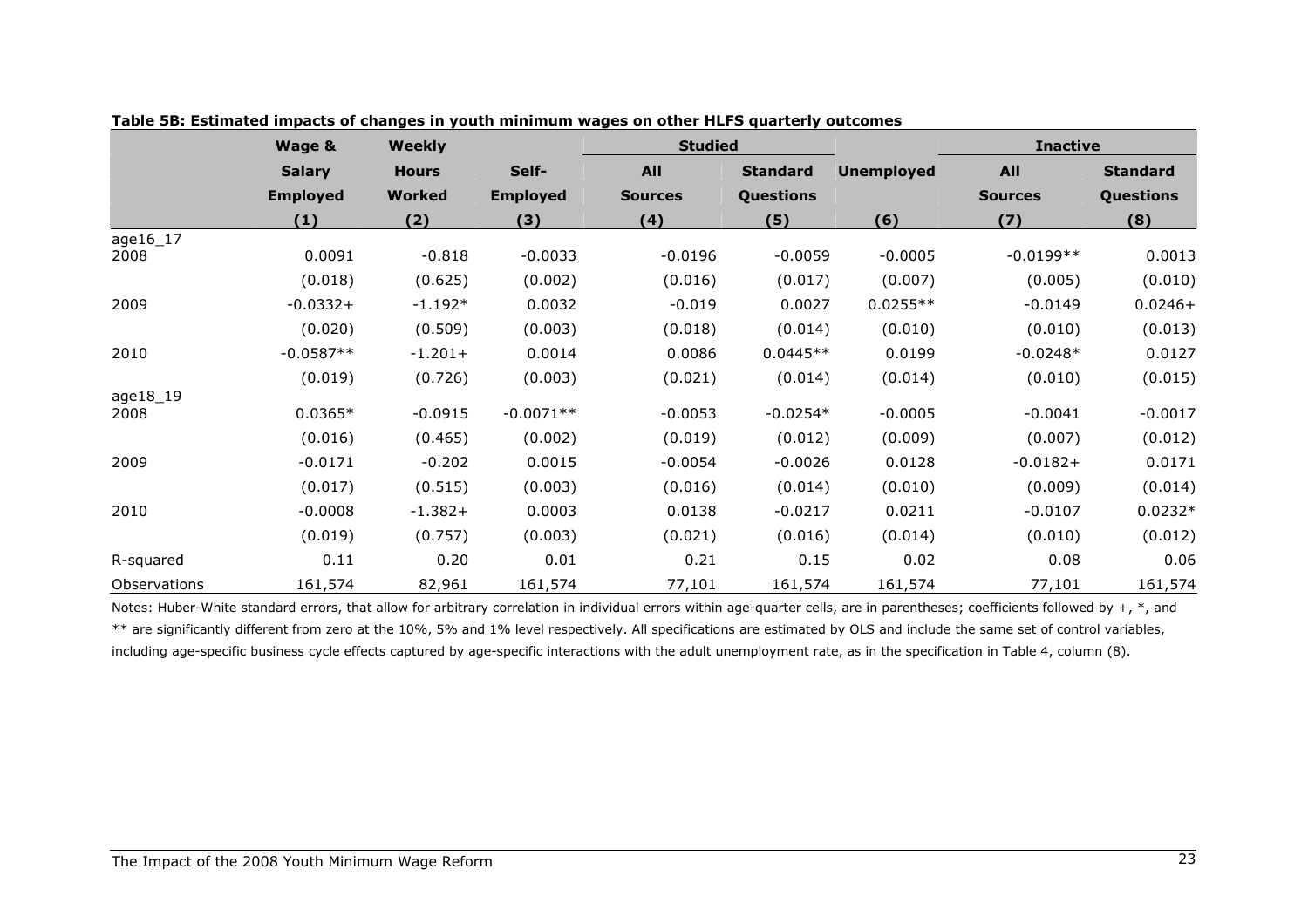**Table 5B: Estimated impacts of changes in youth minimum wages on other HLFS quarterly outcomes**

| | Wage & | Weekly | | Studied | | | Inactive | |
|---|---|---|---|---|---|---|---|---|
| | Salary | Hours | Self- | All | Standard | Unemployed | All | Standard |
| | Employed | Worked | Employed | Sources | Questions | | Sources | Questions |
| | (1) | (2) | (3) | (4) | (5) | (6) | (7) | (8) |
| age16_17 | | | | | | | | |
| 2008 | 0.0091 | -0.818 | -0.0033 | -0.0196 | -0.0059 | -0.0005 | -0.0199** | 0.0013 |
| | (0.018) | (0.625) | (0.002) | (0.016) | (0.017) | (0.007) | (0.005) | (0.010) |
| 2009 | -0.0332+ | -1.192* | 0.0032 | -0.019 | 0.0027 | 0.0255** | -0.0149 | 0.0246+ |
| | (0.020) | (0.509) | (0.003) | (0.018) | (0.014) | (0.010) | (0.010) | (0.013) |
| 2010 | -0.0587** | -1.201+ | 0.0014 | 0.0086 | 0.0445** | 0.0199 | -0.0248* | 0.0127 |
| | (0.019) | (0.726) | (0.003) | (0.021) | (0.014) | (0.014) | (0.010) | (0.015) |
| age18_19 | | | | | | | | |
| 2008 | 0.0365* | -0.0915 | -0.0071** | -0.0053 | -0.0254* | -0.0005 | -0.0041 | -0.0017 |
| | (0.016) | (0.465) | (0.002) | (0.019) | (0.012) | (0.009) | (0.007) | (0.012) |
| 2009 | -0.0171 | -0.202 | 0.0015 | -0.0054 | -0.0026 | 0.0128 | -0.0182+ | 0.0171 |
| | (0.017) | (0.515) | (0.003) | (0.016) | (0.014) | (0.010) | (0.009) | (0.014) |
| 2010 | -0.0008 | -1.382+ | 0.0003 | 0.0138 | -0.0217 | 0.0211 | -0.0107 | 0.0232* |
| | (0.019) | (0.757) | (0.003) | (0.021) | (0.016) | (0.014) | (0.010) | (0.012) |
| R-squared | 0.11 | 0.20 | 0.01 | 0.21 | 0.15 | 0.02 | 0.08 | 0.06 |
| Observations | 161,574 | 82,961 | 161,574 | 77,101 | 161,574 | 161,574 | 77,101 | 161,574 |

Notes: Huber-White standard errors, that allow for arbitrary correlation in individual errors within age-quarter cells, are in parentheses; coefficients followed by +, *, and ** are significantly different from zero at the 10%, 5% and 1% level respectively. All specifications are estimated by OLS and include the same set of control variables, including age-specific business cycle effects captured by age-specific interactions with the adult unemployment rate, as in the specification in Table 4, column (8).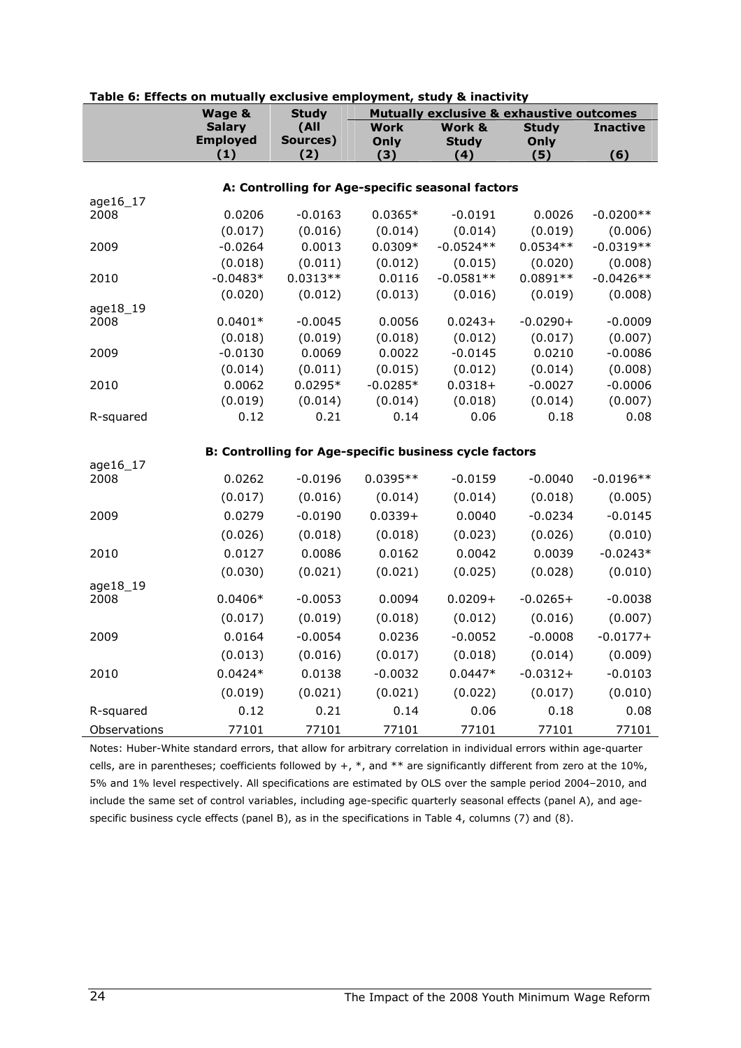**Table 6: Effects on mutually exclusive employment, study & inactivity**

| | Wage & Salary Employed | Study (All Sources) | Mutually exclusive & exhaustive outcomes | | | |
|---|---|---|---|---|---|---|
| | | | Work Only | Work & Study | Study Only | Inactive |
| | (1) | (2) | (3) | (4) | (5) | (6) |
| | | | **A: Controlling for Age-specific seasonal factors** | | | |
| age16_17 | | | | | | |
| 2008 | 0.0206 | -0.0163 | 0.0365* | -0.0191 | 0.0026 | -0.0200** |
| | (0.017) | (0.016) | (0.014) | (0.014) | (0.019) | (0.006) |
| 2009 | -0.0264 | 0.0013 | 0.0309* | -0.0524** | 0.0534** | -0.0319** |
| | (0.018) | (0.011) | (0.012) | (0.015) | (0.020) | (0.008) |
| 2010 | -0.0483* | 0.0313** | 0.0116 | -0.0581** | 0.0891** | -0.0426** |
| | (0.020) | (0.012) | (0.013) | (0.016) | (0.019) | (0.008) |
| age18_19 | | | | | | |
| 2008 | 0.0401* | -0.0045 | 0.0056 | 0.0243+ | -0.0290+ | -0.0009 |
| | (0.018) | (0.019) | (0.018) | (0.012) | (0.017) | (0.007) |
| 2009 | -0.0130 | 0.0069 | 0.0022 | -0.0145 | 0.0210 | -0.0086 |
| | (0.014) | (0.011) | (0.015) | (0.012) | (0.014) | (0.008) |
| 2010 | 0.0062 | 0.0295* | -0.0285* | 0.0318+ | -0.0027 | -0.0006 |
| | (0.019) | (0.014) | (0.014) | (0.018) | (0.014) | (0.007) |
| R-squared | 0.12 | 0.21 | 0.14 | 0.06 | 0.18 | 0.08 |
| | | | **B: Controlling for Age-specific business cycle factors** | | | |
| age16_17 | | | | | | |
| 2008 | 0.0262 | -0.0196 | 0.0395** | -0.0159 | -0.0040 | -0.0196** |
| | (0.017) | (0.016) | (0.014) | (0.014) | (0.018) | (0.005) |
| 2009 | 0.0279 | -0.0190 | 0.0339+ | 0.0040 | -0.0234 | -0.0145 |
| | (0.026) | (0.018) | (0.018) | (0.023) | (0.026) | (0.010) |
| 2010 | 0.0127 | 0.0086 | 0.0162 | 0.0042 | 0.0039 | -0.0243* |
| | (0.030) | (0.021) | (0.021) | (0.025) | (0.028) | (0.010) |
| age18_19 | | | | | | |
| 2008 | 0.0406* | -0.0053 | 0.0094 | 0.0209+ | -0.0265+ | -0.0038 |
| | (0.017) | (0.019) | (0.018) | (0.012) | (0.016) | (0.007) |
| 2009 | 0.0164 | -0.0054 | 0.0236 | -0.0052 | -0.0008 | -0.0177+ |
| | (0.013) | (0.016) | (0.017) | (0.018) | (0.014) | (0.009) |
| 2010 | 0.0424* | 0.0138 | -0.0032 | 0.0447* | -0.0312+ | -0.0103 |
| | (0.019) | (0.021) | (0.021) | (0.022) | (0.017) | (0.010) |
| R-squared | 0.12 | 0.21 | 0.14 | 0.06 | 0.18 | 0.08 |
| Observations | 77101 | 77101 | 77101 | 77101 | 77101 | 77101 |

Notes: Huber-White standard errors, that allow for arbitrary correlation in individual errors within age-quarter cells, are in parentheses; coefficients followed by +, *, and ** are significantly different from zero at the 10%, 5% and 1% level respectively. All specifications are estimated by OLS over the sample period 2004–2010, and include the same set of control variables, including age-specific quarterly seasonal effects (panel A), and age-specific business cycle effects (panel B), as in the specifications in Table 4, columns (7) and (8).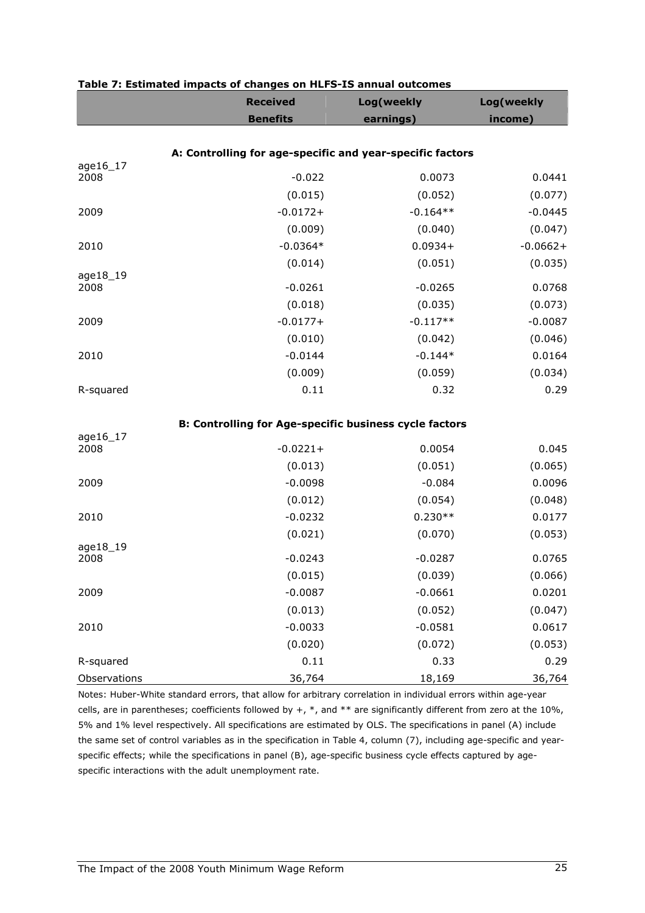**Table 7: Estimated impacts of changes on HLFS-IS annual outcomes**

| | Received Benefits | Log(weekly earnings) | Log(weekly income) |
|---|---|---|---|
| **A: Controlling for age-specific and year-specific factors** | | | |
| age16_17 | | | |
| 2008 | -0.022 | 0.0073 | 0.0441 |
| | (0.015) | (0.052) | (0.077) |
| 2009 | -0.0172+ | -0.164** | -0.0445 |
| | (0.009) | (0.040) | (0.047) |
| 2010 | -0.0364* | 0.0934+ | -0.0662+ |
| | (0.014) | (0.051) | (0.035) |
| age18_19 | | | |
| 2008 | -0.0261 | -0.0265 | 0.0768 |
| | (0.018) | (0.035) | (0.073) |
| 2009 | -0.0177+ | -0.117** | -0.0087 |
| | (0.010) | (0.042) | (0.046) |
| 2010 | -0.0144 | -0.144* | 0.0164 |
| | (0.009) | (0.059) | (0.034) |
| R-squared | 0.11 | 0.32 | 0.29 |
| **B: Controlling for Age-specific business cycle factors** | | | |
| age16_17 | | | |
| 2008 | -0.0221+ | 0.0054 | 0.045 |
| | (0.013) | (0.051) | (0.065) |
| 2009 | -0.0098 | -0.084 | 0.0096 |
| | (0.012) | (0.054) | (0.048) |
| 2010 | -0.0232 | 0.230** | 0.0177 |
| | (0.021) | (0.070) | (0.053) |
| age18_19 | | | |
| 2008 | -0.0243 | -0.0287 | 0.0765 |
| | (0.015) | (0.039) | (0.066) |
| 2009 | -0.0087 | -0.0661 | 0.0201 |
| | (0.013) | (0.052) | (0.047) |
| 2010 | -0.0033 | -0.0581 | 0.0617 |
| | (0.020) | (0.072) | (0.053) |
| R-squared | 0.11 | 0.33 | 0.29 |
| Observations | 36,764 | 18,169 | 36,764 |

Notes: Huber-White standard errors, that allow for arbitrary correlation in individual errors within age-year cells, are in parentheses; coefficients followed by +, *, and ** are significantly different from zero at the 10%, 5% and 1% level respectively. All specifications are estimated by OLS. The specifications in panel (A) include the same set of control variables as in the specification in Table 4, column (7), including age-specific and year-specific effects; while the specifications in panel (B), age-specific business cycle effects captured by age-specific interactions with the adult unemployment rate.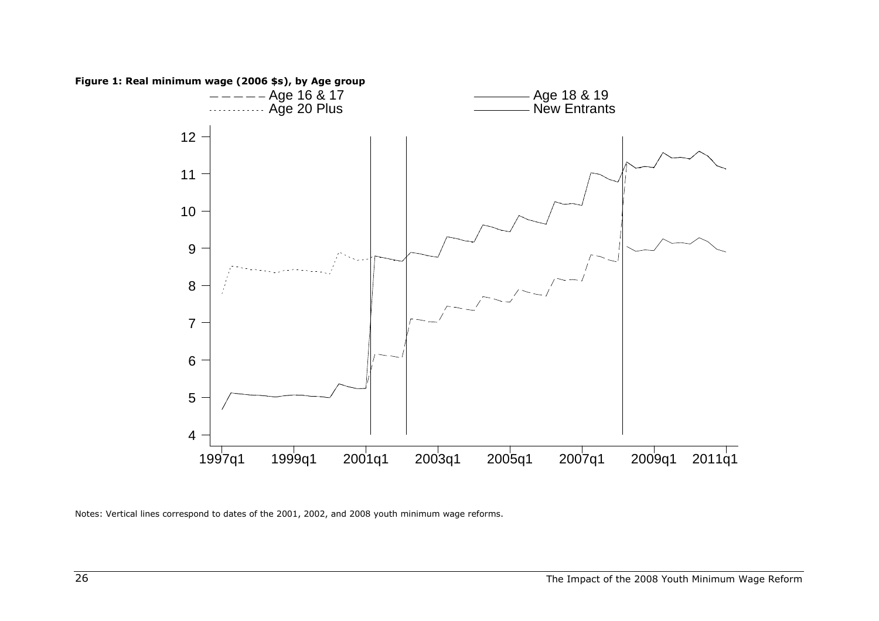**Figure 1: Real minimum wage (2006 $s), by Age group**

Notes: Vertical lines correspond to dates of the 2001, 2002, and 2008 youth minimum wage reforms.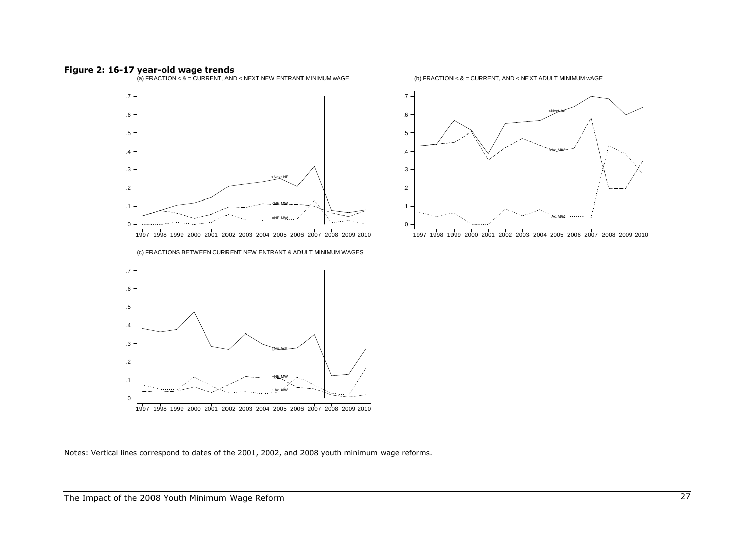**Figure 2: 16-17 year-old wage trends**

(a) FRACTION < & = CURRENT, AND < NEXT NEW ENTRANT MINIMUM wAGE

(b) FRACTION < & = CURRENT, AND < NEXT ADULT MINIMUM wAGE

(c) FRACTIONS BETWEEN CURRENT NEW ENTRANT & ADULT MINIMUM WAGES

Notes: Vertical lines correspond to dates of the 2001, 2002, and 2008 youth minimum wage reforms.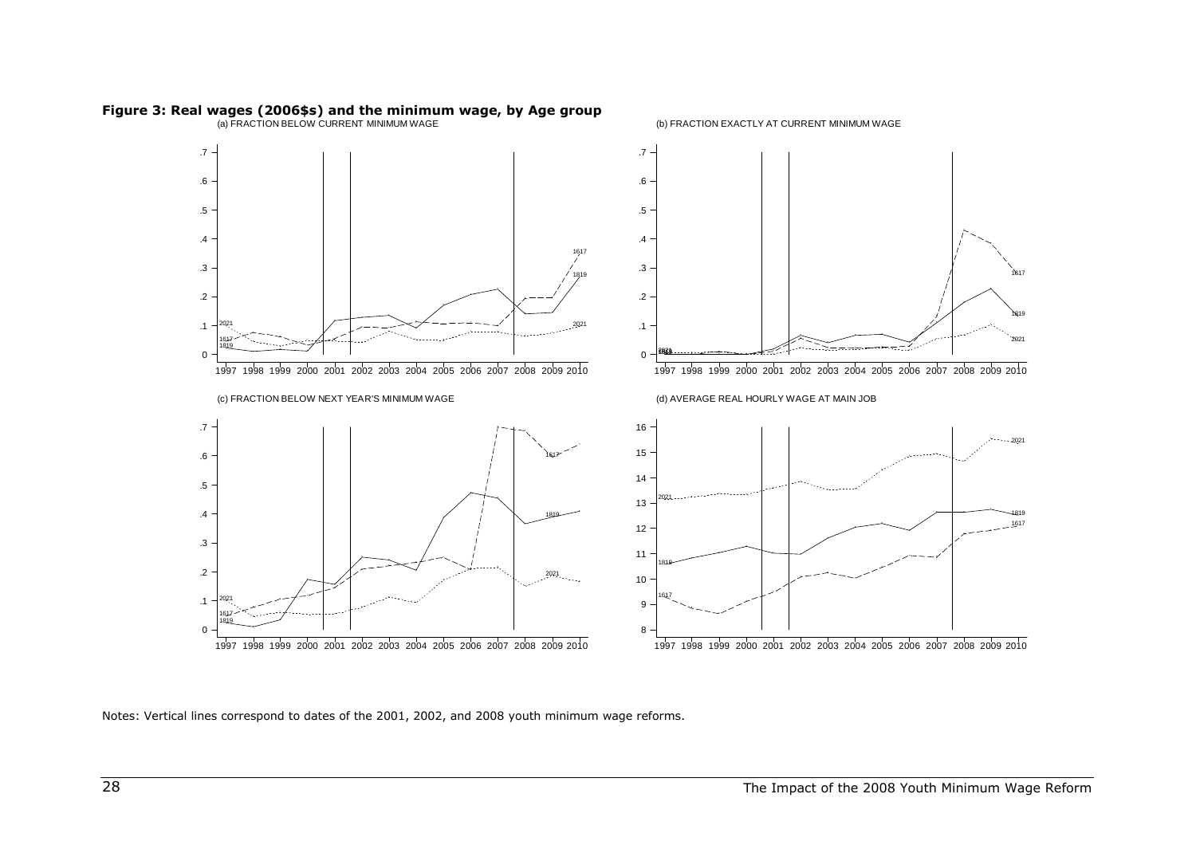**Figure 3: Real wages (2006$s) and the minimum wage, by Age group**

(a) FRACTION BELOW CURRENT MINIMUM WAGE

(b) FRACTION EXACTLY AT CURRENT MINIMUM WAGE

(c) FRACTION BELOW NEXT YEAR'S MINIMUM WAGE

(d) AVERAGE REAL HOURLY WAGE AT MAIN JOB

Notes: Vertical lines correspond to dates of the 2001, 2002, and 2008 youth minimum wage reforms.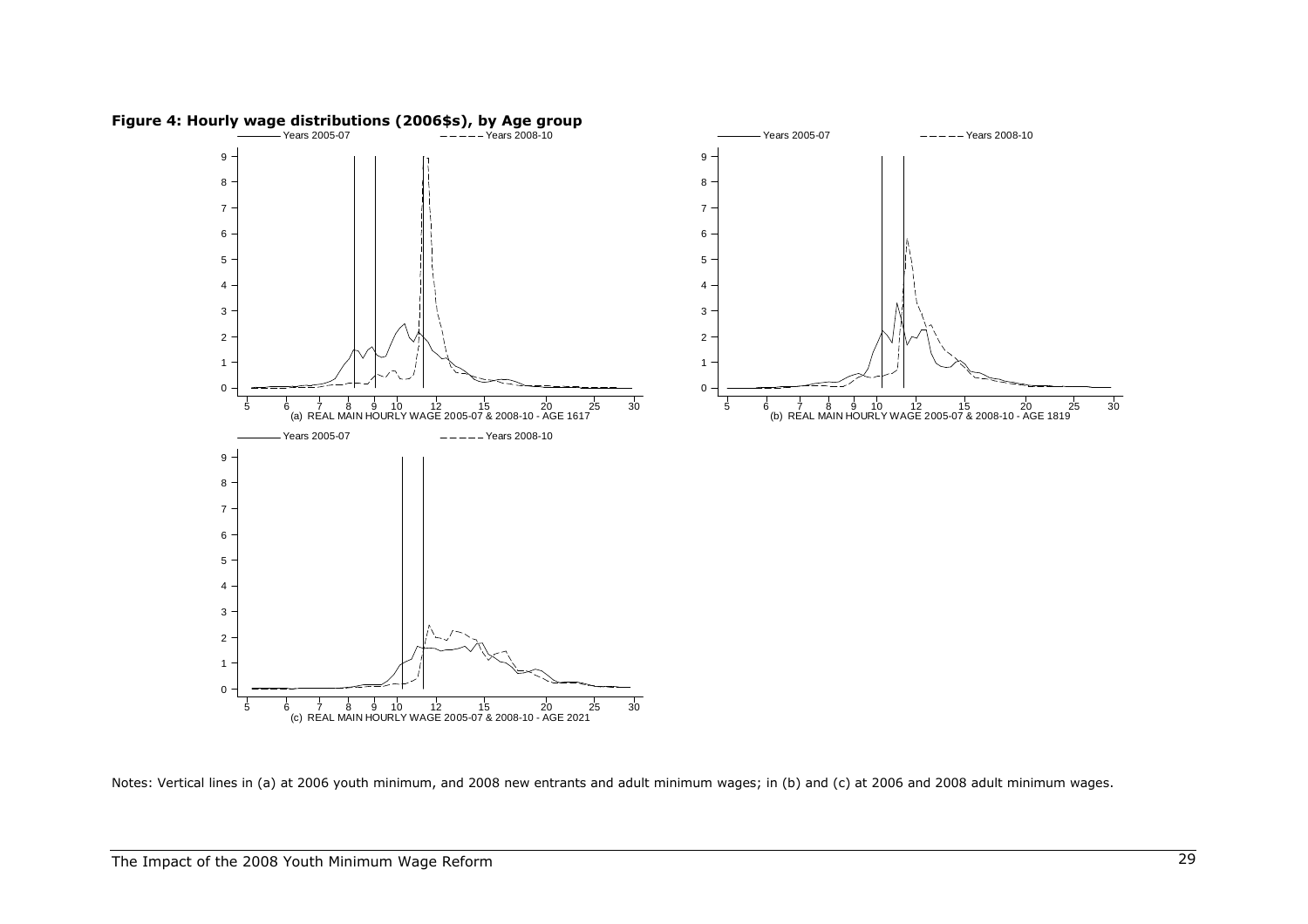**Figure 4: Hourly wage distributions (2006$s), by Age group**

Notes: Vertical lines in (a) at 2006 youth minimum, and 2008 new entrants and adult minimum wages; in (b) and (c) at 2006 and 2008 adult minimum wages.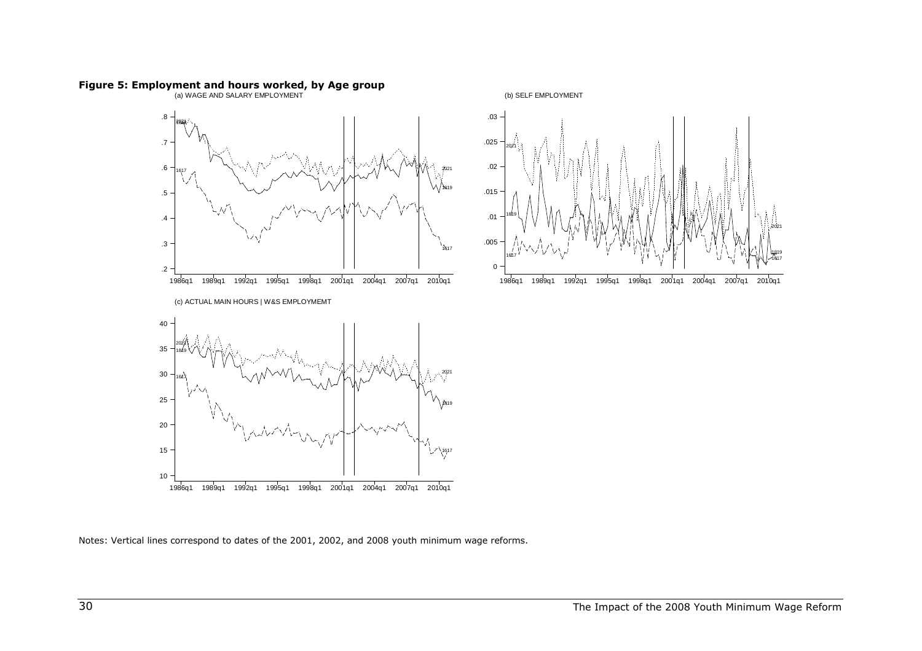**Figure 5: Employment and hours worked, by Age group**

Notes: Vertical lines correspond to dates of the 2001, 2002, and 2008 youth minimum wage reforms.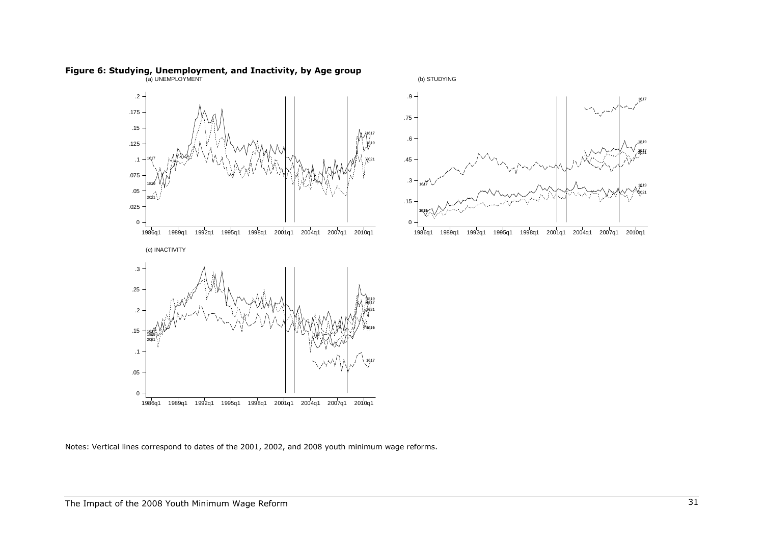**Figure 6: Studying, Unemployment, and Inactivity, by Age group**

Notes: Vertical lines correspond to dates of the 2001, 2002, and 2008 youth minimum wage reforms.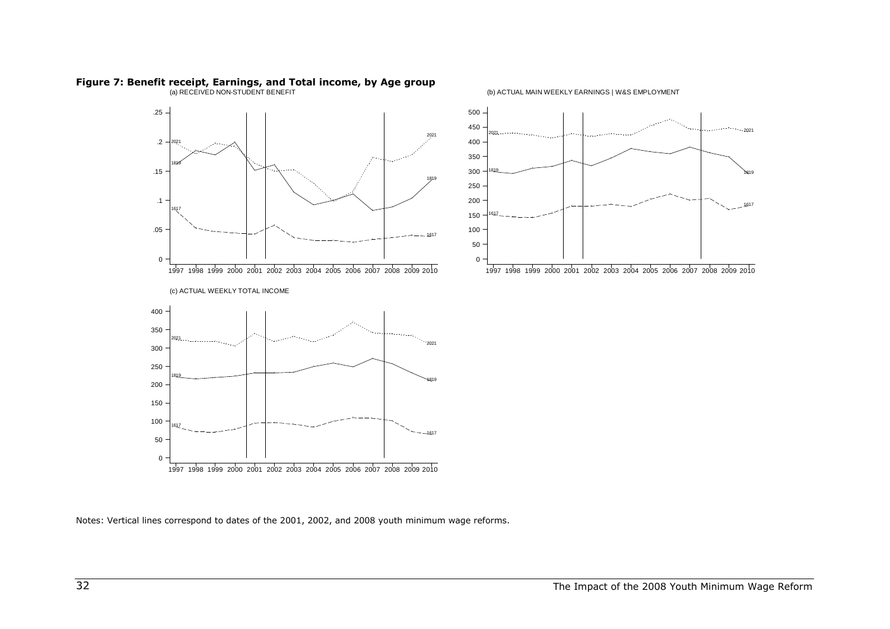**Figure 7: Benefit receipt, Earnings, and Total income, by Age group**

(a) RECEIVED NON-STUDENT BENEFIT

(b) ACTUAL MAIN WEEKLY EARNINGS | W&S EMPLOYMENT

(c) ACTUAL WEEKLY TOTAL INCOME

Notes: Vertical lines correspond to dates of the 2001, 2002, and 2008 youth minimum wage reforms.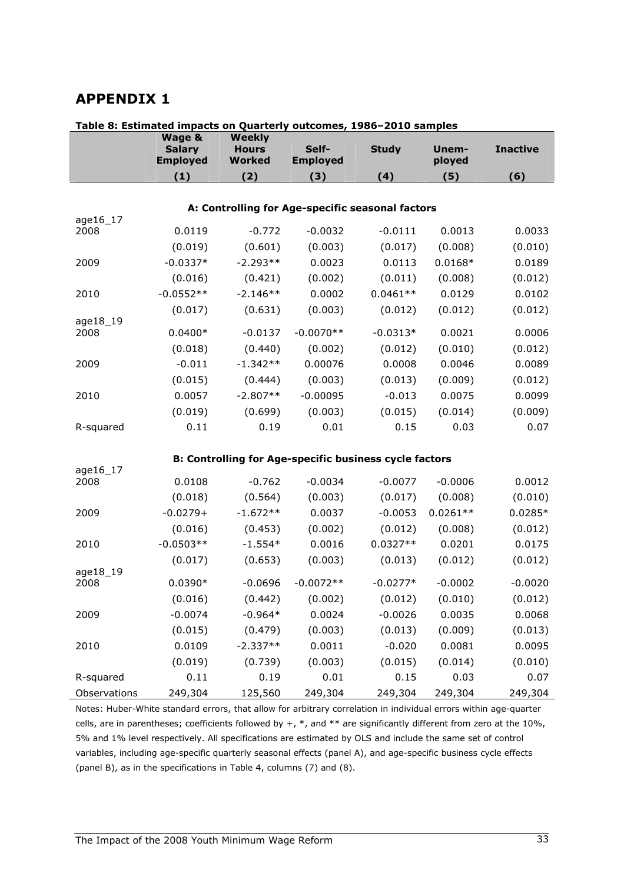# APPENDIX 1

**Table 8: Estimated impacts on Quarterly outcomes, 1986–2010 samples**

| | Wage & Salary Employed | Weekly Hours Worked | Self-Employed | Study | Unem-ployed | Inactive |
|---|---|---|---|---|---|---|
| | (1) | (2) | (3) | (4) | (5) | (6) |
| **A: Controlling for Age-specific seasonal factors** | | | | | | |
| age16_17 | | | | | | |
| 2008 | 0.0119 | -0.772 | -0.0032 | -0.0111 | 0.0013 | 0.0033 |
| | (0.019) | (0.601) | (0.003) | (0.017) | (0.008) | (0.010) |
| 2009 | -0.0337* | -2.293** | 0.0023 | 0.0113 | 0.0168* | 0.0189 |
| | (0.016) | (0.421) | (0.002) | (0.011) | (0.008) | (0.012) |
| 2010 | -0.0552** | -2.146** | 0.0002 | 0.0461** | 0.0129 | 0.0102 |
| | (0.017) | (0.631) | (0.003) | (0.012) | (0.012) | (0.012) |
| age18_19 | | | | | | |
| 2008 | 0.0400* | -0.0137 | -0.0070** | -0.0313* | 0.0021 | 0.0006 |
| | (0.018) | (0.440) | (0.002) | (0.012) | (0.010) | (0.012) |
| 2009 | -0.011 | -1.342** | 0.00076 | 0.0008 | 0.0046 | 0.0089 |
| | (0.015) | (0.444) | (0.003) | (0.013) | (0.009) | (0.012) |
| 2010 | 0.0057 | -2.807** | -0.00095 | -0.013 | 0.0075 | 0.0099 |
| | (0.019) | (0.699) | (0.003) | (0.015) | (0.014) | (0.009) |
| R-squared | 0.11 | 0.19 | 0.01 | 0.15 | 0.03 | 0.07 |
| **B: Controlling for Age-specific business cycle factors** | | | | | | |
| age16_17 | | | | | | |
| 2008 | 0.0108 | -0.762 | -0.0034 | -0.0077 | -0.0006 | 0.0012 |
| | (0.018) | (0.564) | (0.003) | (0.017) | (0.008) | (0.010) |
| 2009 | -0.0279+ | -1.672** | 0.0037 | -0.0053 | 0.0261** | 0.0285* |
| | (0.016) | (0.453) | (0.002) | (0.012) | (0.008) | (0.012) |
| 2010 | -0.0503** | -1.554* | 0.0016 | 0.0327** | 0.0201 | 0.0175 |
| | (0.017) | (0.653) | (0.003) | (0.013) | (0.012) | (0.012) |
| age18_19 | | | | | | |
| 2008 | 0.0390* | -0.0696 | -0.0072** | -0.0277* | -0.0002 | -0.0020 |
| | (0.016) | (0.442) | (0.002) | (0.012) | (0.010) | (0.012) |
| 2009 | -0.0074 | -0.964* | 0.0024 | -0.0026 | 0.0035 | 0.0068 |
| | (0.015) | (0.479) | (0.003) | (0.013) | (0.009) | (0.013) |
| 2010 | 0.0109 | -2.337** | 0.0011 | -0.020 | 0.0081 | 0.0095 |
| | (0.019) | (0.739) | (0.003) | (0.015) | (0.014) | (0.010) |
| R-squared | 0.11 | 0.19 | 0.01 | 0.15 | 0.03 | 0.07 |
| Observations | 249,304 | 125,560 | 249,304 | 249,304 | 249,304 | 249,304 |

Notes: Huber-White standard errors, that allow for arbitrary correlation in individual errors within age-quarter cells, are in parentheses; coefficients followed by +, *, and ** are significantly different from zero at the 10%, 5% and 1% level respectively. All specifications are estimated by OLS and include the same set of control variables, including age-specific quarterly seasonal effects (panel A), and age-specific business cycle effects (panel B), as in the specifications in Table 4, columns (7) and (8).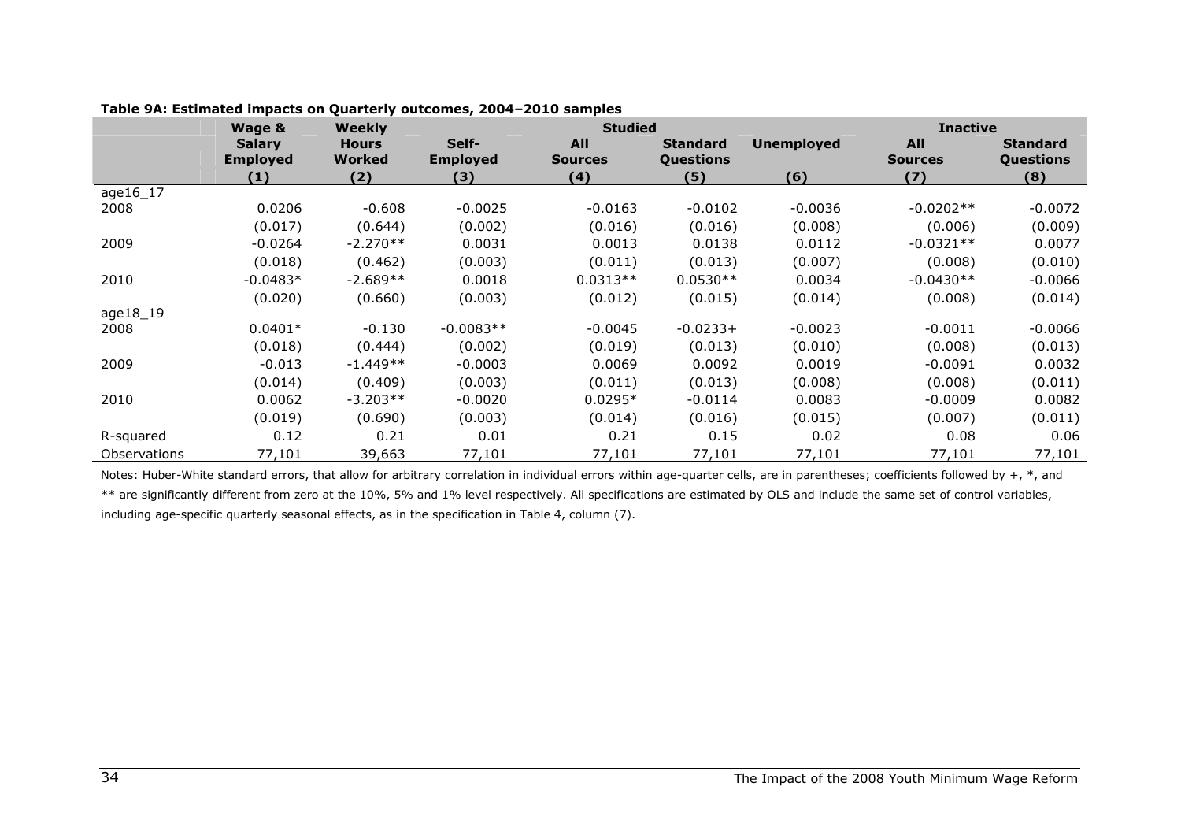**Table 9A: Estimated impacts on Quarterly outcomes, 2004–2010 samples**

| | Wage & | Weekly | | Studied | | | Inactive | |
|---|---|---|---|---|---|---|---|---|
| | Salary Employed | Hours Worked | Self-Employed | All Sources | Standard Questions | Unemployed | All Sources | Standard Questions |
| | (1) | (2) | (3) | (4) | (5) | (6) | (7) | (8) |
| age16_17 | | | | | | | | |
| 2008 | 0.0206 | -0.608 | -0.0025 | -0.0163 | -0.0102 | -0.0036 | -0.0202** | -0.0072 |
| | (0.017) | (0.644) | (0.002) | (0.016) | (0.016) | (0.008) | (0.006) | (0.009) |
| 2009 | -0.0264 | -2.270** | 0.0031 | 0.0013 | 0.0138 | 0.0112 | -0.0321** | 0.0077 |
| | (0.018) | (0.462) | (0.003) | (0.011) | (0.013) | (0.007) | (0.008) | (0.010) |
| 2010 | -0.0483* | -2.689** | 0.0018 | 0.0313** | 0.0530** | 0.0034 | -0.0430** | -0.0066 |
| | (0.020) | (0.660) | (0.003) | (0.012) | (0.015) | (0.014) | (0.008) | (0.014) |
| age18_19 | | | | | | | | |
| 2008 | 0.0401* | -0.130 | -0.0083** | -0.0045 | -0.0233+ | -0.0023 | -0.0011 | -0.0066 |
| | (0.018) | (0.444) | (0.002) | (0.019) | (0.013) | (0.010) | (0.008) | (0.013) |
| 2009 | -0.013 | -1.449** | -0.0003 | 0.0069 | 0.0092 | 0.0019 | -0.0091 | 0.0032 |
| | (0.014) | (0.409) | (0.003) | (0.011) | (0.013) | (0.008) | (0.008) | (0.011) |
| 2010 | 0.0062 | -3.203** | -0.0020 | 0.0295* | -0.0114 | 0.0083 | -0.0009 | 0.0082 |
| | (0.019) | (0.690) | (0.003) | (0.014) | (0.016) | (0.015) | (0.007) | (0.011) |
| R-squared | 0.12 | 0.21 | 0.01 | 0.21 | 0.15 | 0.02 | 0.08 | 0.06 |
| Observations | 77,101 | 39,663 | 77,101 | 77,101 | 77,101 | 77,101 | 77,101 | 77,101 |

Notes: Huber-White standard errors, that allow for arbitrary correlation in individual errors within age-quarter cells, are in parentheses; coefficients followed by +, *, and ** are significantly different from zero at the 10%, 5% and 1% level respectively. All specifications are estimated by OLS and include the same set of control variables, including age-specific quarterly seasonal effects, as in the specification in Table 4, column (7).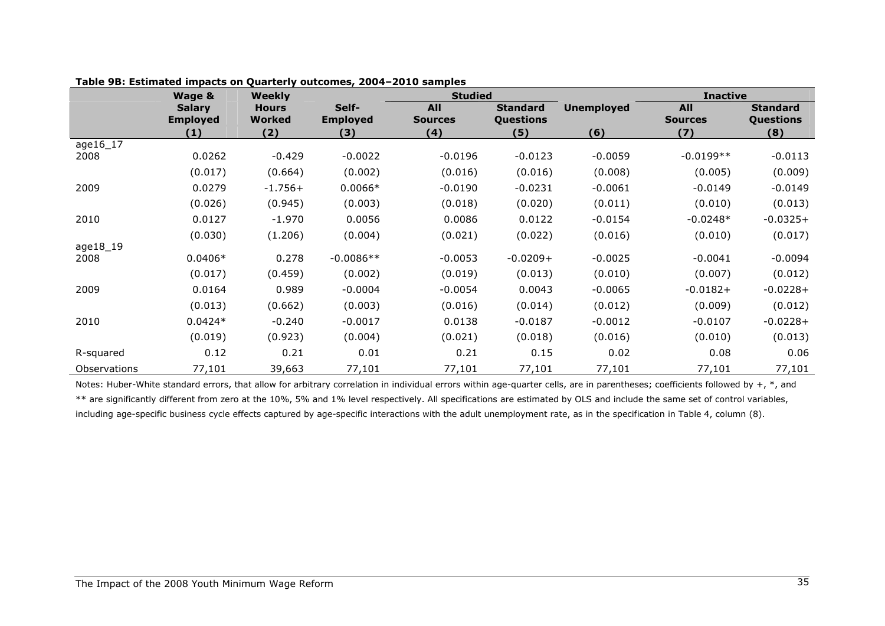**Table 9B: Estimated impacts on Quarterly outcomes, 2004–2010 samples**

| | Wage & Salary Employed | Weekly Hours Worked | Self-Employed | Studied | | Unemployed | Inactive | |
|---|---|---|---|---|---|---|---|---|
| | | | | All Sources | Standard Questions | | All Sources | Standard Questions |
| | (1) | (2) | (3) | (4) | (5) | (6) | (7) | (8) |
| age16_17 | | | | | | | | |
| 2008 | 0.0262 | -0.429 | -0.0022 | -0.0196 | -0.0123 | -0.0059 | -0.0199** | -0.0113 |
| | (0.017) | (0.664) | (0.002) | (0.016) | (0.016) | (0.008) | (0.005) | (0.009) |
| 2009 | 0.0279 | -1.756+ | 0.0066* | -0.0190 | -0.0231 | -0.0061 | -0.0149 | -0.0149 |
| | (0.026) | (0.945) | (0.003) | (0.018) | (0.020) | (0.011) | (0.010) | (0.013) |
| 2010 | 0.0127 | -1.970 | 0.0056 | 0.0086 | 0.0122 | -0.0154 | -0.0248* | -0.0325+ |
| | (0.030) | (1.206) | (0.004) | (0.021) | (0.022) | (0.016) | (0.010) | (0.017) |
| age18_19 | | | | | | | | |
| 2008 | 0.0406* | 0.278 | -0.0086** | -0.0053 | -0.0209+ | -0.0025 | -0.0041 | -0.0094 |
| | (0.017) | (0.459) | (0.002) | (0.019) | (0.013) | (0.010) | (0.007) | (0.012) |
| 2009 | 0.0164 | 0.989 | -0.0004 | -0.0054 | 0.0043 | -0.0065 | -0.0182+ | -0.0228+ |
| | (0.013) | (0.662) | (0.003) | (0.016) | (0.014) | (0.012) | (0.009) | (0.012) |
| 2010 | 0.0424* | -0.240 | -0.0017 | 0.0138 | -0.0187 | -0.0012 | -0.0107 | -0.0228+ |
| | (0.019) | (0.923) | (0.004) | (0.021) | (0.018) | (0.016) | (0.010) | (0.013) |
| R-squared | 0.12 | 0.21 | 0.01 | 0.21 | 0.15 | 0.02 | 0.08 | 0.06 |
| Observations | 77,101 | 39,663 | 77,101 | 77,101 | 77,101 | 77,101 | 77,101 | 77,101 |

Notes: Huber-White standard errors, that allow for arbitrary correlation in individual errors within age-quarter cells, are in parentheses; coefficients followed by +, *, and ** are significantly different from zero at the 10%, 5% and 1% level respectively. All specifications are estimated by OLS and include the same set of control variables, including age-specific business cycle effects captured by age-specific interactions with the adult unemployment rate, as in the specification in Table 4, column (8).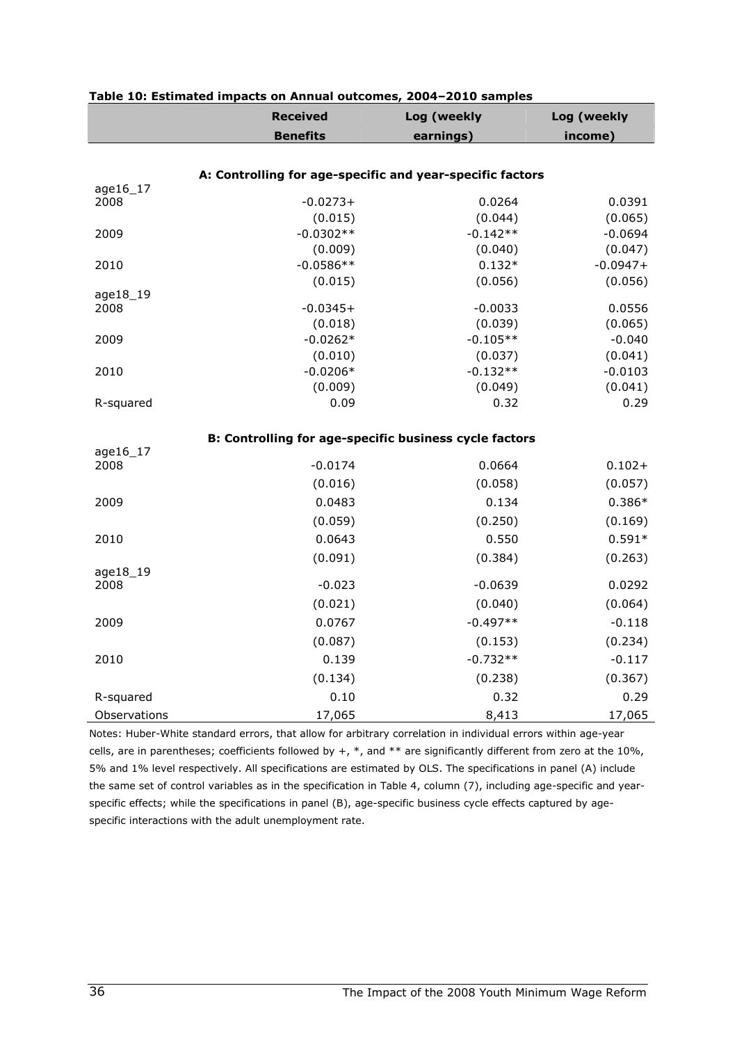**Table 10: Estimated impacts on Annual outcomes, 2004–2010 samples**

| | Received Benefits | Log (weekly earnings) | Log (weekly income) |
|---|---|---|---|
| **A: Controlling for age-specific and year-specific factors** | | | |
| age16_17 | | | |
| 2008 | -0.0273+ | 0.0264 | 0.0391 |
| | (0.015) | (0.044) | (0.065) |
| 2009 | -0.0302** | -0.142** | -0.0694 |
| | (0.009) | (0.040) | (0.047) |
| 2010 | -0.0586** | 0.132* | -0.0947+ |
| | (0.015) | (0.056) | (0.056) |
| age18_19 | | | |
| 2008 | -0.0345+ | -0.0033 | 0.0556 |
| | (0.018) | (0.039) | (0.065) |
| 2009 | -0.0262* | -0.105** | -0.040 |
| | (0.010) | (0.037) | (0.041) |
| 2010 | -0.0206* | -0.132** | -0.0103 |
| | (0.009) | (0.049) | (0.041) |
| R-squared | 0.09 | 0.32 | 0.29 |
| **B: Controlling for age-specific business cycle factors** | | | |
| age16_17 | | | |
| 2008 | -0.0174 | 0.0664 | 0.102+ |
| | (0.016) | (0.058) | (0.057) |
| 2009 | 0.0483 | 0.134 | 0.386* |
| | (0.059) | (0.250) | (0.169) |
| 2010 | 0.0643 | 0.550 | 0.591* |
| | (0.091) | (0.384) | (0.263) |
| age18_19 | | | |
| 2008 | -0.023 | -0.0639 | 0.0292 |
| | (0.021) | (0.040) | (0.064) |
| 2009 | 0.0767 | -0.497** | -0.118 |
| | (0.087) | (0.153) | (0.234) |
| 2010 | 0.139 | -0.732** | -0.117 |
| | (0.134) | (0.238) | (0.367) |
| R-squared | 0.10 | 0.32 | 0.29 |
| Observations | 17,065 | 8,413 | 17,065 |

Notes: Huber-White standard errors, that allow for arbitrary correlation in individual errors within age-year cells, are in parentheses; coefficients followed by +, *, and ** are significantly different from zero at the 10%, 5% and 1% level respectively. All specifications are estimated by OLS. The specifications in panel (A) include the same set of control variables as in the specification in Table 4, column (7), including age-specific and year-specific effects; while the specifications in panel (B), age-specific business cycle effects captured by age-specific interactions with the adult unemployment rate.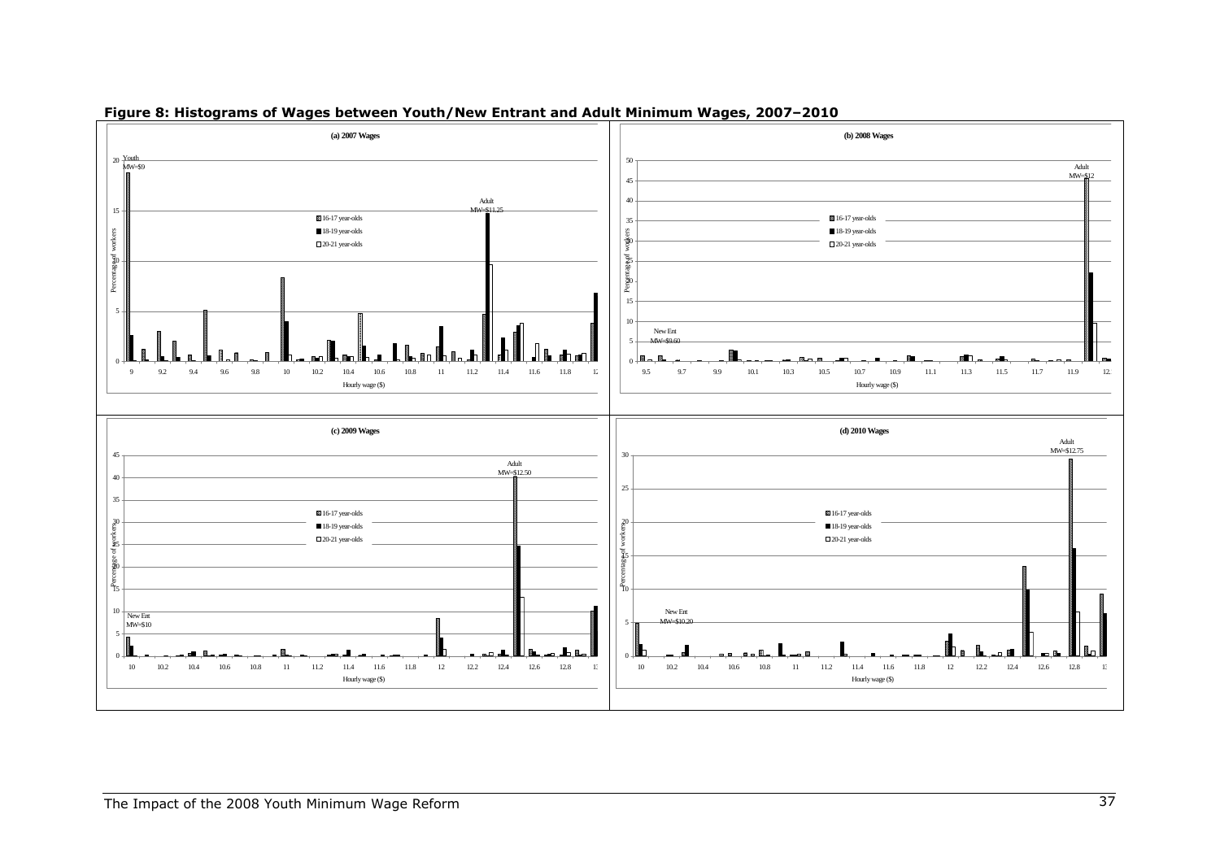**Figure 8: Histograms of Wages between Youth/New Entrant and Adult Minimum Wages, 2007–2010**

(a) 2007 Wages

Youth MW=$9

Adult MW=$11.25

16-17 year-olds
18-19 year-olds
20-21 year-olds

Percentage of workers

Hourly wage ($)

(b) 2008 Wages

New Ent MW=$9.60

Adult MW=$12

16-17 year-olds
18-19 year-olds
20-21 year-olds

Percentage of workers

Hourly wage ($)

(c) 2009 Wages

New Ent MW=$10

Adult MW=$12.50

16-17 year-olds
18-19 year-olds
20-21 year-olds

Percentage of workers

Hourly wage ($)

(d) 2010 Wages

New Ent MW=$10.20

Adult MW=$12.75

16-17 year-olds
18-19 year-olds
20-21 year-olds

Percentage of workers

Hourly wage ($)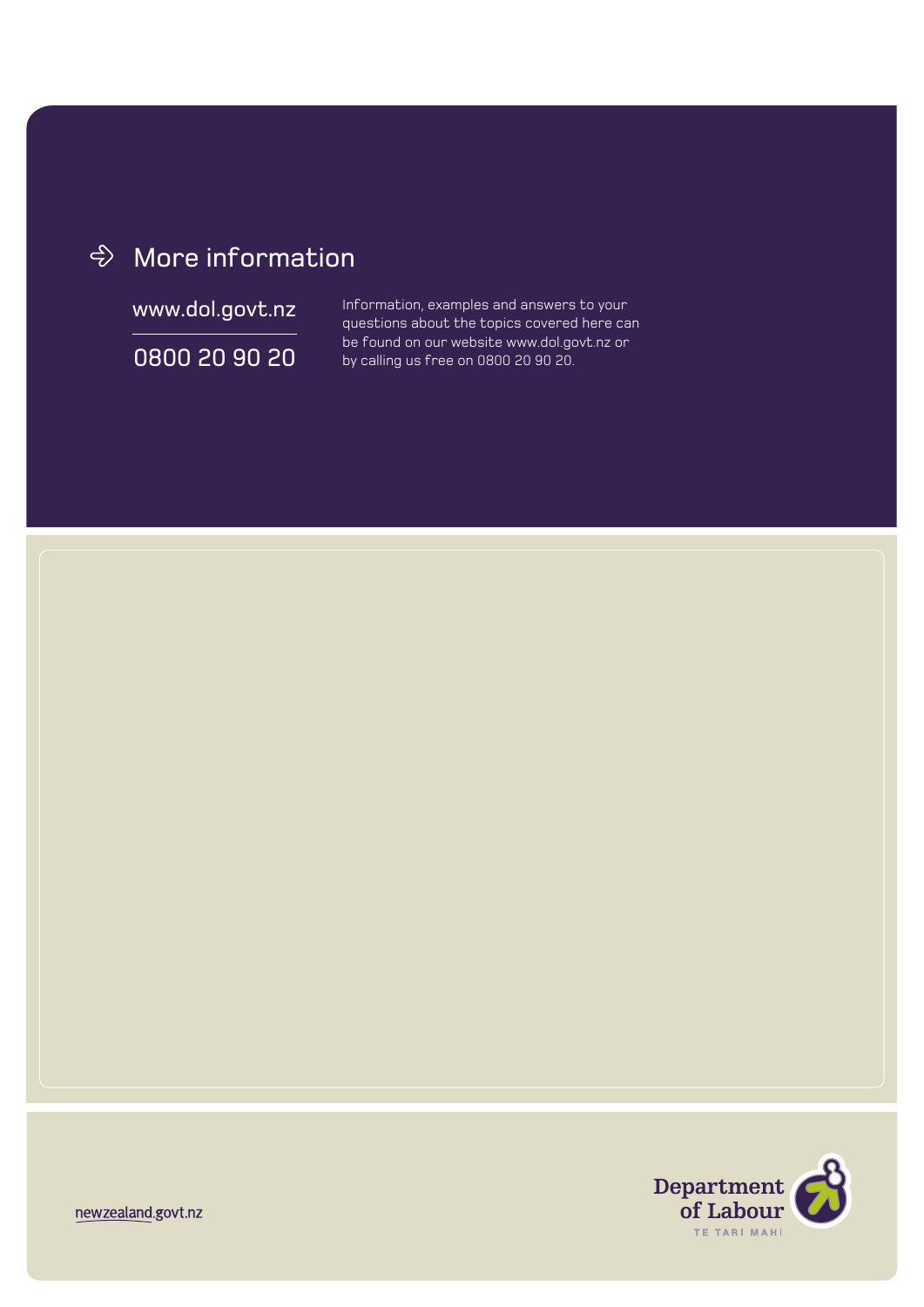## More information

www.dol.govt.nz

0800 20 90 20

Information, examples and answers to your questions about the topics covered here can be found on our website www.dol.govt.nz or by calling us free on 0800 20 90 20.

newzealand.govt.nz

Department of Labour

TE TARI MAHI